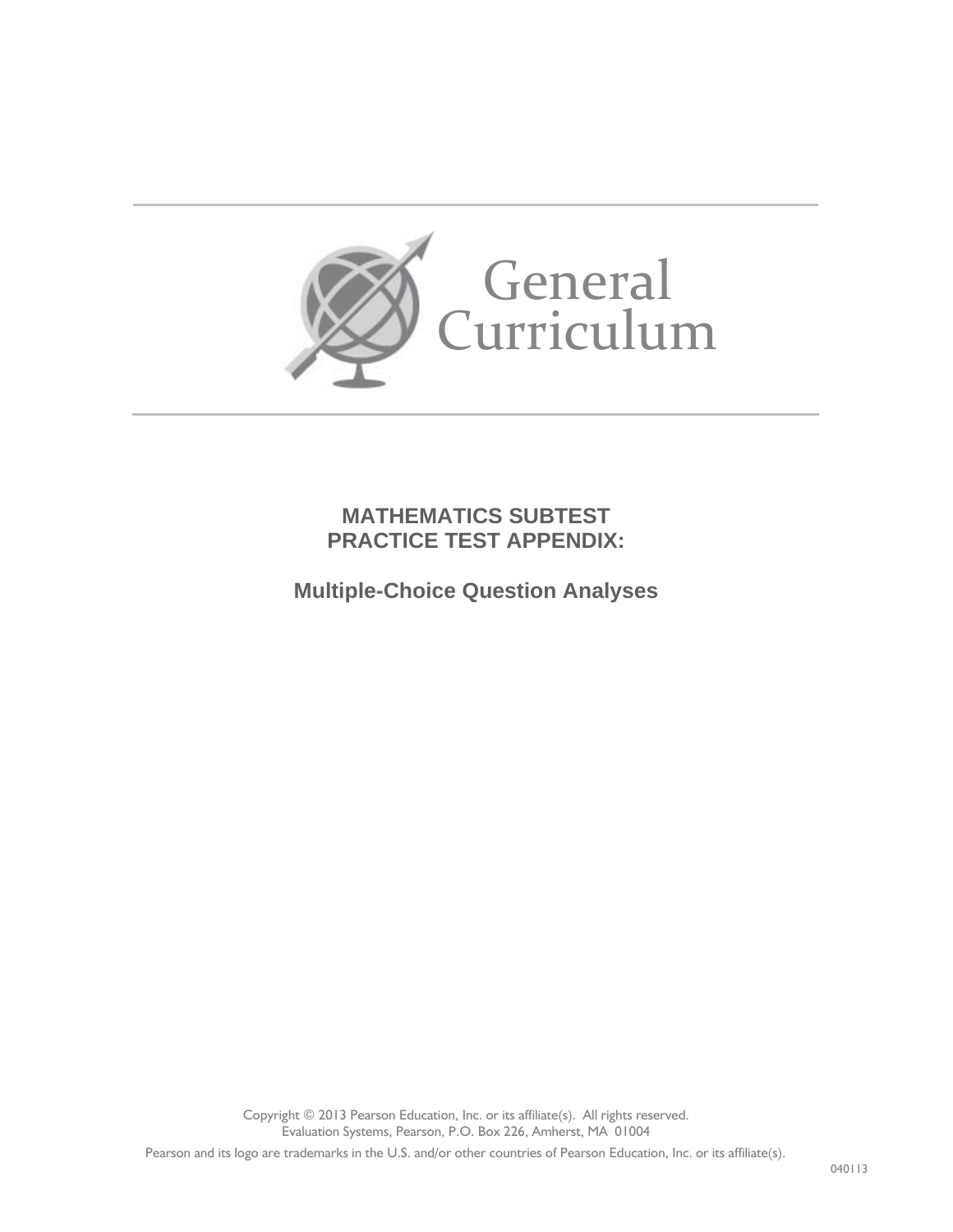# General Curriculum

## MATHEMATICS SUBTEST
## PRACTICE TEST APPENDIX:

### Multiple-Choice Question Analyses

Copyright © 2013 Pearson Education, Inc. or its affiliate(s). All rights reserved.
Evaluation Systems, Pearson, P.O. Box 226, Amherst, MA 01004

Pearson and its logo are trademarks in the U.S. and/or other countries of Pearson Education, Inc. or its affiliate(s).

040113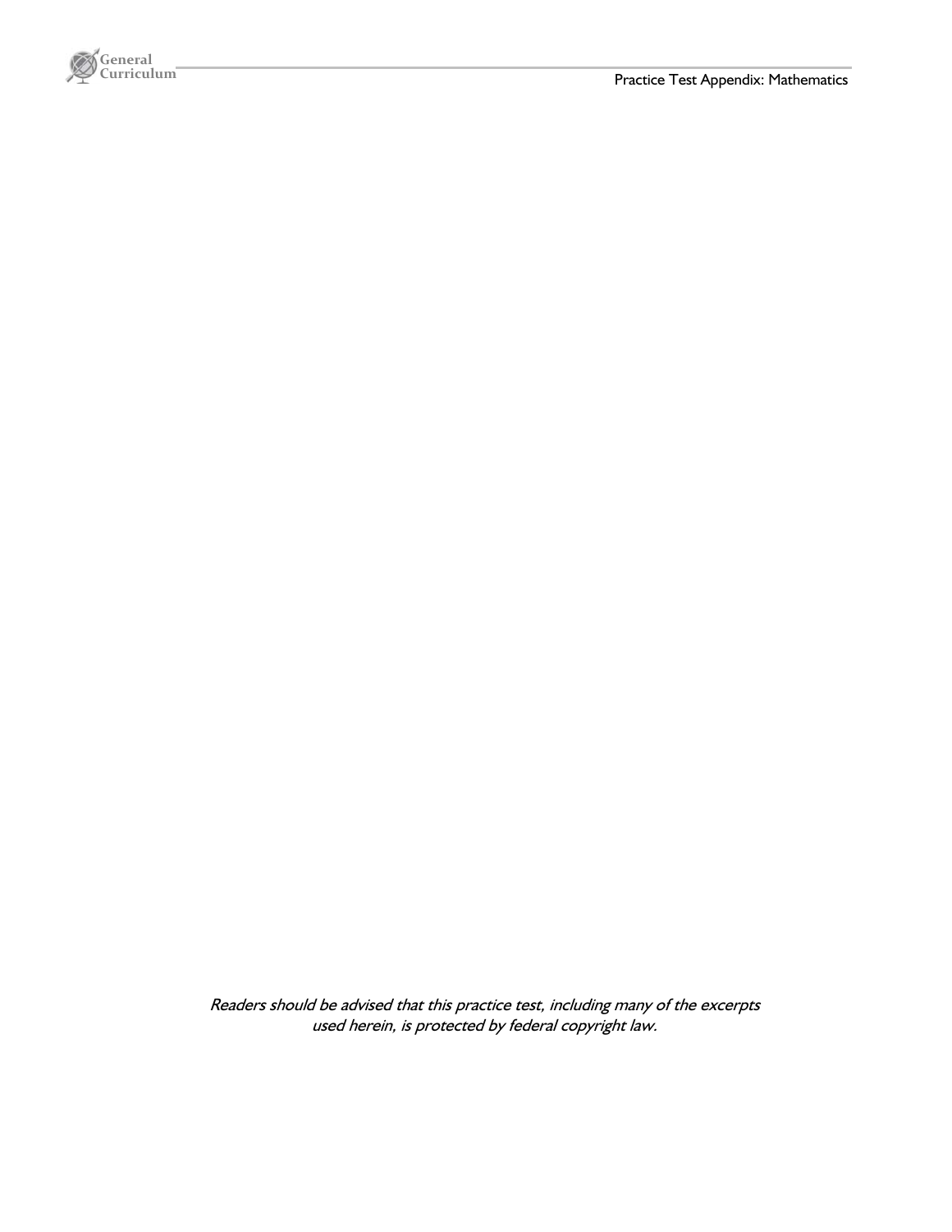*Readers should be advised that this practice test, including many of the excerpts used herein, is protected by federal copyright law.*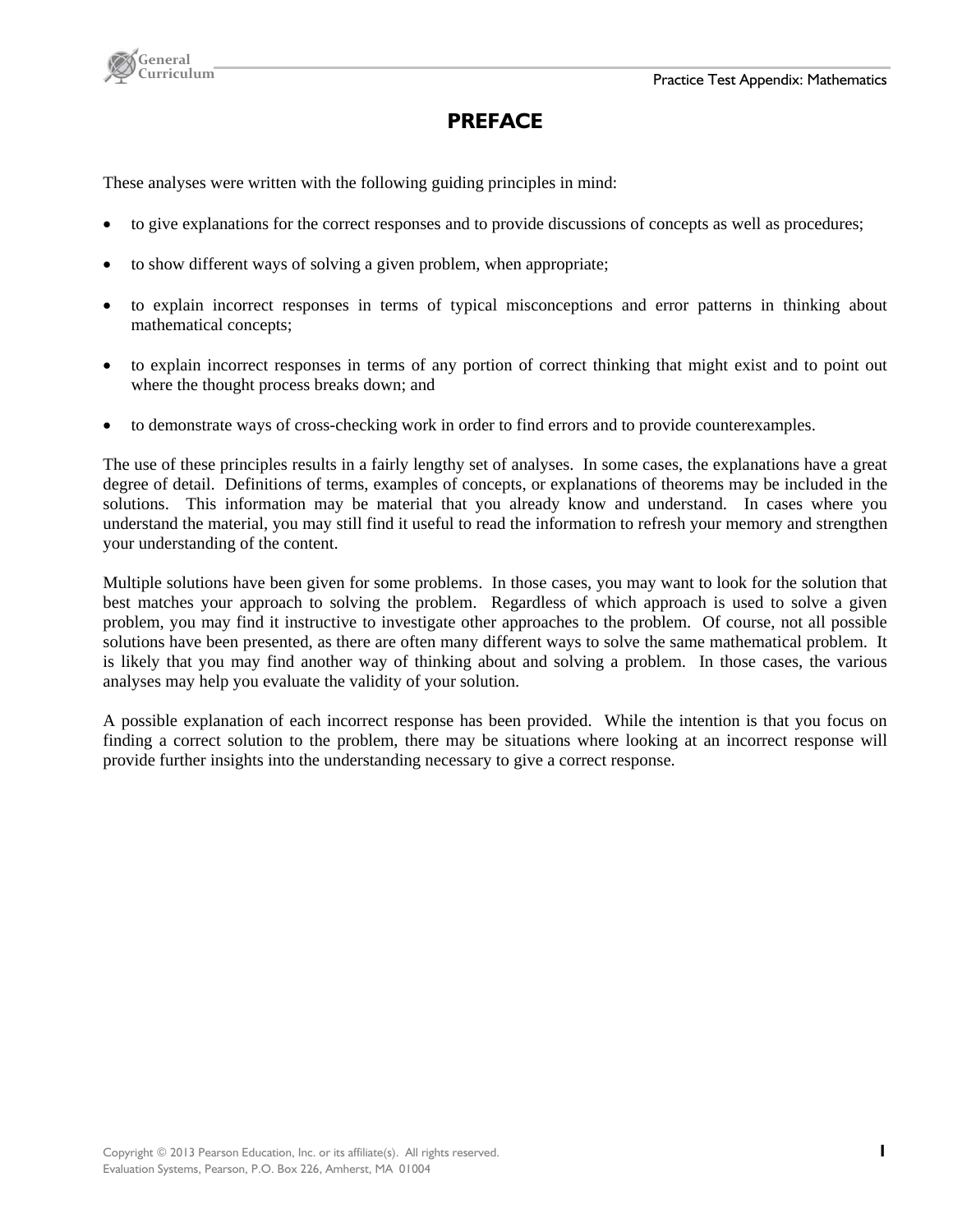# PREFACE

These analyses were written with the following guiding principles in mind:

- to give explanations for the correct responses and to provide discussions of concepts as well as procedures;
- to show different ways of solving a given problem, when appropriate;
- to explain incorrect responses in terms of typical misconceptions and error patterns in thinking about mathematical concepts;
- to explain incorrect responses in terms of any portion of correct thinking that might exist and to point out where the thought process breaks down; and
- to demonstrate ways of cross-checking work in order to find errors and to provide counterexamples.

The use of these principles results in a fairly lengthy set of analyses. In some cases, the explanations have a great degree of detail. Definitions of terms, examples of concepts, or explanations of theorems may be included in the solutions. This information may be material that you already know and understand. In cases where you understand the material, you may still find it useful to read the information to refresh your memory and strengthen your understanding of the content.

Multiple solutions have been given for some problems. In those cases, you may want to look for the solution that best matches your approach to solving the problem. Regardless of which approach is used to solve a given problem, you may find it instructive to investigate other approaches to the problem. Of course, not all possible solutions have been presented, as there are often many different ways to solve the same mathematical problem. It is likely that you may find another way of thinking about and solving a problem. In those cases, the various analyses may help you evaluate the validity of your solution.

A possible explanation of each incorrect response has been provided. While the intention is that you focus on finding a correct solution to the problem, there may be situations where looking at an incorrect response will provide further insights into the understanding necessary to give a correct response.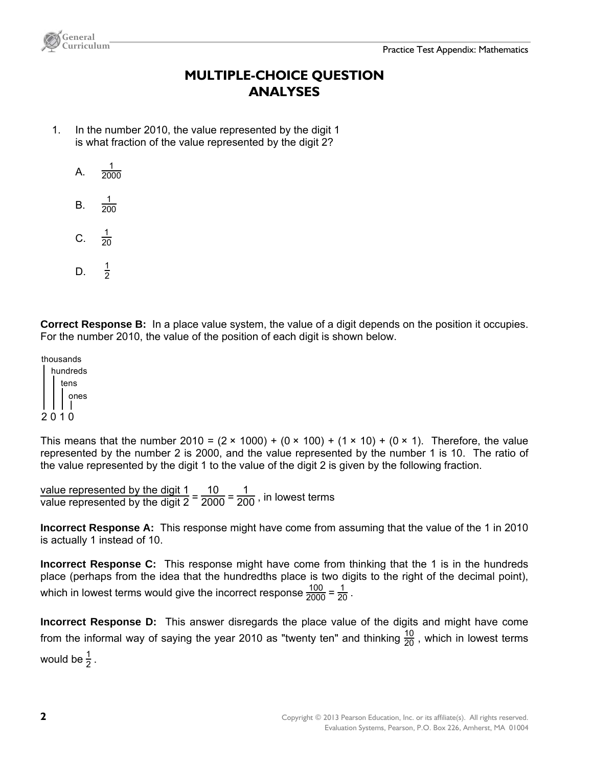# MULTIPLE-CHOICE QUESTION ANALYSES

1. In the number 2010, the value represented by the digit 1 is what fraction of the value represented by the digit 2?

   A. $\frac{1}{2000}$

   B. $\frac{1}{200}$

   C. $\frac{1}{20}$

   D. $\frac{1}{2}$

**Correct Response B:** In a place value system, the value of a digit depends on the position it occupies. For the number 2010, the value of the position of each digit is shown below.

```
thousands
|  hundreds
|  |  tens
|  |  |  ones
|  |  |  |
2  0  1  0
```

This means that the number 2010 = (2 × 1000) + (0 × 100) + (1 × 10) + (0 × 1). Therefore, the value represented by the number 2 is 2000, and the value represented by the number 1 is 10. The ratio of the value represented by the digit 1 to the value of the digit 2 is given by the following fraction.

$\frac{\text{value represented by the digit 1}}{\text{value represented by the digit 2}} = \frac{10}{2000} = \frac{1}{200}$, in lowest terms

**Incorrect Response A:** This response might have come from assuming that the value of the 1 in 2010 is actually 1 instead of 10.

**Incorrect Response C:** This response might have come from thinking that the 1 is in the hundreds place (perhaps from the idea that the hundredths place is two digits to the right of the decimal point), which in lowest terms would give the incorrect response $\frac{100}{2000} = \frac{1}{20}$.

**Incorrect Response D:** This answer disregards the place value of the digits and might have come from the informal way of saying the year 2010 as "twenty ten" and thinking $\frac{10}{20}$, which in lowest terms would be $\frac{1}{2}$.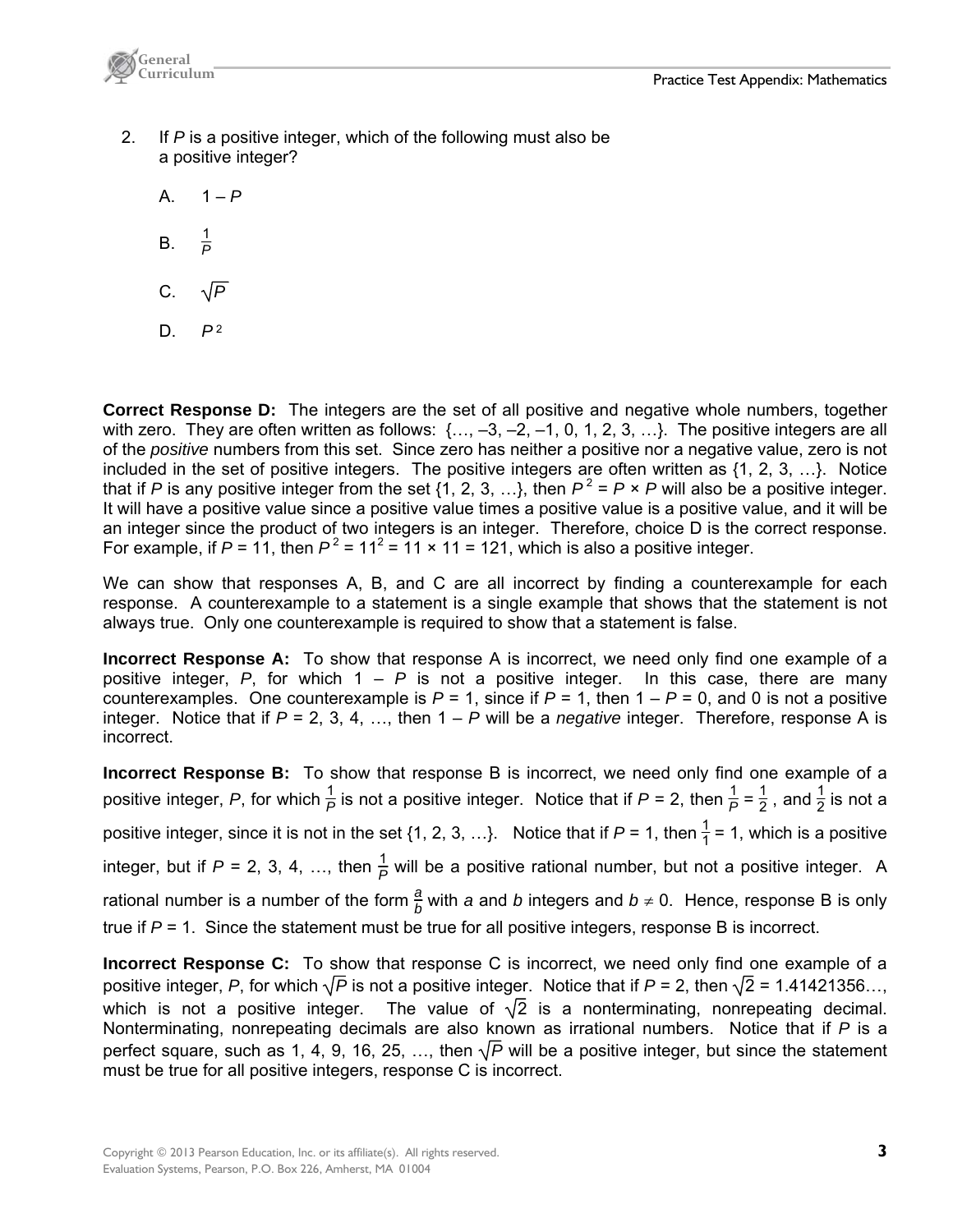2. If $P$ is a positive integer, which of the following must also be a positive integer?

   A. $1 - P$

   B. $\frac{1}{P}$

   C. $\sqrt{P}$

   D. $P^2$

**Correct Response D:** The integers are the set of all positive and negative whole numbers, together with zero. They are often written as follows: {…, –3, –2, –1, 0, 1, 2, 3, …}. The positive integers are all of the *positive* numbers from this set. Since zero has neither a positive nor a negative value, zero is not included in the set of positive integers. The positive integers are often written as {1, 2, 3, …}. Notice that if $P$ is any positive integer from the set {1, 2, 3, …}, then $P^2 = P \times P$ will also be a positive integer. It will have a positive value since a positive value times a positive value is a positive value, and it will be an integer since the product of two integers is an integer. Therefore, choice D is the correct response. For example, if $P = 11$, then $P^2 = 11^2 = 11 \times 11 = 121$, which is also a positive integer.

We can show that responses A, B, and C are all incorrect by finding a counterexample for each response. A counterexample to a statement is a single example that shows that the statement is not always true. Only one counterexample is required to show that a statement is false.

**Incorrect Response A:** To show that response A is incorrect, we need only find one example of a positive integer, $P$, for which $1 - P$ is not a positive integer. In this case, there are many counterexamples. One counterexample is $P = 1$, since if $P = 1$, then $1 - P = 0$, and 0 is not a positive integer. Notice that if $P = 2, 3, 4, \ldots$, then $1 - P$ will be a *negative* integer. Therefore, response A is incorrect.

**Incorrect Response B:** To show that response B is incorrect, we need only find one example of a positive integer, $P$, for which $\frac{1}{P}$ is not a positive integer. Notice that if $P = 2$, then $\frac{1}{P} = \frac{1}{2}$, and $\frac{1}{2}$ is not a positive integer, since it is not in the set {1, 2, 3, …}. Notice that if $P = 1$, then $\frac{1}{1} = 1$, which is a positive integer, but if $P = 2, 3, 4, \ldots$, then $\frac{1}{P}$ will be a positive rational number, but not a positive integer. A rational number is a number of the form $\frac{a}{b}$ with $a$ and $b$ integers and $b \neq 0$. Hence, response B is only true if $P = 1$. Since the statement must be true for all positive integers, response B is incorrect.

**Incorrect Response C:** To show that response C is incorrect, we need only find one example of a positive integer, $P$, for which $\sqrt{P}$ is not a positive integer. Notice that if $P = 2$, then $\sqrt{2} = 1.41421356\ldots$, which is not a positive integer. The value of $\sqrt{2}$ is a nonterminating, nonrepeating decimal. Nonterminating, nonrepeating decimals are also known as irrational numbers. Notice that if $P$ is a perfect square, such as 1, 4, 9, 16, 25, …, then $\sqrt{P}$ will be a positive integer, but since the statement must be true for all positive integers, response C is incorrect.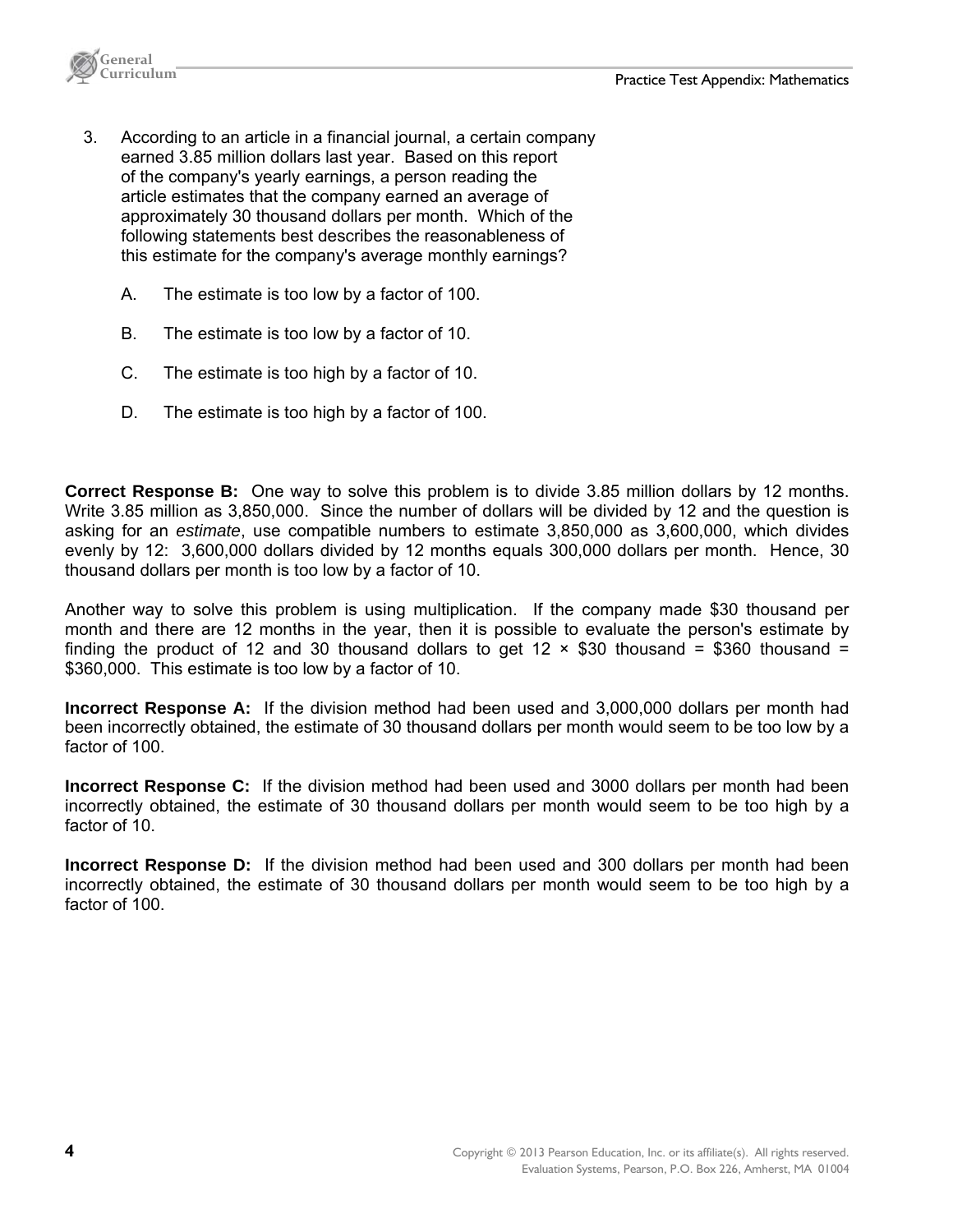3. According to an article in a financial journal, a certain company earned 3.85 million dollars last year. Based on this report of the company's yearly earnings, a person reading the article estimates that the company earned an average of approximately 30 thousand dollars per month. Which of the following statements best describes the reasonableness of this estimate for the company's average monthly earnings?

   A. The estimate is too low by a factor of 100.

   B. The estimate is too low by a factor of 10.

   C. The estimate is too high by a factor of 10.

   D. The estimate is too high by a factor of 100.

**Correct Response B:** One way to solve this problem is to divide 3.85 million dollars by 12 months. Write 3.85 million as 3,850,000. Since the number of dollars will be divided by 12 and the question is asking for an *estimate*, use compatible numbers to estimate 3,850,000 as 3,600,000, which divides evenly by 12: 3,600,000 dollars divided by 12 months equals 300,000 dollars per month. Hence, 30 thousand dollars per month is too low by a factor of 10.

Another way to solve this problem is using multiplication. If the company made $30 thousand per month and there are 12 months in the year, then it is possible to evaluate the person's estimate by finding the product of 12 and 30 thousand dollars to get 12 × $30 thousand = $360 thousand = $360,000. This estimate is too low by a factor of 10.

**Incorrect Response A:** If the division method had been used and 3,000,000 dollars per month had been incorrectly obtained, the estimate of 30 thousand dollars per month would seem to be too low by a factor of 100.

**Incorrect Response C:** If the division method had been used and 3000 dollars per month had been incorrectly obtained, the estimate of 30 thousand dollars per month would seem to be too high by a factor of 10.

**Incorrect Response D:** If the division method had been used and 300 dollars per month had been incorrectly obtained, the estimate of 30 thousand dollars per month would seem to be too high by a factor of 100.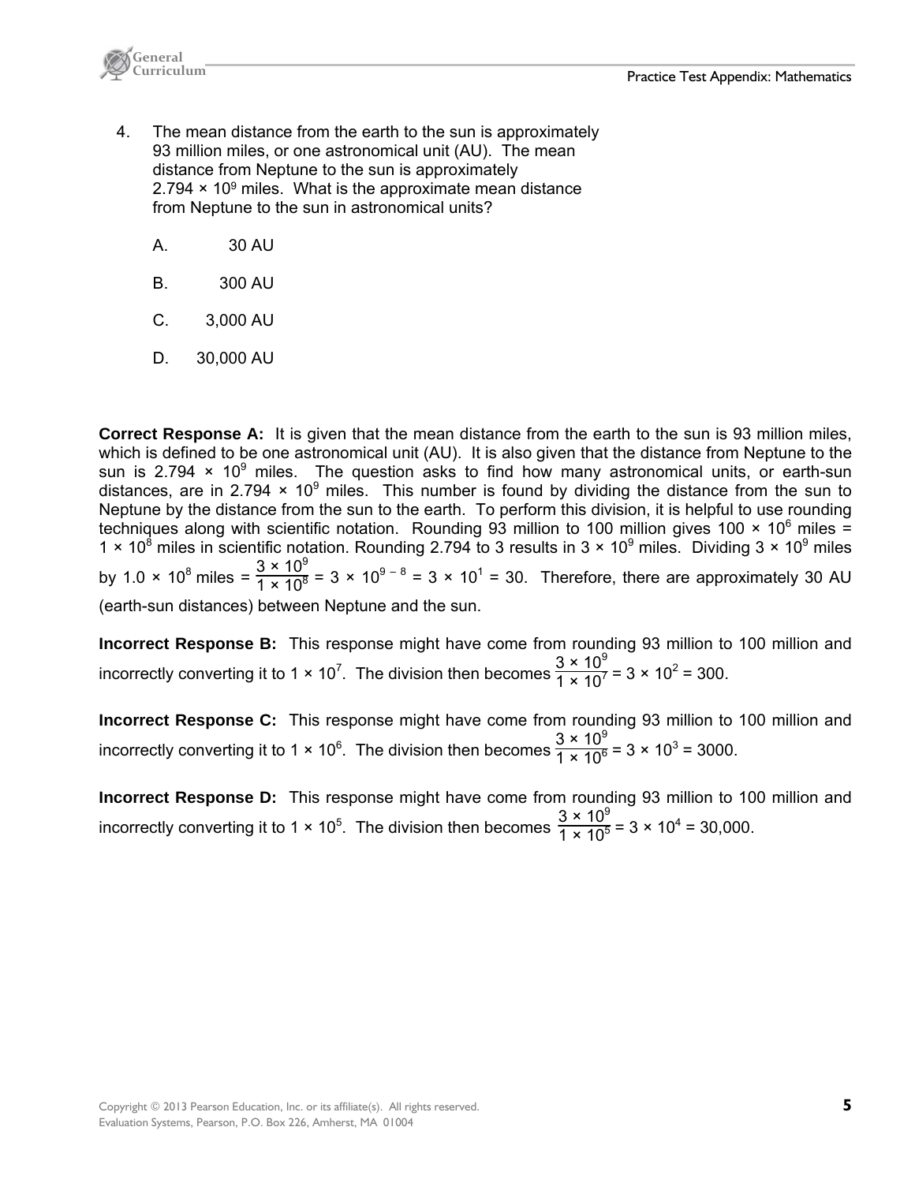4. The mean distance from the earth to the sun is approximately 93 million miles, or one astronomical unit (AU). The mean distance from Neptune to the sun is approximately $2.794 \times 10^9$ miles. What is the approximate mean distance from Neptune to the sun in astronomical units?

   A. 30 AU

   B. 300 AU

   C. 3,000 AU

   D. 30,000 AU

**Correct Response A:** It is given that the mean distance from the earth to the sun is 93 million miles, which is defined to be one astronomical unit (AU). It is also given that the distance from Neptune to the sun is $2.794 \times 10^9$ miles. The question asks to find how many astronomical units, or earth-sun distances, are in $2.794 \times 10^9$ miles. This number is found by dividing the distance from the sun to Neptune by the distance from the sun to the earth. To perform this division, it is helpful to use rounding techniques along with scientific notation. Rounding 93 million to 100 million gives $100 \times 10^6$ miles = $1 \times 10^8$ miles in scientific notation. Rounding 2.794 to 3 results in $3 \times 10^9$ miles. Dividing $3 \times 10^9$ miles by $1.0 \times 10^8$ miles = $\frac{3 \times 10^9}{1 \times 10^8} = 3 \times 10^{9-8} = 3 \times 10^1 = 30$. Therefore, there are approximately 30 AU (earth-sun distances) between Neptune and the sun.

**Incorrect Response B:** This response might have come from rounding 93 million to 100 million and incorrectly converting it to $1 \times 10^7$. The division then becomes $\frac{3 \times 10^9}{1 \times 10^7} = 3 \times 10^2 = 300$.

**Incorrect Response C:** This response might have come from rounding 93 million to 100 million and incorrectly converting it to $1 \times 10^6$. The division then becomes $\frac{3 \times 10^9}{1 \times 10^6} = 3 \times 10^3 = 3000$.

**Incorrect Response D:** This response might have come from rounding 93 million to 100 million and incorrectly converting it to $1 \times 10^5$. The division then becomes $\frac{3 \times 10^9}{1 \times 10^5} = 3 \times 10^4 = 30,000$.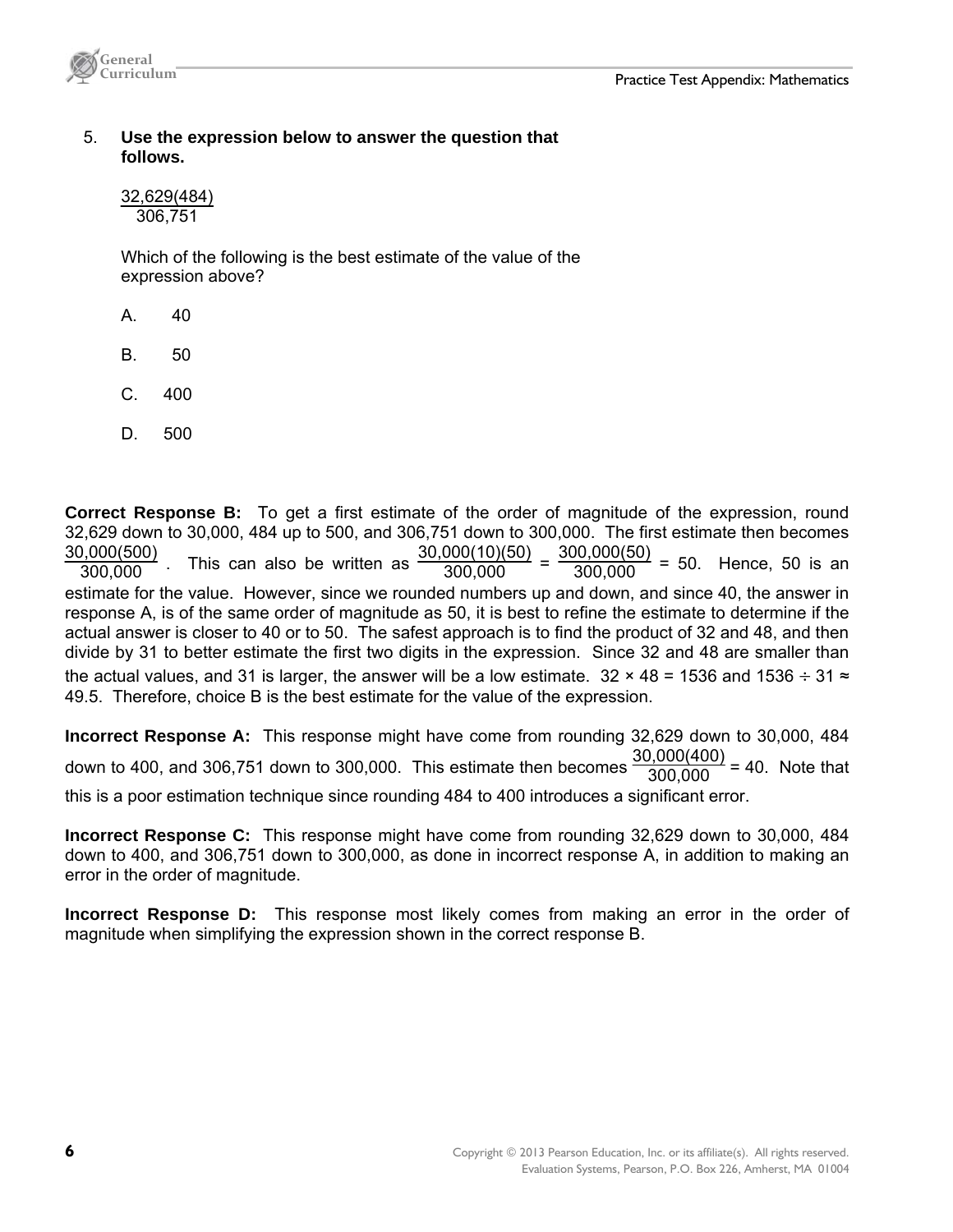5. **Use the expression below to answer the question that follows.**

$$\frac{32{,}629(484)}{306{,}751}$$

Which of the following is the best estimate of the value of the expression above?

A. 40

B. 50

C. 400

D. 500

**Correct Response B:** To get a first estimate of the order of magnitude of the expression, round 32,629 down to 30,000, 484 up to 500, and 306,751 down to 300,000. The first estimate then becomes $\frac{30{,}000(500)}{300{,}000}$. This can also be written as $\frac{30{,}000(10)(50)}{300{,}000} = \frac{300{,}000(50)}{300{,}000} = 50$. Hence, 50 is an estimate for the value. However, since we rounded numbers up and down, and since 40, the answer in response A, is of the same order of magnitude as 50, it is best to refine the estimate to determine if the actual answer is closer to 40 or to 50. The safest approach is to find the product of 32 and 48, and then divide by 31 to better estimate the first two digits in the expression. Since 32 and 48 are smaller than the actual values, and 31 is larger, the answer will be a low estimate. $32 \times 48 = 1536$ and $1536 \div 31 \approx 49.5$. Therefore, choice B is the best estimate for the value of the expression.

**Incorrect Response A:** This response might have come from rounding 32,629 down to 30,000, 484 down to 400, and 306,751 down to 300,000. This estimate then becomes $\frac{30{,}000(400)}{300{,}000} = 40$. Note that this is a poor estimation technique since rounding 484 to 400 introduces a significant error.

**Incorrect Response C:** This response might have come from rounding 32,629 down to 30,000, 484 down to 400, and 306,751 down to 300,000, as done in incorrect response A, in addition to making an error in the order of magnitude.

**Incorrect Response D:** This response most likely comes from making an error in the order of magnitude when simplifying the expression shown in the correct response B.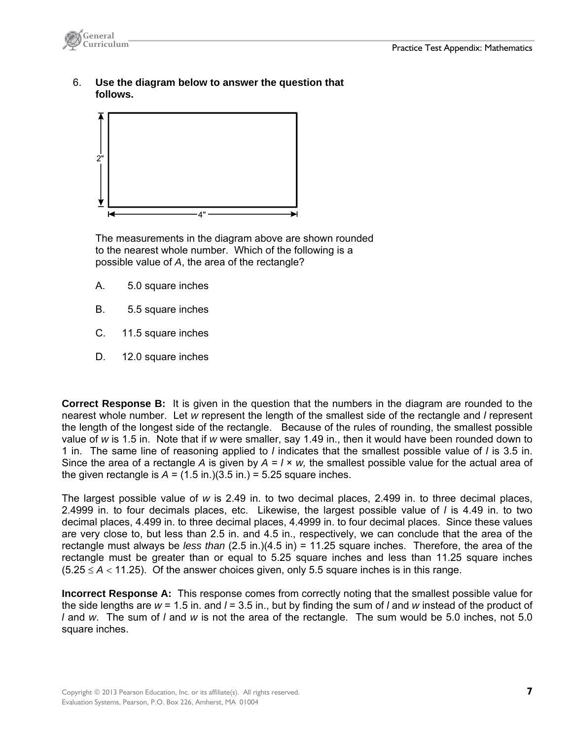6. **Use the diagram below to answer the question that follows.**

2"

4"

The measurements in the diagram above are shown rounded to the nearest whole number. Which of the following is a possible value of $A$, the area of the rectangle?

A. 5.0 square inches

B. 5.5 square inches

C. 11.5 square inches

D. 12.0 square inches

**Correct Response B:** It is given in the question that the numbers in the diagram are rounded to the nearest whole number. Let $w$ represent the length of the smallest side of the rectangle and $l$ represent the length of the longest side of the rectangle. Because of the rules of rounding, the smallest possible value of $w$ is 1.5 in. Note that if $w$ were smaller, say 1.49 in., then it would have been rounded down to 1 in. The same line of reasoning applied to $l$ indicates that the smallest possible value of $l$ is 3.5 in. Since the area of a rectangle $A$ is given by $A = l \times w$, the smallest possible value for the actual area of the given rectangle is $A = (1.5 \text{ in.})(3.5 \text{ in.}) = 5.25$ square inches.

The largest possible value of $w$ is 2.49 in. to two decimal places, 2.499 in. to three decimal places, 2.4999 in. to four decimals places, etc. Likewise, the largest possible value of $l$ is 4.49 in. to two decimal places, 4.499 in. to three decimal places, 4.4999 in. to four decimal places. Since these values are very close to, but less than 2.5 in. and 4.5 in., respectively, we can conclude that the area of the rectangle must always be *less than* (2.5 in.)(4.5 in) = 11.25 square inches. Therefore, the area of the rectangle must be greater than or equal to 5.25 square inches and less than 11.25 square inches ($5.25 \leq A < 11.25$). Of the answer choices given, only 5.5 square inches is in this range.

**Incorrect Response A:** This response comes from correctly noting that the smallest possible value for the side lengths are $w = 1.5$ in. and $l = 3.5$ in., but by finding the sum of $l$ and $w$ instead of the product of $l$ and $w$. The sum of $l$ and $w$ is not the area of the rectangle. The sum would be 5.0 inches, not 5.0 square inches.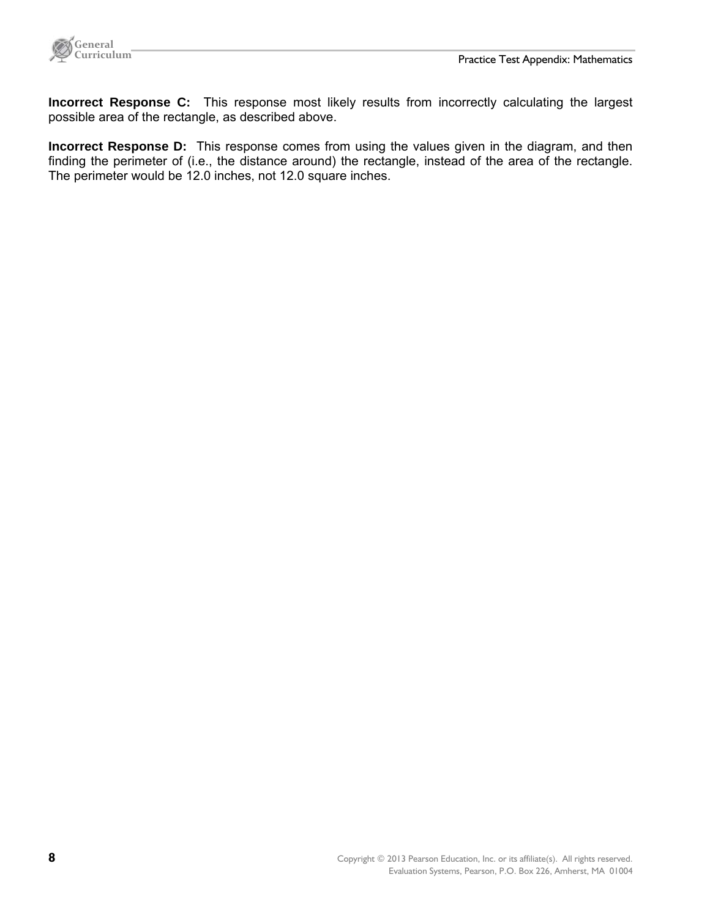**Incorrect Response C:** This response most likely results from incorrectly calculating the largest possible area of the rectangle, as described above.

**Incorrect Response D:** This response comes from using the values given in the diagram, and then finding the perimeter of (i.e., the distance around) the rectangle, instead of the area of the rectangle. The perimeter would be 12.0 inches, not 12.0 square inches.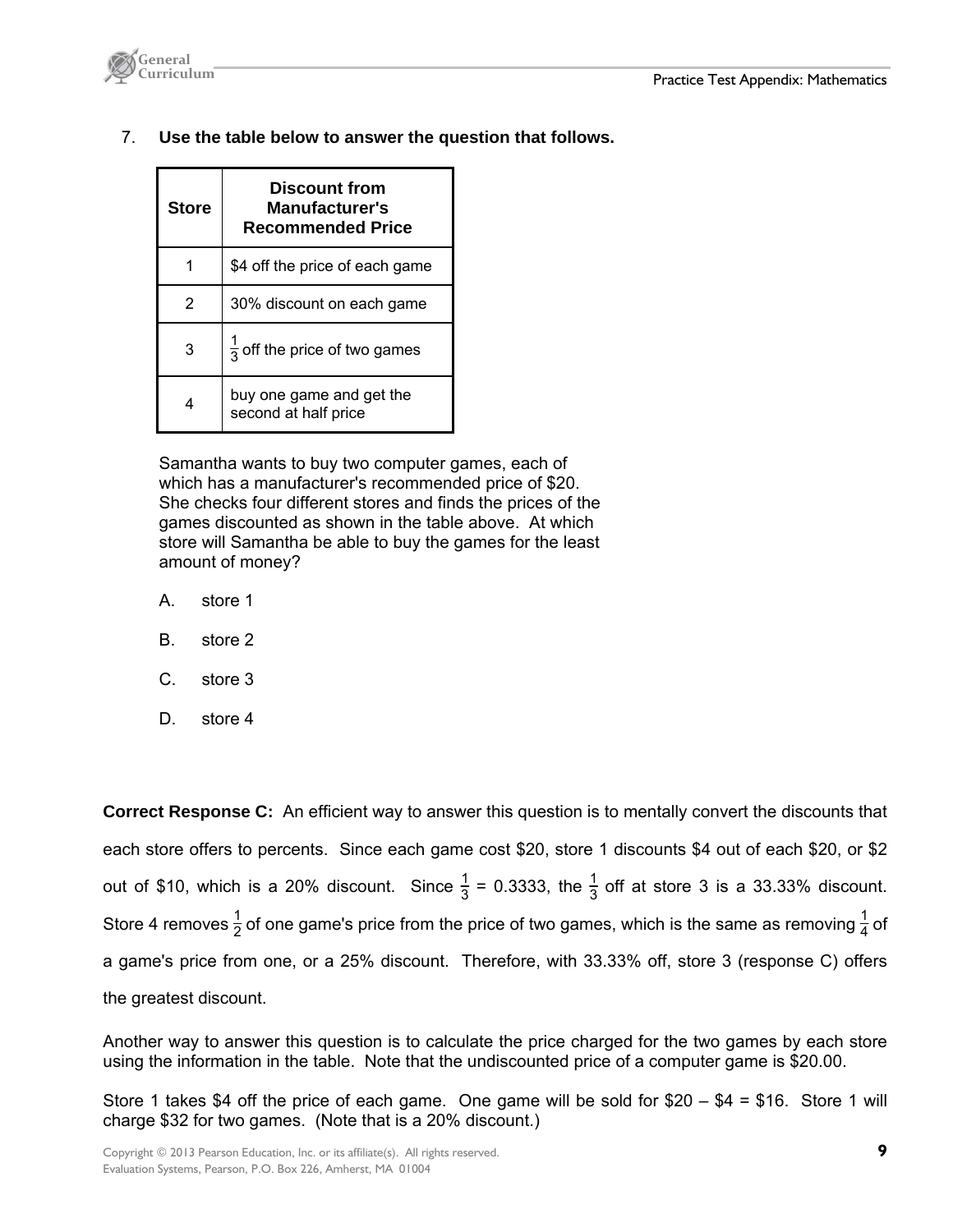7. **Use the table below to answer the question that follows.**

| Store | Discount from Manufacturer's Recommended Price |
|---|---|
| 1 | \$4 off the price of each game |
| 2 | 30% discount on each game |
| 3 | $\frac{1}{3}$ off the price of two games |
| 4 | buy one game and get the second at half price |

Samantha wants to buy two computer games, each of which has a manufacturer's recommended price of \$20. She checks four different stores and finds the prices of the games discounted as shown in the table above. At which store will Samantha be able to buy the games for the least amount of money?

A. store 1

B. store 2

C. store 3

D. store 4

**Correct Response C:** An efficient way to answer this question is to mentally convert the discounts that each store offers to percents. Since each game cost \$20, store 1 discounts \$4 out of each \$20, or \$2 out of \$10, which is a 20% discount. Since $\frac{1}{3}$ = 0.3333, the $\frac{1}{3}$ off at store 3 is a 33.33% discount. Store 4 removes $\frac{1}{2}$ of one game's price from the price of two games, which is the same as removing $\frac{1}{4}$ of a game's price from one, or a 25% discount. Therefore, with 33.33% off, store 3 (response C) offers the greatest discount.

Another way to answer this question is to calculate the price charged for the two games by each store using the information in the table. Note that the undiscounted price of a computer game is \$20.00.

Store 1 takes \$4 off the price of each game. One game will be sold for \$20 – \$4 = \$16. Store 1 will charge \$32 for two games. (Note that is a 20% discount.)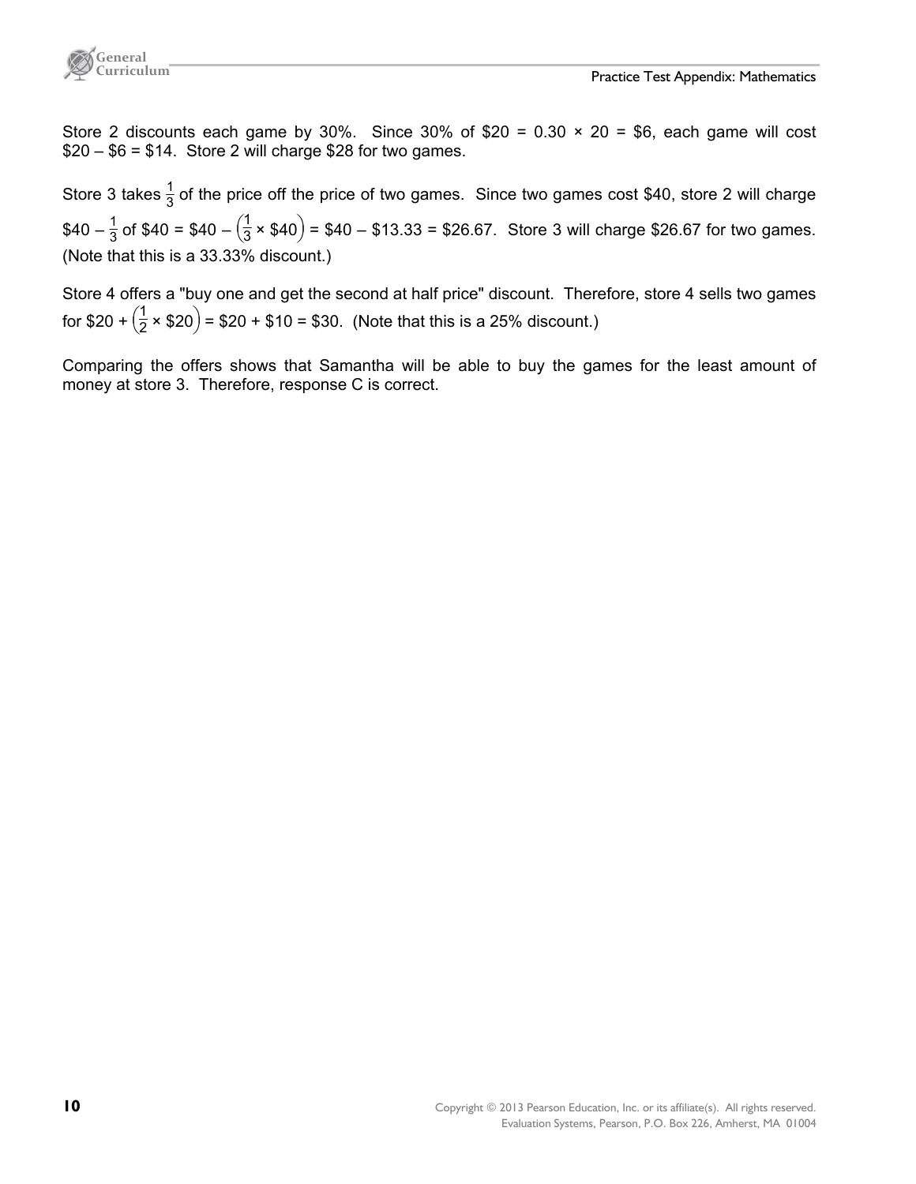Store 2 discounts each game by 30%. Since 30% of \$20 = $0.30 \times 20$ = \$6, each game will cost \$20 – \$6 = \$14. Store 2 will charge \$28 for two games.

Store 3 takes $\frac{1}{3}$ of the price off the price of two games. Since two games cost \$40, store 2 will charge \$40 – $\frac{1}{3}$ of \$40 = \$40 – $\left(\frac{1}{3} \times \$40\right)$ = \$40 – \$13.33 = \$26.67. Store 3 will charge \$26.67 for two games. (Note that this is a 33.33% discount.)

Store 4 offers a "buy one and get the second at half price" discount. Therefore, store 4 sells two games for \$20 + $\left(\frac{1}{2} \times \$20\right)$ = \$20 + \$10 = \$30. (Note that this is a 25% discount.)

Comparing the offers shows that Samantha will be able to buy the games for the least amount of money at store 3. Therefore, response C is correct.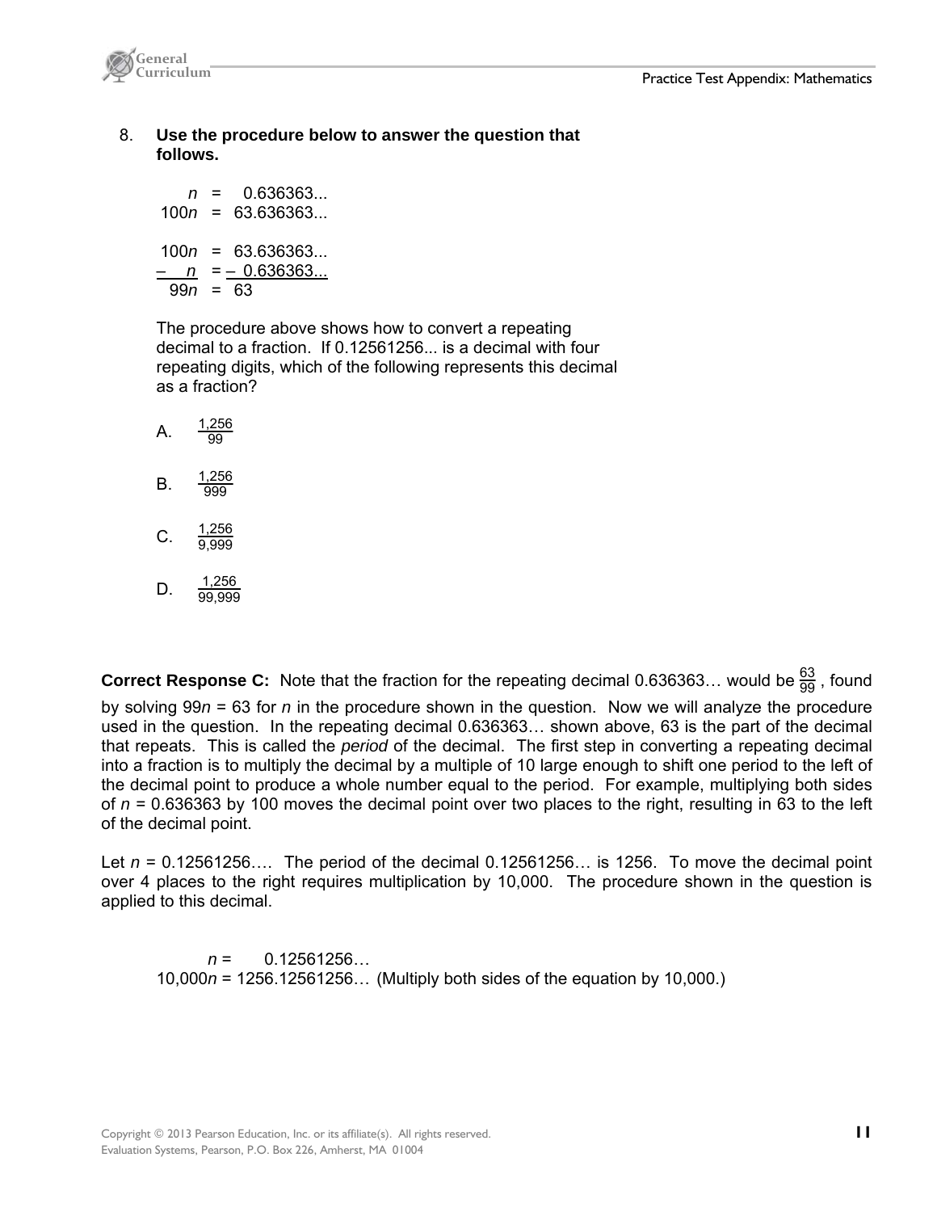8. **Use the procedure below to answer the question that follows.**

$$\begin{aligned} n &= 0.636363... \\ 100n &= 63.636363... \end{aligned}$$

$$\begin{aligned} 100n &= 63.636363... \\ -\ \ n &= -\ 0.636363... \\ \hline 99n &= 63 \end{aligned}$$

The procedure above shows how to convert a repeating decimal to a fraction. If 0.12561256... is a decimal with four repeating digits, which of the following represents this decimal as a fraction?

A. $\frac{1,256}{99}$

B. $\frac{1,256}{999}$

C. $\frac{1,256}{9,999}$

D. $\frac{1,256}{99,999}$

**Correct Response C:** Note that the fraction for the repeating decimal 0.636363… would be $\frac{63}{99}$, found by solving $99n = 63$ for $n$ in the procedure shown in the question. Now we will analyze the procedure used in the question. In the repeating decimal 0.636363… shown above, 63 is the part of the decimal that repeats. This is called the *period* of the decimal. The first step in converting a repeating decimal into a fraction is to multiply the decimal by a multiple of 10 large enough to shift one period to the left of the decimal point to produce a whole number equal to the period. For example, multiplying both sides of $n = 0.636363$ by 100 moves the decimal point over two places to the right, resulting in 63 to the left of the decimal point.

Let $n = 0.12561256…$. The period of the decimal 0.12561256… is 1256. To move the decimal point over 4 places to the right requires multiplication by 10,000. The procedure shown in the question is applied to this decimal.

$$\begin{aligned} n &= 0.12561256… \\ 10{,}000n &= 1256.12561256… \end{aligned}$$ (Multiply both sides of the equation by 10,000.)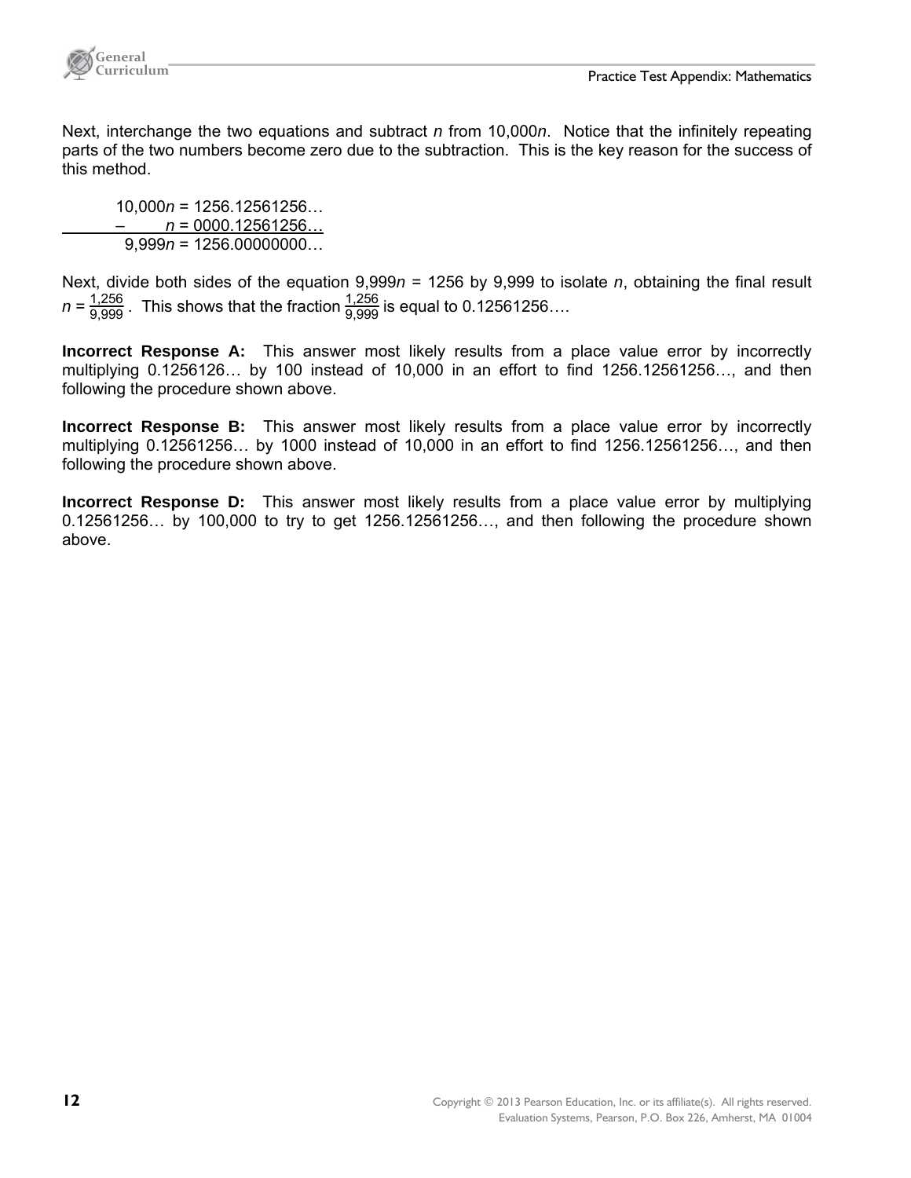Next, interchange the two equations and subtract $n$ from $10{,}000n$. Notice that the infinitely repeating parts of the two numbers become zero due to the subtraction. This is the key reason for the success of this method.

$$\begin{array}{r} 10{,}000n = 1256.12561256\ldots \\ -\qquad n = 0000.12561256\ldots \\ \hline 9{,}999n = 1256.00000000\ldots \end{array}$$

Next, divide both sides of the equation $9{,}999n = 1256$ by 9,999 to isolate $n$, obtaining the final result $n = \frac{1{,}256}{9{,}999}$. This shows that the fraction $\frac{1{,}256}{9{,}999}$ is equal to 0.12561256….

**Incorrect Response A:** This answer most likely results from a place value error by incorrectly multiplying 0.1256126… by 100 instead of 10,000 in an effort to find 1256.12561256…, and then following the procedure shown above.

**Incorrect Response B:** This answer most likely results from a place value error by incorrectly multiplying 0.12561256… by 1000 instead of 10,000 in an effort to find 1256.12561256…, and then following the procedure shown above.

**Incorrect Response D:** This answer most likely results from a place value error by multiplying 0.12561256… by 100,000 to try to get 1256.12561256…, and then following the procedure shown above.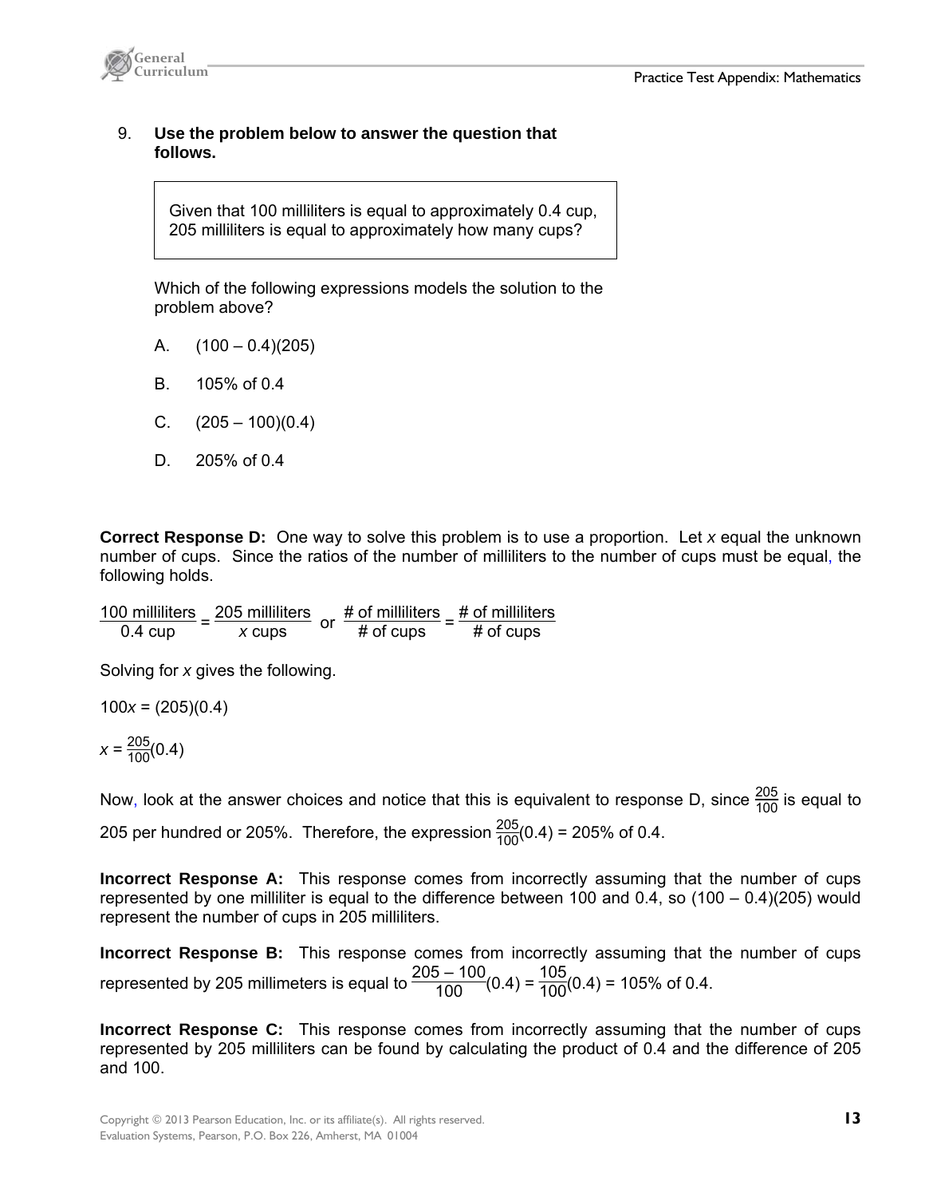9. **Use the problem below to answer the question that follows.**

> Given that 100 milliliters is equal to approximately 0.4 cup, 205 milliliters is equal to approximately how many cups?

Which of the following expressions models the solution to the problem above?

A. (100 – 0.4)(205)

B. 105% of 0.4

C. (205 – 100)(0.4)

D. 205% of 0.4

**Correct Response D:** One way to solve this problem is to use a proportion. Let *x* equal the unknown number of cups. Since the ratios of the number of milliliters to the number of cups must be equal, the following holds.

$$\frac{100 \text{ milliliters}}{0.4 \text{ cup}} = \frac{205 \text{ milliliters}}{x \text{ cups}} \text{ or } \frac{\text{\# of milliliters}}{\text{\# of cups}} = \frac{\text{\# of milliliters}}{\text{\# of cups}}$$

Solving for *x* gives the following.

$100x = (205)(0.4)$

$x = \frac{205}{100}(0.4)$

Now, look at the answer choices and notice that this is equivalent to response D, since $\frac{205}{100}$ is equal to 205 per hundred or 205%. Therefore, the expression $\frac{205}{100}(0.4)$ = 205% of 0.4.

**Incorrect Response A:** This response comes from incorrectly assuming that the number of cups represented by one milliliter is equal to the difference between 100 and 0.4, so (100 – 0.4)(205) would represent the number of cups in 205 milliliters.

**Incorrect Response B:** This response comes from incorrectly assuming that the number of cups represented by 205 millimeters is equal to $\frac{205 - 100}{100}(0.4) = \frac{105}{100}(0.4)$ = 105% of 0.4.

**Incorrect Response C:** This response comes from incorrectly assuming that the number of cups represented by 205 milliliters can be found by calculating the product of 0.4 and the difference of 205 and 100.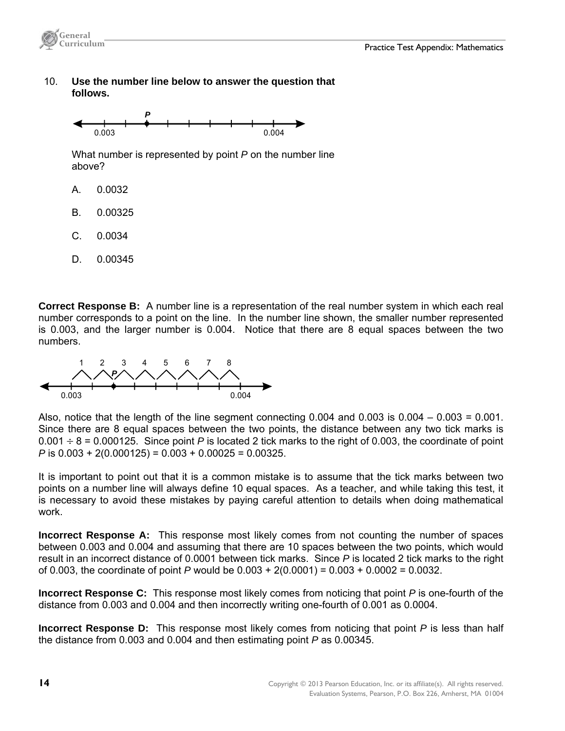10. **Use the number line below to answer the question that follows.**

What number is represented by point *P* on the number line above?

A. 0.0032

B. 0.00325

C. 0.0034

D. 0.00345

**Correct Response B:** A number line is a representation of the real number system in which each real number corresponds to a point on the line. In the number line shown, the smaller number represented is 0.003, and the larger number is 0.004. Notice that there are 8 equal spaces between the two numbers.

Also, notice that the length of the line segment connecting 0.004 and 0.003 is $0.004 - 0.003 = 0.001$. Since there are 8 equal spaces between the two points, the distance between any two tick marks is $0.001 \div 8 = 0.000125$. Since point *P* is located 2 tick marks to the right of 0.003, the coordinate of point *P* is $0.003 + 2(0.000125) = 0.003 + 0.00025 = 0.00325$.

It is important to point out that it is a common mistake is to assume that the tick marks between two points on a number line will always define 10 equal spaces. As a teacher, and while taking this test, it is necessary to avoid these mistakes by paying careful attention to details when doing mathematical work.

**Incorrect Response A:** This response most likely comes from not counting the number of spaces between 0.003 and 0.004 and assuming that there are 10 spaces between the two points, which would result in an incorrect distance of 0.0001 between tick marks. Since *P* is located 2 tick marks to the right of 0.003, the coordinate of point *P* would be $0.003 + 2(0.0001) = 0.003 + 0.0002 = 0.0032$.

**Incorrect Response C:** This response most likely comes from noticing that point *P* is one-fourth of the distance from 0.003 and 0.004 and then incorrectly writing one-fourth of 0.001 as 0.0004.

**Incorrect Response D:** This response most likely comes from noticing that point *P* is less than half the distance from 0.003 and 0.004 and then estimating point *P* as 0.00345.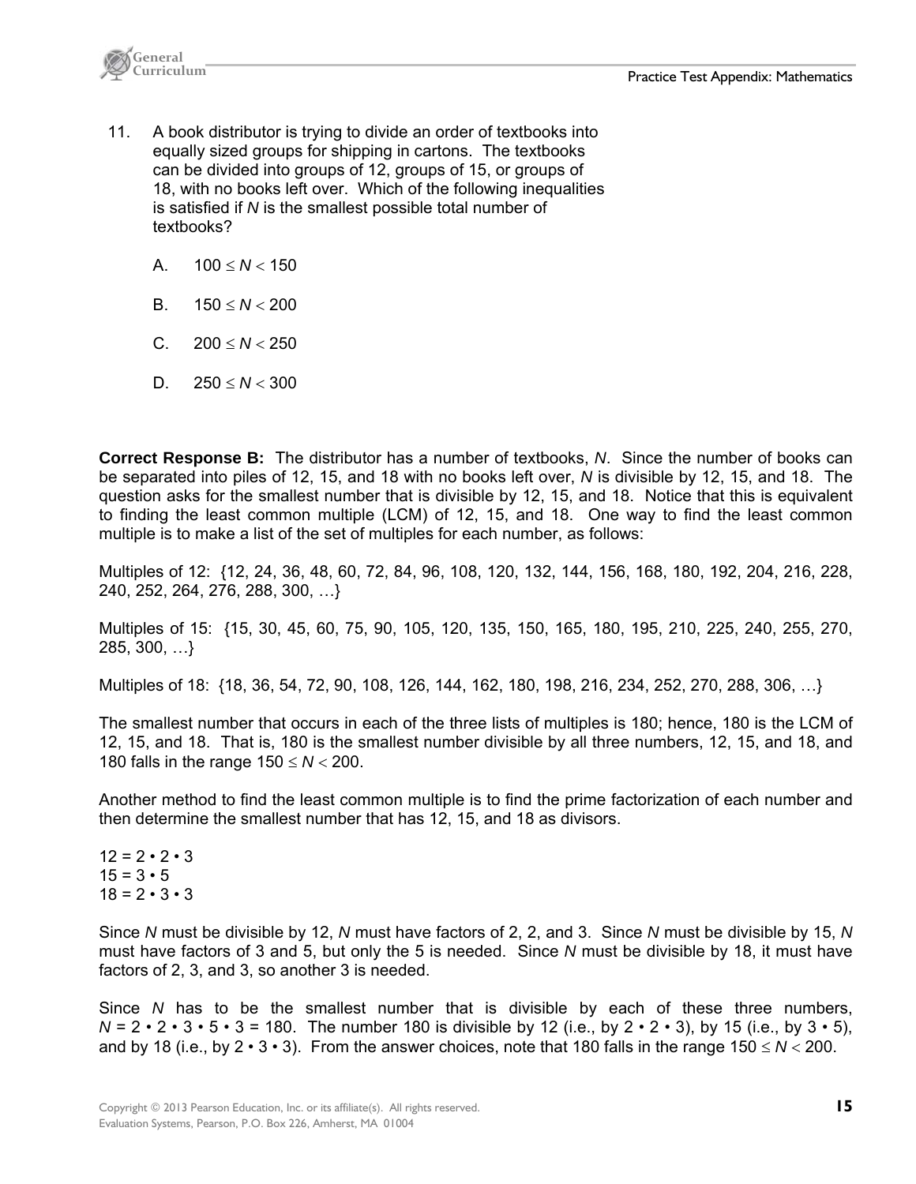11. A book distributor is trying to divide an order of textbooks into equally sized groups for shipping in cartons. The textbooks can be divided into groups of 12, groups of 15, or groups of 18, with no books left over. Which of the following inequalities is satisfied if $N$ is the smallest possible total number of textbooks?

    A. $100 \le N < 150$

    B. $150 \le N < 200$

    C. $200 \le N < 250$

    D. $250 \le N < 300$

**Correct Response B:** The distributor has a number of textbooks, $N$. Since the number of books can be separated into piles of 12, 15, and 18 with no books left over, $N$ is divisible by 12, 15, and 18. The question asks for the smallest number that is divisible by 12, 15, and 18. Notice that this is equivalent to finding the least common multiple (LCM) of 12, 15, and 18. One way to find the least common multiple is to make a list of the set of multiples for each number, as follows:

Multiples of 12: {12, 24, 36, 48, 60, 72, 84, 96, 108, 120, 132, 144, 156, 168, 180, 192, 204, 216, 228, 240, 252, 264, 276, 288, 300, …}

Multiples of 15: {15, 30, 45, 60, 75, 90, 105, 120, 135, 150, 165, 180, 195, 210, 225, 240, 255, 270, 285, 300, …}

Multiples of 18: {18, 36, 54, 72, 90, 108, 126, 144, 162, 180, 198, 216, 234, 252, 270, 288, 306, …}

The smallest number that occurs in each of the three lists of multiples is 180; hence, 180 is the LCM of 12, 15, and 18. That is, 180 is the smallest number divisible by all three numbers, 12, 15, and 18, and 180 falls in the range $150 \le N < 200$.

Another method to find the least common multiple is to find the prime factorization of each number and then determine the smallest number that has 12, 15, and 18 as divisors.

$12 = 2 \cdot 2 \cdot 3$
$15 = 3 \cdot 5$
$18 = 2 \cdot 3 \cdot 3$

Since $N$ must be divisible by 12, $N$ must have factors of 2, 2, and 3. Since $N$ must be divisible by 15, $N$ must have factors of 3 and 5, but only the 5 is needed. Since $N$ must be divisible by 18, it must have factors of 2, 3, and 3, so another 3 is needed.

Since $N$ has to be the smallest number that is divisible by each of these three numbers, $N = 2 \cdot 2 \cdot 3 \cdot 5 \cdot 3 = 180$. The number 180 is divisible by 12 (i.e., by $2 \cdot 2 \cdot 3$), by 15 (i.e., by $3 \cdot 5$), and by 18 (i.e., by $2 \cdot 3 \cdot 3$). From the answer choices, note that 180 falls in the range $150 \le N < 200$.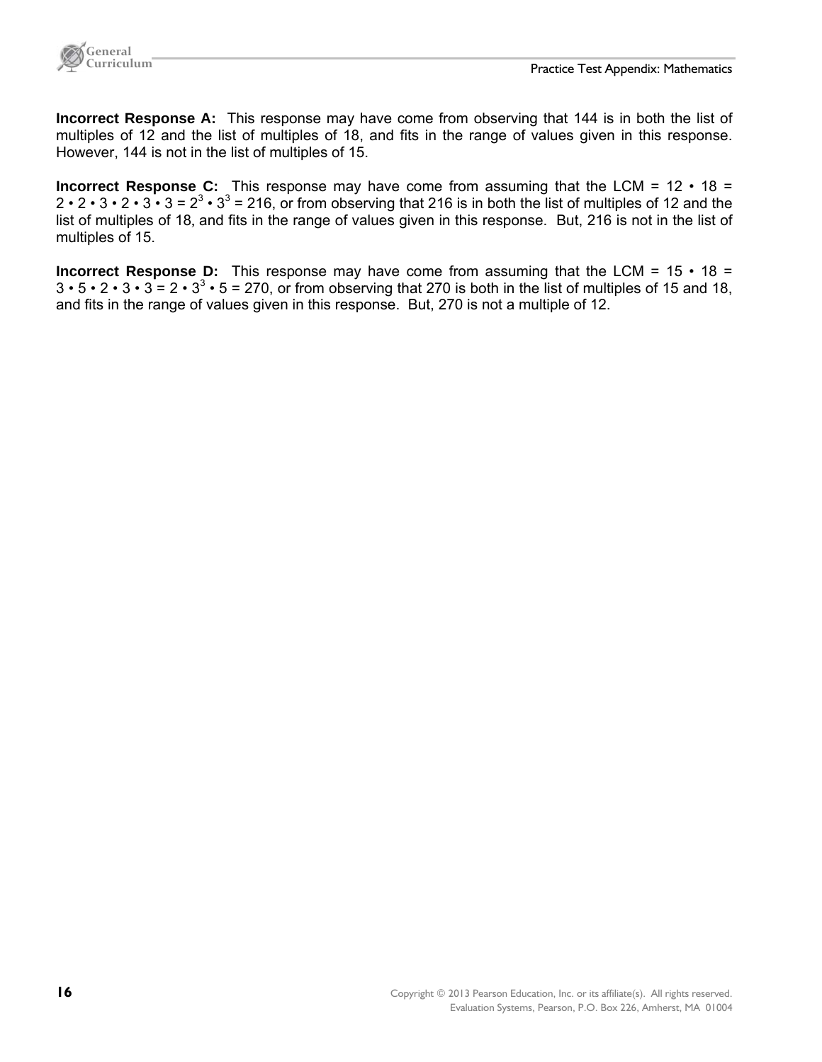**Incorrect Response A:** This response may have come from observing that 144 is in both the list of multiples of 12 and the list of multiples of 18, and fits in the range of values given in this response. However, 144 is not in the list of multiples of 15.

**Incorrect Response C:** This response may have come from assuming that the LCM = $12 \cdot 18 = 2 \cdot 2 \cdot 3 \cdot 2 \cdot 3 \cdot 3 = 2^3 \cdot 3^3 = 216$, or from observing that 216 is in both the list of multiples of 12 and the list of multiples of 18, and fits in the range of values given in this response. But, 216 is not in the list of multiples of 15.

**Incorrect Response D:** This response may have come from assuming that the LCM = $15 \cdot 18 = 3 \cdot 5 \cdot 2 \cdot 3 \cdot 3 = 2 \cdot 3^3 \cdot 5 = 270$, or from observing that 270 is both in the list of multiples of 15 and 18, and fits in the range of values given in this response. But, 270 is not a multiple of 12.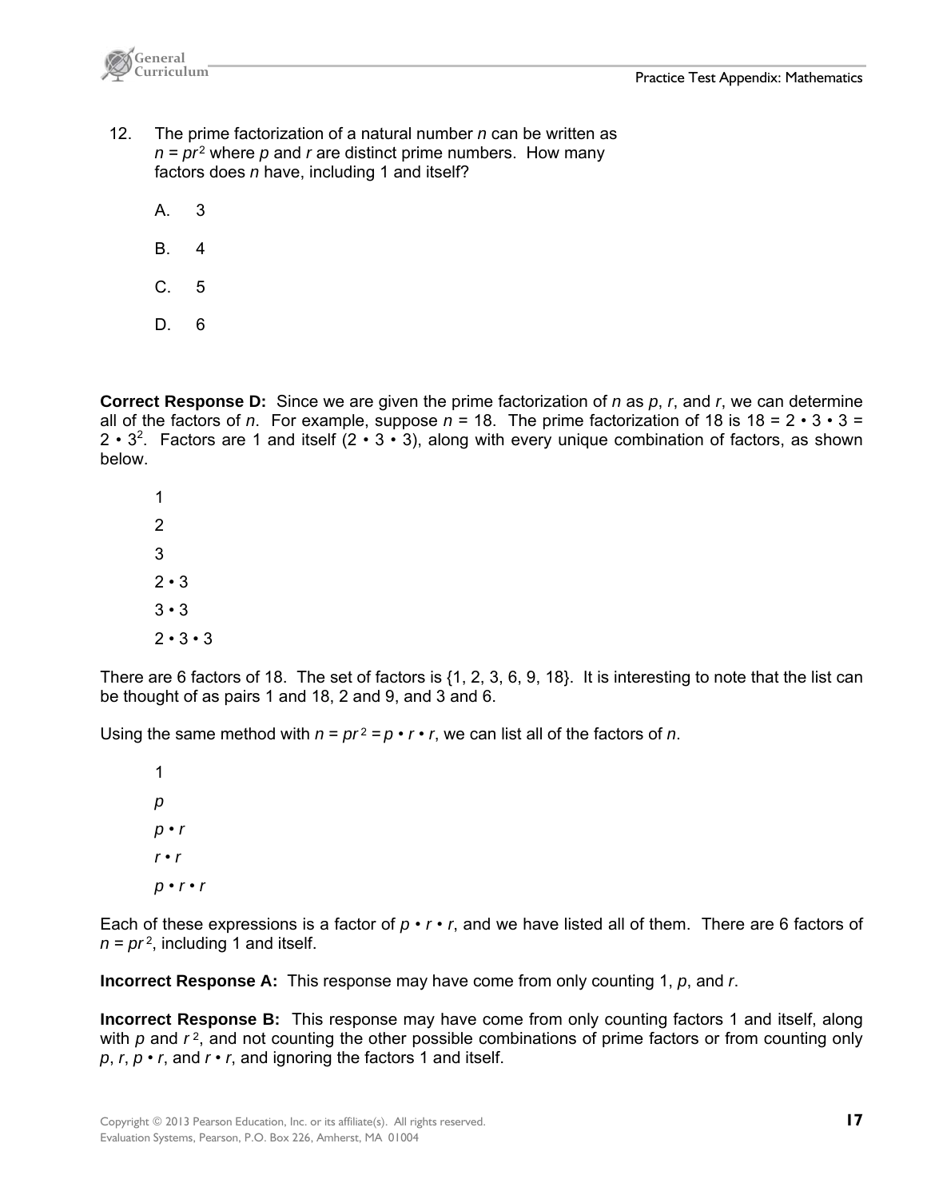12. The prime factorization of a natural number $n$ can be written as $n = pr^2$ where $p$ and $r$ are distinct prime numbers. How many factors does $n$ have, including 1 and itself?

A. 3

B. 4

C. 5

D. 6

**Correct Response D:** Since we are given the prime factorization of $n$ as $p$, $r$, and $r$, we can determine all of the factors of $n$. For example, suppose $n = 18$. The prime factorization of 18 is $18 = 2 \cdot 3 \cdot 3 = 2 \cdot 3^2$. Factors are 1 and itself ($2 \cdot 3 \cdot 3$), along with every unique combination of factors, as shown below.

1

2

3

$2 \cdot 3$

$3 \cdot 3$

$2 \cdot 3 \cdot 3$

There are 6 factors of 18. The set of factors is {1, 2, 3, 6, 9, 18}. It is interesting to note that the list can be thought of as pairs 1 and 18, 2 and 9, and 3 and 6.

Using the same method with $n = pr^2 = p \cdot r \cdot r$, we can list all of the factors of $n$.

1

$p$

$p \cdot r$

$r \cdot r$

$p \cdot r \cdot r$

Each of these expressions is a factor of $p \cdot r \cdot r$, and we have listed all of them. There are 6 factors of $n = pr^2$, including 1 and itself.

**Incorrect Response A:** This response may have come from only counting 1, $p$, and $r$.

**Incorrect Response B:** This response may have come from only counting factors 1 and itself, along with $p$ and $r^2$, and not counting the other possible combinations of prime factors or from counting only $p$, $r$, $p \cdot r$, and $r \cdot r$, and ignoring the factors 1 and itself.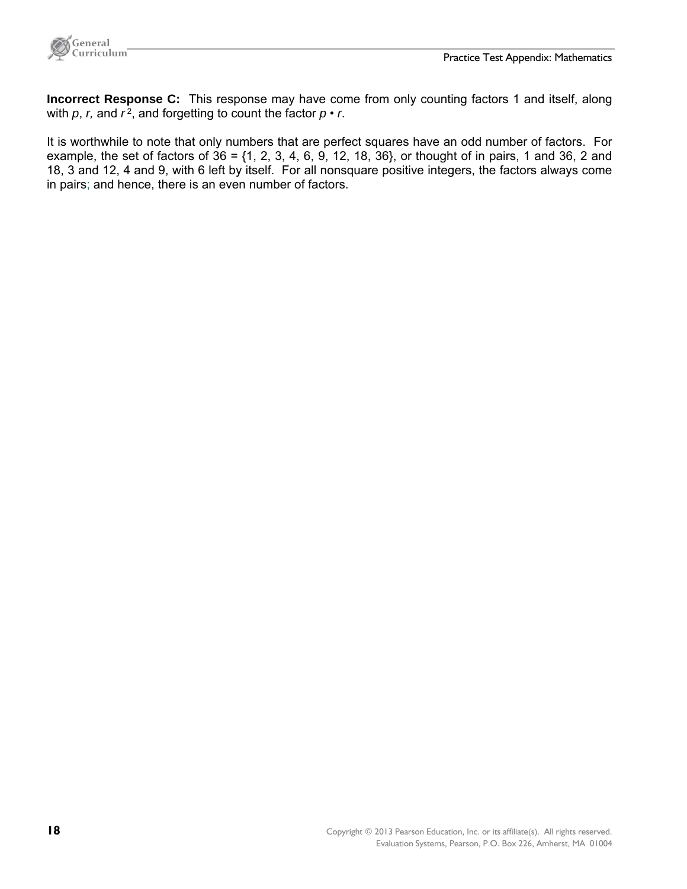**Incorrect Response C:** This response may have come from only counting factors 1 and itself, along with $p$, $r$, and $r^2$, and forgetting to count the factor $p \cdot r$.

It is worthwhile to note that only numbers that are perfect squares have an odd number of factors. For example, the set of factors of 36 = {1, 2, 3, 4, 6, 9, 12, 18, 36}, or thought of in pairs, 1 and 36, 2 and 18, 3 and 12, 4 and 9, with 6 left by itself. For all nonsquare positive integers, the factors always come in pairs; and hence, there is an even number of factors.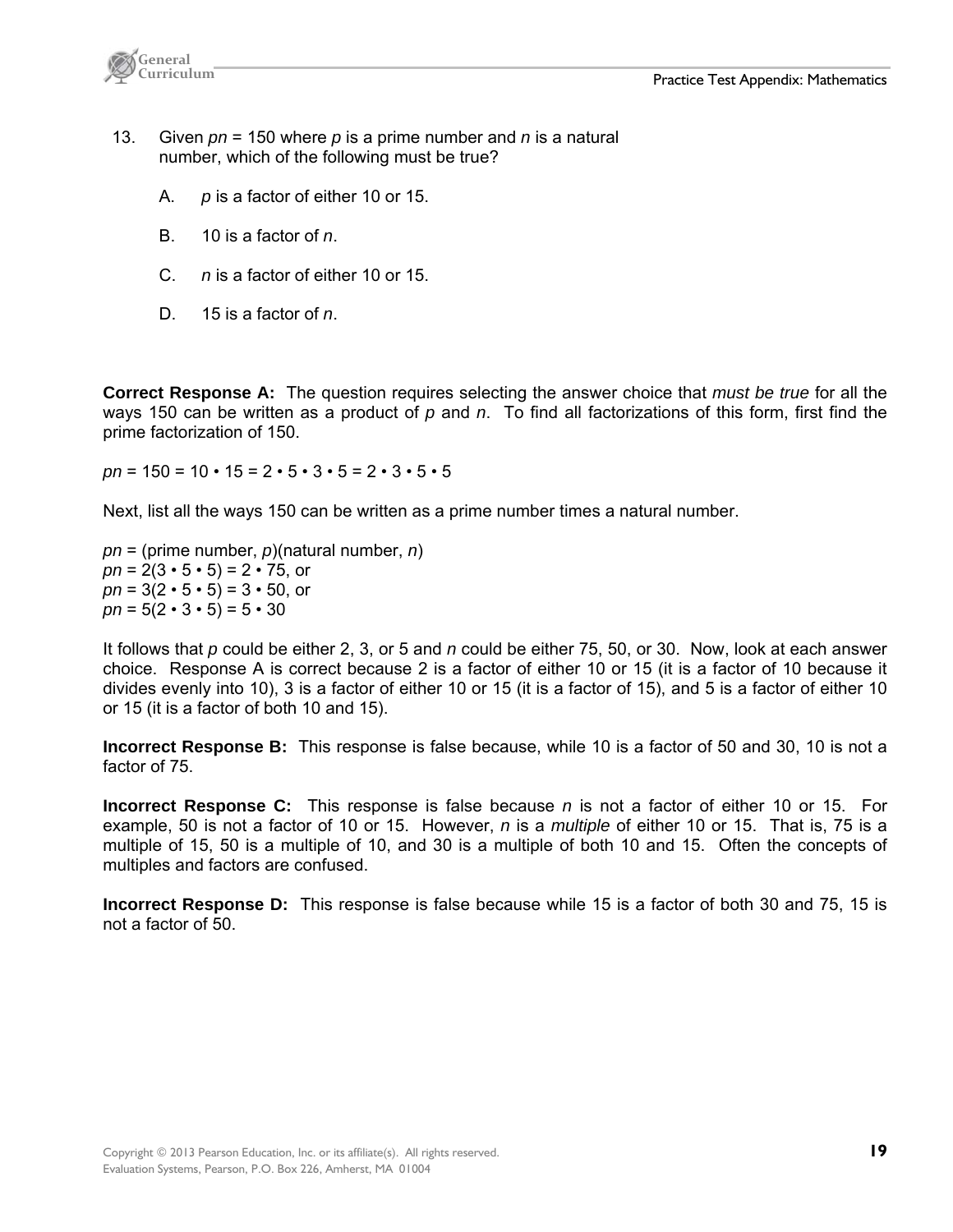13. Given $pn = 150$ where $p$ is a prime number and $n$ is a natural number, which of the following must be true?

    A. $p$ is a factor of either 10 or 15.

    B. 10 is a factor of $n$.

    C. $n$ is a factor of either 10 or 15.

    D. 15 is a factor of $n$.

**Correct Response A:** The question requires selecting the answer choice that *must be true* for all the ways 150 can be written as a product of $p$ and $n$. To find all factorizations of this form, first find the prime factorization of 150.

$pn = 150 = 10 \cdot 15 = 2 \cdot 5 \cdot 3 \cdot 5 = 2 \cdot 3 \cdot 5 \cdot 5$

Next, list all the ways 150 can be written as a prime number times a natural number.

$pn$ = (prime number, $p$)(natural number, $n$)
$pn = 2(3 \cdot 5 \cdot 5) = 2 \cdot 75$, or
$pn = 3(2 \cdot 5 \cdot 5) = 3 \cdot 50$, or
$pn = 5(2 \cdot 3 \cdot 5) = 5 \cdot 30$

It follows that $p$ could be either 2, 3, or 5 and $n$ could be either 75, 50, or 30. Now, look at each answer choice. Response A is correct because 2 is a factor of either 10 or 15 (it is a factor of 10 because it divides evenly into 10), 3 is a factor of either 10 or 15 (it is a factor of 15), and 5 is a factor of either 10 or 15 (it is a factor of both 10 and 15).

**Incorrect Response B:** This response is false because, while 10 is a factor of 50 and 30, 10 is not a factor of 75.

**Incorrect Response C:** This response is false because $n$ is not a factor of either 10 or 15. For example, 50 is not a factor of 10 or 15. However, $n$ is a *multiple* of either 10 or 15. That is, 75 is a multiple of 15, 50 is a multiple of 10, and 30 is a multiple of both 10 and 15. Often the concepts of multiples and factors are confused.

**Incorrect Response D:** This response is false because while 15 is a factor of both 30 and 75, 15 is not a factor of 50.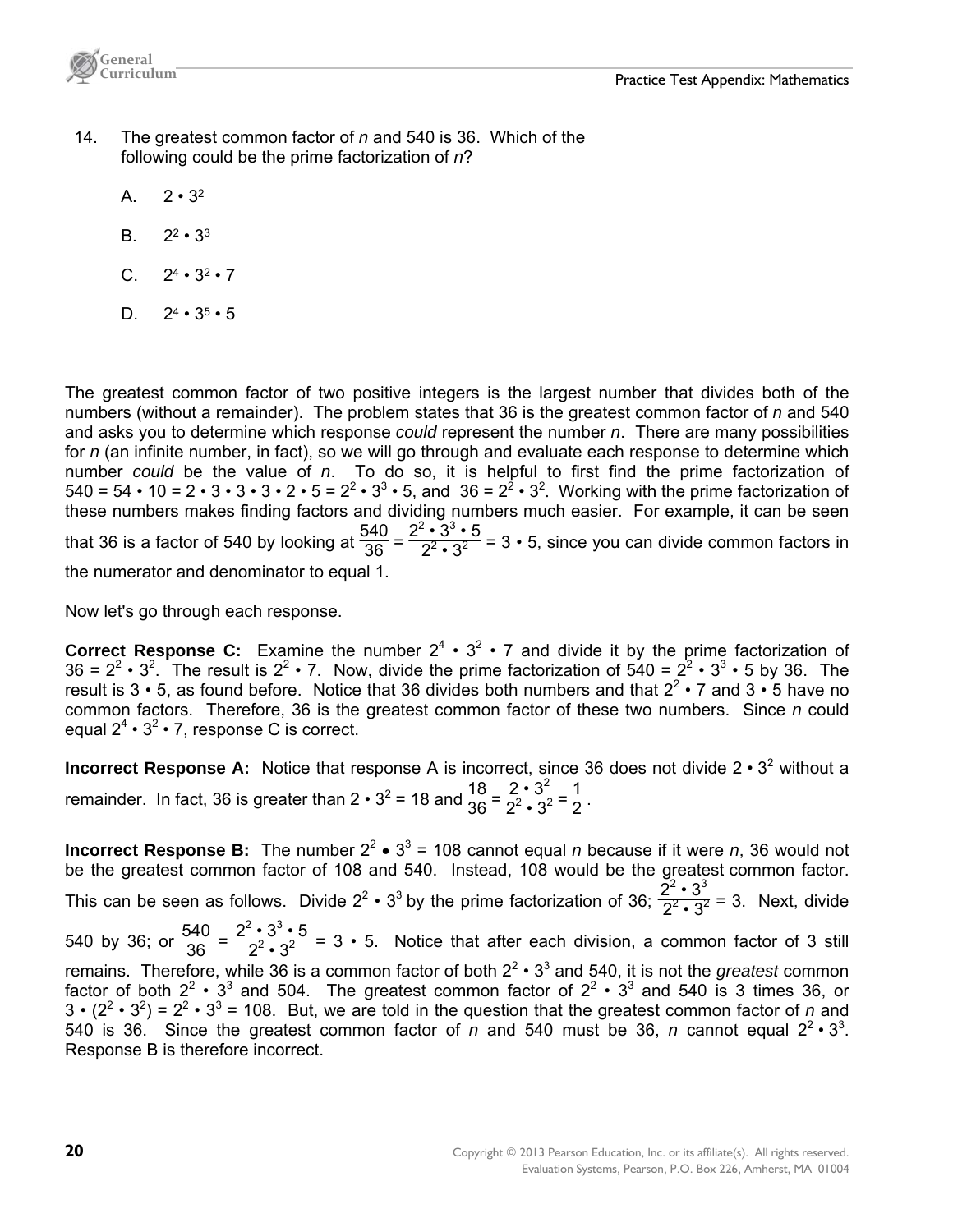14. The greatest common factor of *n* and 540 is 36. Which of the following could be the prime factorization of *n*?

    A. $2 \cdot 3^2$

    B. $2^2 \cdot 3^3$

    C. $2^4 \cdot 3^2 \cdot 7$

    D. $2^4 \cdot 3^5 \cdot 5$

The greatest common factor of two positive integers is the largest number that divides both of the numbers (without a remainder). The problem states that 36 is the greatest common factor of *n* and 540 and asks you to determine which response *could* represent the number *n*. There are many possibilities for *n* (an infinite number, in fact), so we will go through and evaluate each response to determine which number *could* be the value of *n*. To do so, it is helpful to first find the prime factorization of $540 = 54 \cdot 10 = 2 \cdot 3 \cdot 3 \cdot 3 \cdot 2 \cdot 5 = 2^2 \cdot 3^3 \cdot 5$, and $36 = 2^2 \cdot 3^2$. Working with the prime factorization of these numbers makes finding factors and dividing numbers much easier. For example, it can be seen that 36 is a factor of 540 by looking at $\frac{540}{36} = \frac{2^2 \cdot 3^3 \cdot 5}{2^2 \cdot 3^2} = 3 \cdot 5$, since you can divide common factors in the numerator and denominator to equal 1.

Now let's go through each response.

**Correct Response C:** Examine the number $2^4 \cdot 3^2 \cdot 7$ and divide it by the prime factorization of $36 = 2^2 \cdot 3^2$. The result is $2^2 \cdot 7$. Now, divide the prime factorization of $540 = 2^2 \cdot 3^3 \cdot 5$ by 36. The result is $3 \cdot 5$, as found before. Notice that 36 divides both numbers and that $2^2 \cdot 7$ and $3 \cdot 5$ have no common factors. Therefore, 36 is the greatest common factor of these two numbers. Since *n* could equal $2^4 \cdot 3^2 \cdot 7$, response C is correct.

**Incorrect Response A:** Notice that response A is incorrect, since 36 does not divide $2 \cdot 3^2$ without a remainder. In fact, 36 is greater than $2 \cdot 3^2 = 18$ and $\frac{18}{36} = \frac{2 \cdot 3^2}{2^2 \cdot 3^2} = \frac{1}{2}$.

**Incorrect Response B:** The number $2^2 \bullet 3^3 = 108$ cannot equal *n* because if it were *n*, 36 would not be the greatest common factor of 108 and 540. Instead, 108 would be the greatest common factor. This can be seen as follows. Divide $2^2 \cdot 3^3$ by the prime factorization of 36; $\frac{2^2 \cdot 3^3}{2^2 \cdot 3^2} = 3$. Next, divide 540 by 36; or $\frac{540}{36} = \frac{2^2 \cdot 3^3 \cdot 5}{2^2 \cdot 3^2} = 3 \cdot 5$. Notice that after each division, a common factor of 3 still remains. Therefore, while 36 is a common factor of both $2^2 \cdot 3^3$ and 540, it is not the *greatest* common factor of both $2^2 \cdot 3^3$ and 504. The greatest common factor of $2^2 \cdot 3^3$ and 540 is 3 times 36, or $3 \cdot (2^2 \cdot 3^2) = 2^2 \cdot 3^3 = 108$. But, we are told in the question that the greatest common factor of *n* and 540 is 36. Since the greatest common factor of *n* and 540 must be 36, *n* cannot equal $2^2 \cdot 3^3$. Response B is therefore incorrect.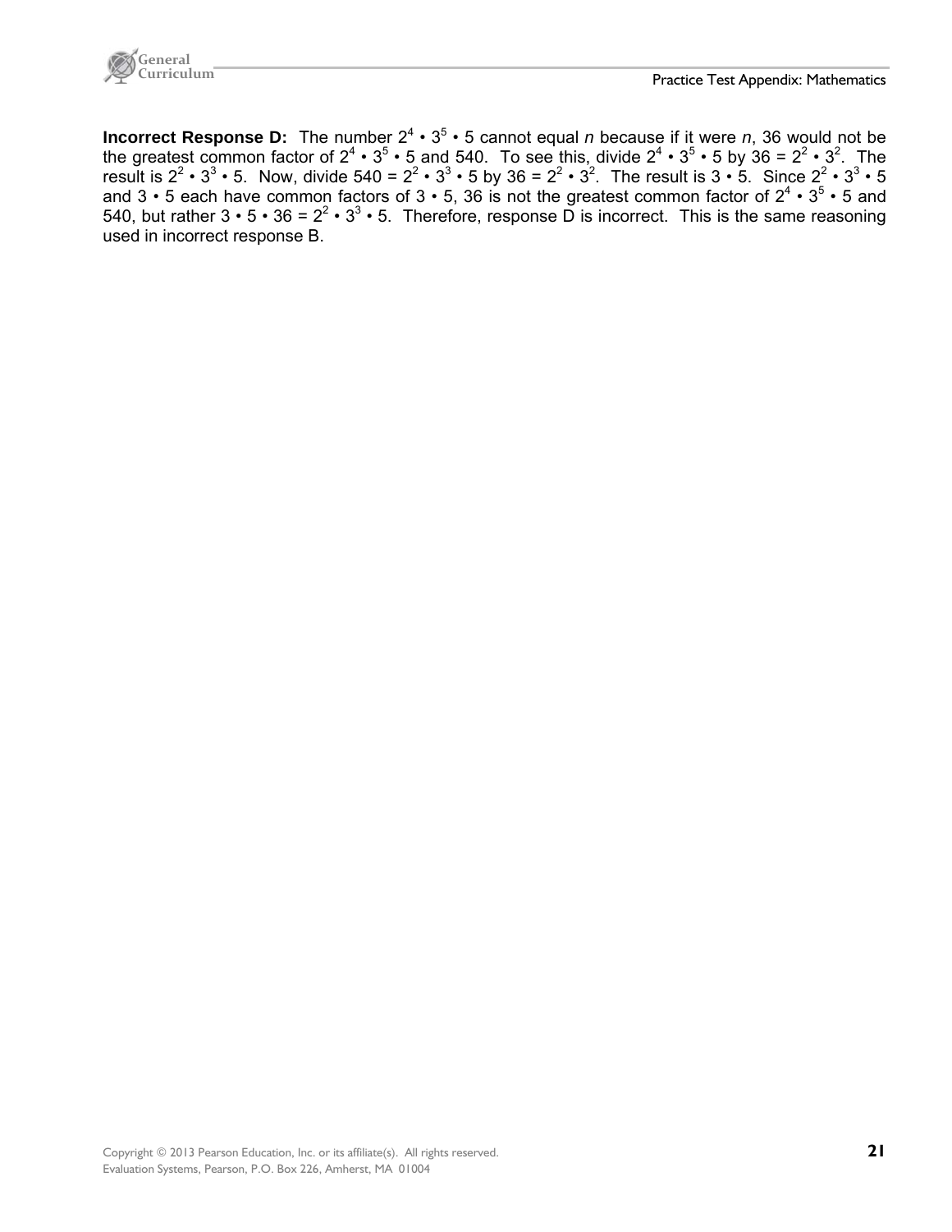**Incorrect Response D:** The number $2^4 \cdot 3^5 \cdot 5$ cannot equal *n* because if it were *n*, 36 would not be the greatest common factor of $2^4 \cdot 3^5 \cdot 5$ and 540. To see this, divide $2^4 \cdot 3^5 \cdot 5$ by $36 = 2^2 \cdot 3^2$. The result is $2^2 \cdot 3^3 \cdot 5$. Now, divide $540 = 2^2 \cdot 3^3 \cdot 5$ by $36 = 2^2 \cdot 3^2$. The result is $3 \cdot 5$. Since $2^2 \cdot 3^3 \cdot 5$ and $3 \cdot 5$ each have common factors of $3 \cdot 5$, 36 is not the greatest common factor of $2^4 \cdot 3^5 \cdot 5$ and 540, but rather $3 \cdot 5 \cdot 36 = 2^2 \cdot 3^3 \cdot 5$. Therefore, response D is incorrect. This is the same reasoning used in incorrect response B.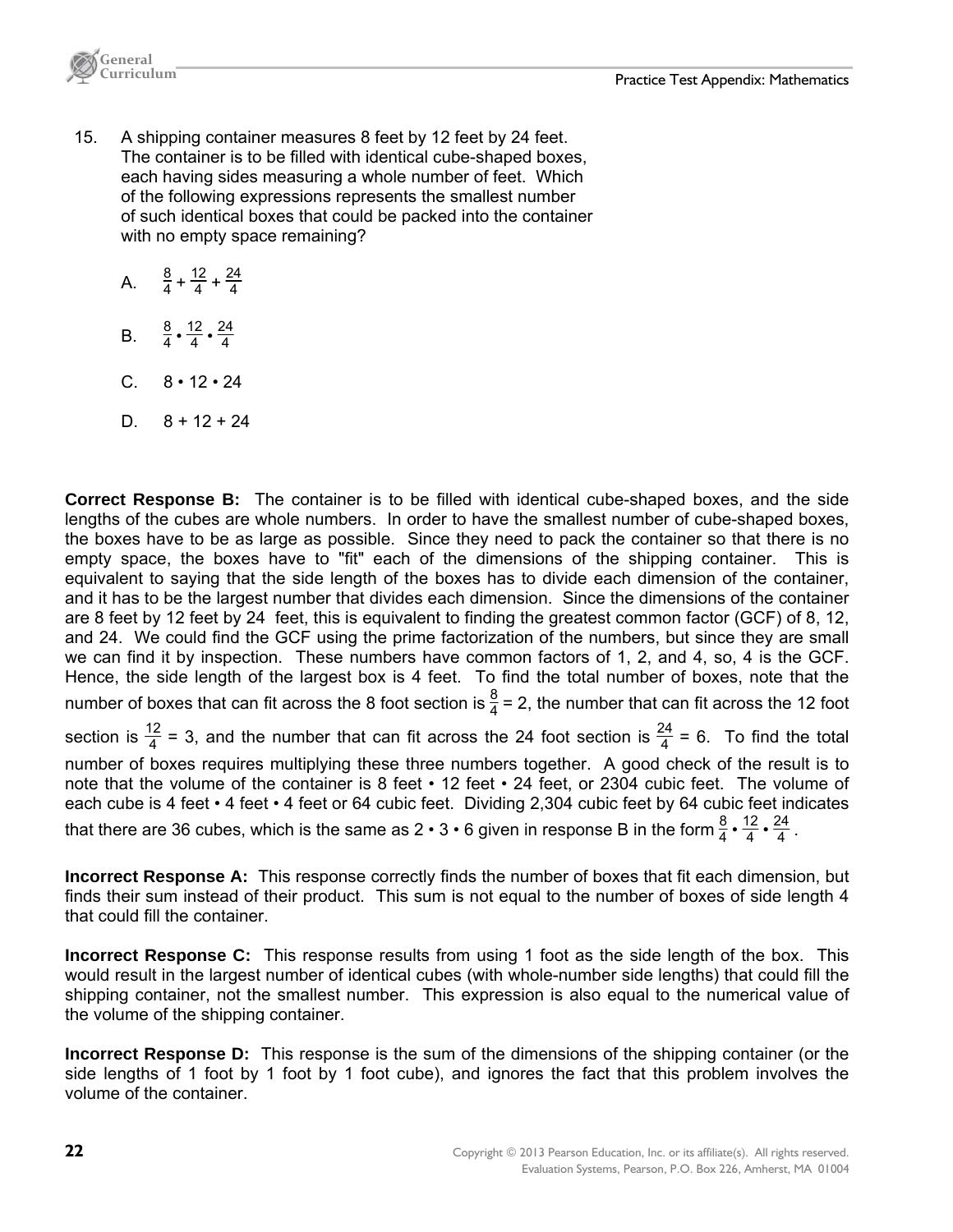15. A shipping container measures 8 feet by 12 feet by 24 feet. The container is to be filled with identical cube-shaped boxes, each having sides measuring a whole number of feet. Which of the following expressions represents the smallest number of such identical boxes that could be packed into the container with no empty space remaining?

    A. $\frac{8}{4} + \frac{12}{4} + \frac{24}{4}$

    B. $\frac{8}{4} \cdot \frac{12}{4} \cdot \frac{24}{4}$

    C. $8 \cdot 12 \cdot 24$

    D. $8 + 12 + 24$

**Correct Response B:** The container is to be filled with identical cube-shaped boxes, and the side lengths of the cubes are whole numbers. In order to have the smallest number of cube-shaped boxes, the boxes have to be as large as possible. Since they need to pack the container so that there is no empty space, the boxes have to "fit" each of the dimensions of the shipping container. This is equivalent to saying that the side length of the boxes has to divide each dimension of the container, and it has to be the largest number that divides each dimension. Since the dimensions of the container are 8 feet by 12 feet by 24 feet, this is equivalent to finding the greatest common factor (GCF) of 8, 12, and 24. We could find the GCF using the prime factorization of the numbers, but since they are small we can find it by inspection. These numbers have common factors of 1, 2, and 4, so, 4 is the GCF. Hence, the side length of the largest box is 4 feet. To find the total number of boxes, note that the number of boxes that can fit across the 8 foot section is $\frac{8}{4} = 2$, the number that can fit across the 12 foot section is $\frac{12}{4} = 3$, and the number that can fit across the 24 foot section is $\frac{24}{4} = 6$. To find the total number of boxes requires multiplying these three numbers together. A good check of the result is to note that the volume of the container is 8 feet • 12 feet • 24 feet, or 2304 cubic feet. The volume of each cube is 4 feet • 4 feet • 4 feet or 64 cubic feet. Dividing 2,304 cubic feet by 64 cubic feet indicates that there are 36 cubes, which is the same as $2 \cdot 3 \cdot 6$ given in response B in the form $\frac{8}{4} \cdot \frac{12}{4} \cdot \frac{24}{4}$.

**Incorrect Response A:** This response correctly finds the number of boxes that fit each dimension, but finds their sum instead of their product. This sum is not equal to the number of boxes of side length 4 that could fill the container.

**Incorrect Response C:** This response results from using 1 foot as the side length of the box. This would result in the largest number of identical cubes (with whole-number side lengths) that could fill the shipping container, not the smallest number. This expression is also equal to the numerical value of the volume of the shipping container.

**Incorrect Response D:** This response is the sum of the dimensions of the shipping container (or the side lengths of 1 foot by 1 foot by 1 foot cube), and ignores the fact that this problem involves the volume of the container.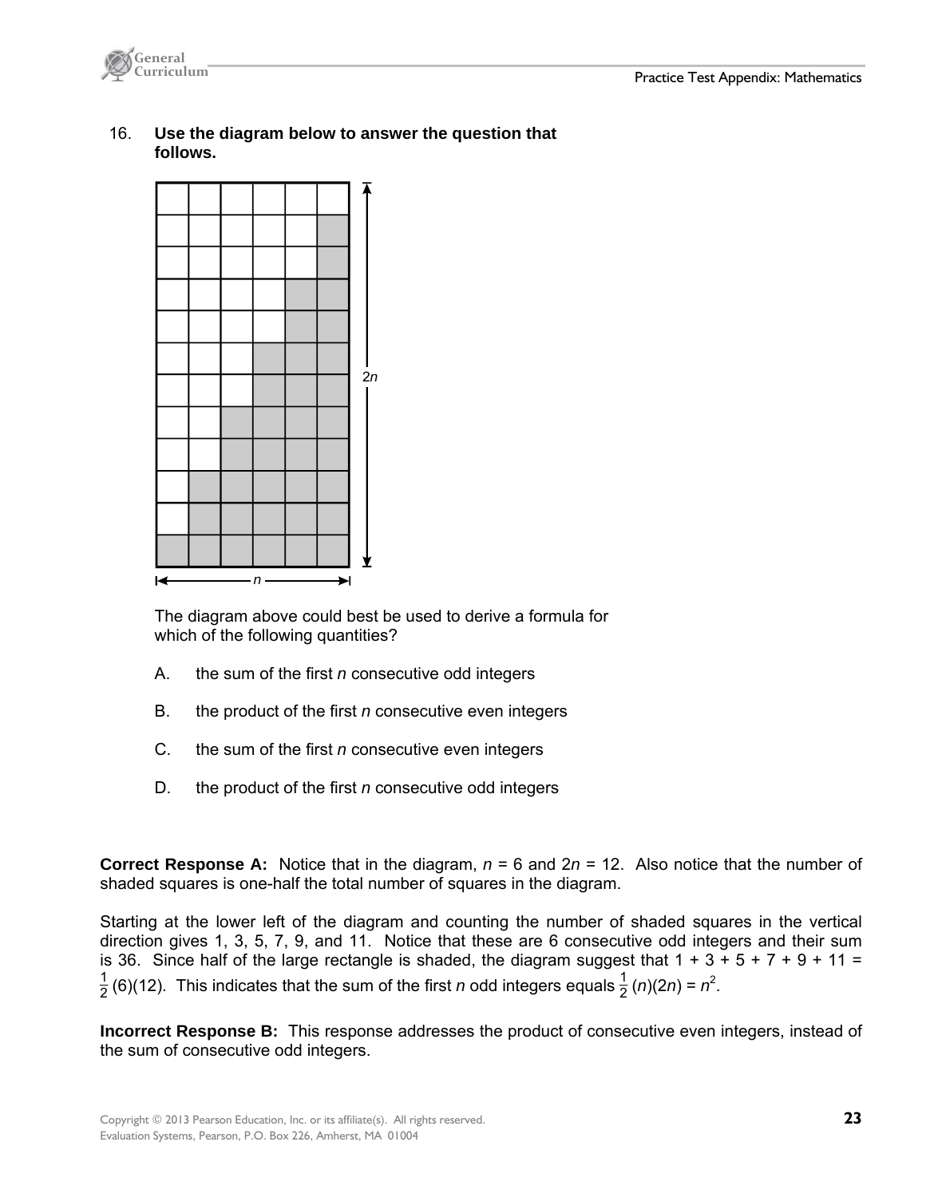16. **Use the diagram below to answer the question that follows.**

The diagram above could best be used to derive a formula for which of the following quantities?

A. the sum of the first $n$ consecutive odd integers

B. the product of the first $n$ consecutive even integers

C. the sum of the first $n$ consecutive even integers

D. the product of the first $n$ consecutive odd integers

**Correct Response A:** Notice that in the diagram, $n = 6$ and $2n = 12$. Also notice that the number of shaded squares is one-half the total number of squares in the diagram.

Starting at the lower left of the diagram and counting the number of shaded squares in the vertical direction gives 1, 3, 5, 7, 9, and 11. Notice that these are 6 consecutive odd integers and their sum is 36. Since half of the large rectangle is shaded, the diagram suggest that $1 + 3 + 5 + 7 + 9 + 11 = \frac{1}{2}(6)(12)$. This indicates that the sum of the first $n$ odd integers equals $\frac{1}{2}(n)(2n) = n^2$.

**Incorrect Response B:** This response addresses the product of consecutive even integers, instead of the sum of consecutive odd integers.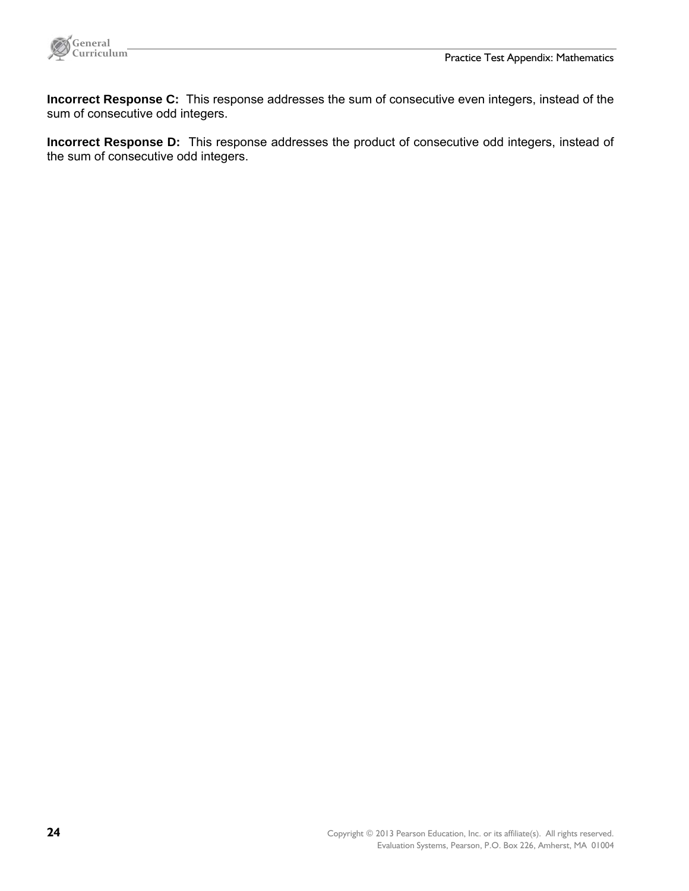**Incorrect Response C:** This response addresses the sum of consecutive even integers, instead of the sum of consecutive odd integers.

**Incorrect Response D:** This response addresses the product of consecutive odd integers, instead of the sum of consecutive odd integers.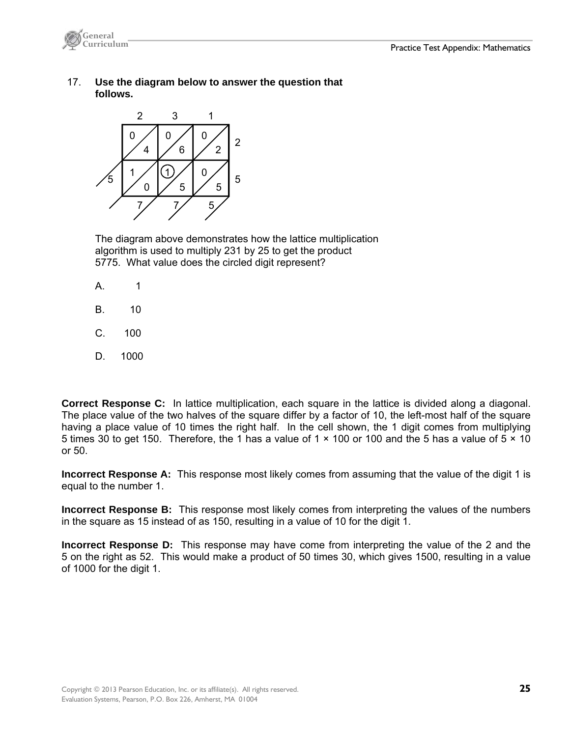17. **Use the diagram below to answer the question that follows.**

|  | 2 | 3 | 1 |  |
|---|---|---|---|---|
|  | 0 / 4 | 0 / 6 | 0 / 2 | 2 |
| 5 | 1 / 0 | (1) / 5 | 0 / 5 | 5 |
|  | 7 | 7 | 5 |  |

The diagram above demonstrates how the lattice multiplication algorithm is used to multiply 231 by 25 to get the product 5775. What value does the circled digit represent?

A. 1

B. 10

C. 100

D. 1000

**Correct Response C:** In lattice multiplication, each square in the lattice is divided along a diagonal. The place value of the two halves of the square differ by a factor of 10, the left-most half of the square having a place value of 10 times the right half. In the cell shown, the 1 digit comes from multiplying 5 times 30 to get 150. Therefore, the 1 has a value of $1 \times 100$ or 100 and the 5 has a value of $5 \times 10$ or 50.

**Incorrect Response A:** This response most likely comes from assuming that the value of the digit 1 is equal to the number 1.

**Incorrect Response B:** This response most likely comes from interpreting the values of the numbers in the square as 15 instead of as 150, resulting in a value of 10 for the digit 1.

**Incorrect Response D:** This response may have come from interpreting the value of the 2 and the 5 on the right as 52. This would make a product of 50 times 30, which gives 1500, resulting in a value of 1000 for the digit 1.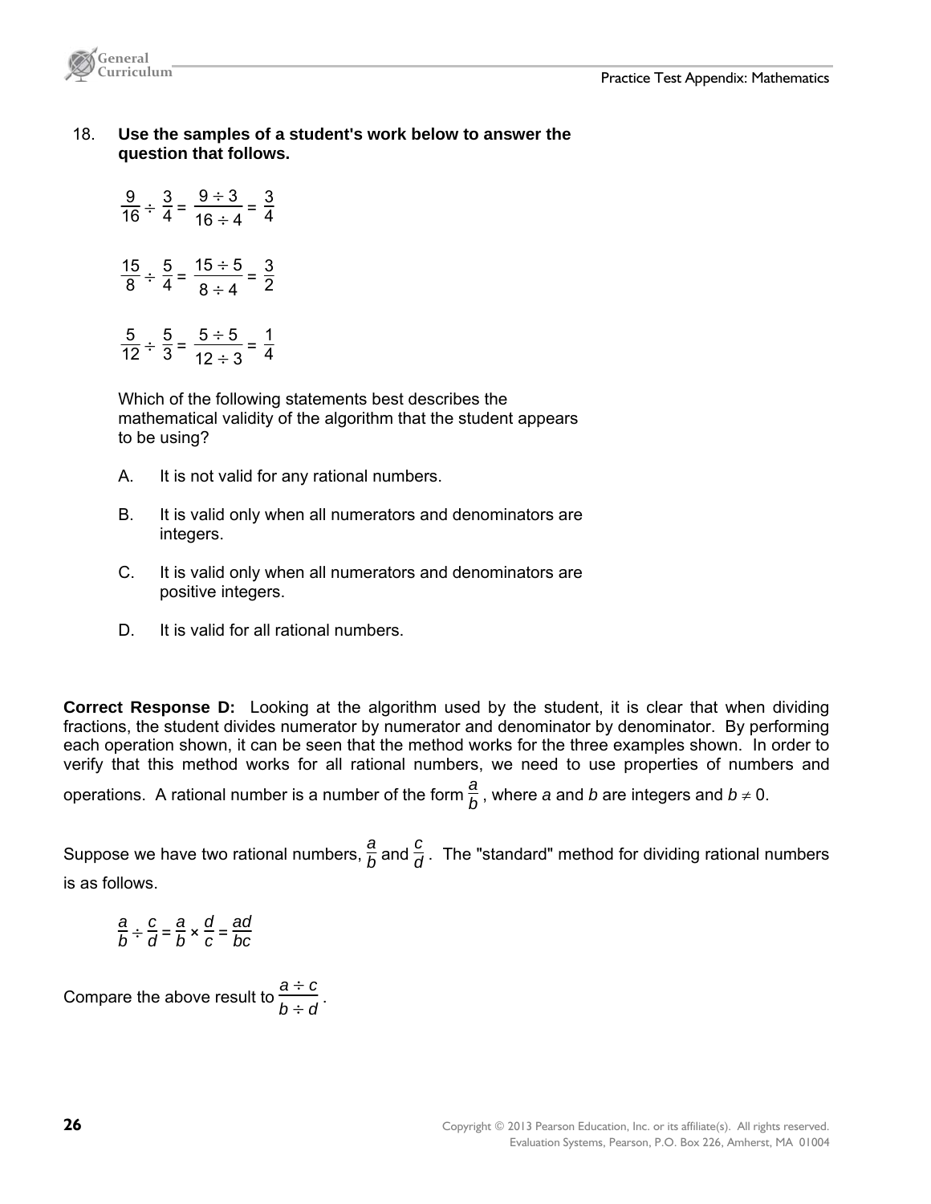18. **Use the samples of a student's work below to answer the question that follows.**

$$\frac{9}{16} \div \frac{3}{4} = \frac{9 \div 3}{16 \div 4} = \frac{3}{4}$$

$$\frac{15}{8} \div \frac{5}{4} = \frac{15 \div 5}{8 \div 4} = \frac{3}{2}$$

$$\frac{5}{12} \div \frac{5}{3} = \frac{5 \div 5}{12 \div 3} = \frac{1}{4}$$

Which of the following statements best describes the mathematical validity of the algorithm that the student appears to be using?

A. It is not valid for any rational numbers.

B. It is valid only when all numerators and denominators are integers.

C. It is valid only when all numerators and denominators are positive integers.

D. It is valid for all rational numbers.

**Correct Response D:** Looking at the algorithm used by the student, it is clear that when dividing fractions, the student divides numerator by numerator and denominator by denominator. By performing each operation shown, it can be seen that the method works for the three examples shown. In order to verify that this method works for all rational numbers, we need to use properties of numbers and operations. A rational number is a number of the form $\frac{a}{b}$, where $a$ and $b$ are integers and $b \neq 0$.

Suppose we have two rational numbers, $\frac{a}{b}$ and $\frac{c}{d}$. The "standard" method for dividing rational numbers is as follows.

$$\frac{a}{b} \div \frac{c}{d} = \frac{a}{b} \times \frac{d}{c} = \frac{ad}{bc}$$

Compare the above result to $\frac{a \div c}{b \div d}$.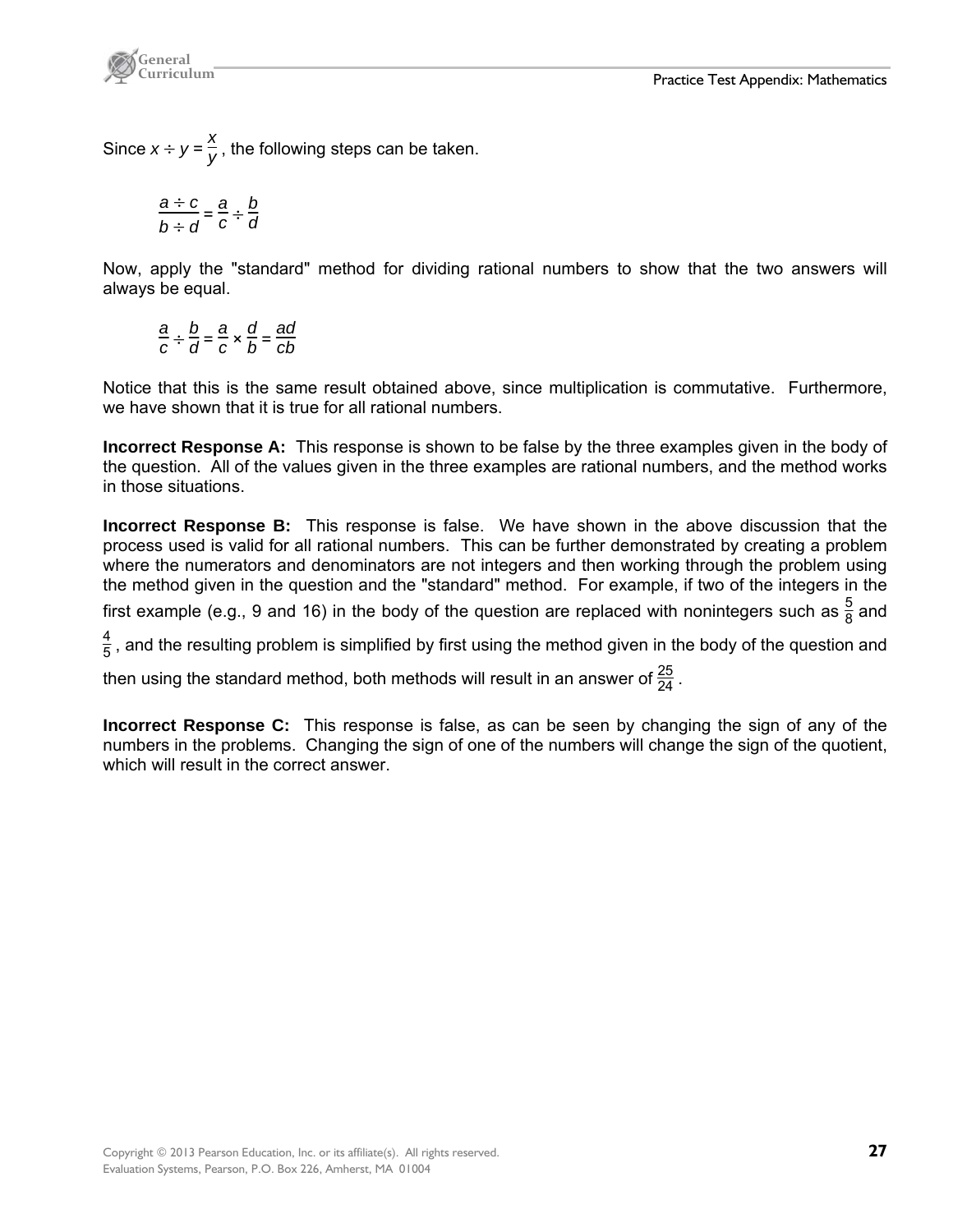Since $x \div y = \frac{x}{y}$, the following steps can be taken.

$$\frac{a \div c}{b \div d} = \frac{a}{c} \div \frac{b}{d}$$

Now, apply the "standard" method for dividing rational numbers to show that the two answers will always be equal.

$$\frac{a}{c} \div \frac{b}{d} = \frac{a}{c} \times \frac{d}{b} = \frac{ad}{cb}$$

Notice that this is the same result obtained above, since multiplication is commutative. Furthermore, we have shown that it is true for all rational numbers.

**Incorrect Response A:** This response is shown to be false by the three examples given in the body of the question. All of the values given in the three examples are rational numbers, and the method works in those situations.

**Incorrect Response B:** This response is false. We have shown in the above discussion that the process used is valid for all rational numbers. This can be further demonstrated by creating a problem where the numerators and denominators are not integers and then working through the problem using the method given in the question and the "standard" method. For example, if two of the integers in the first example (e.g., 9 and 16) in the body of the question are replaced with nonintegers such as $\frac{5}{8}$ and $\frac{4}{5}$, and the resulting problem is simplified by first using the method given in the body of the question and then using the standard method, both methods will result in an answer of $\frac{25}{24}$.

**Incorrect Response C:** This response is false, as can be seen by changing the sign of any of the numbers in the problems. Changing the sign of one of the numbers will change the sign of the quotient, which will result in the correct answer.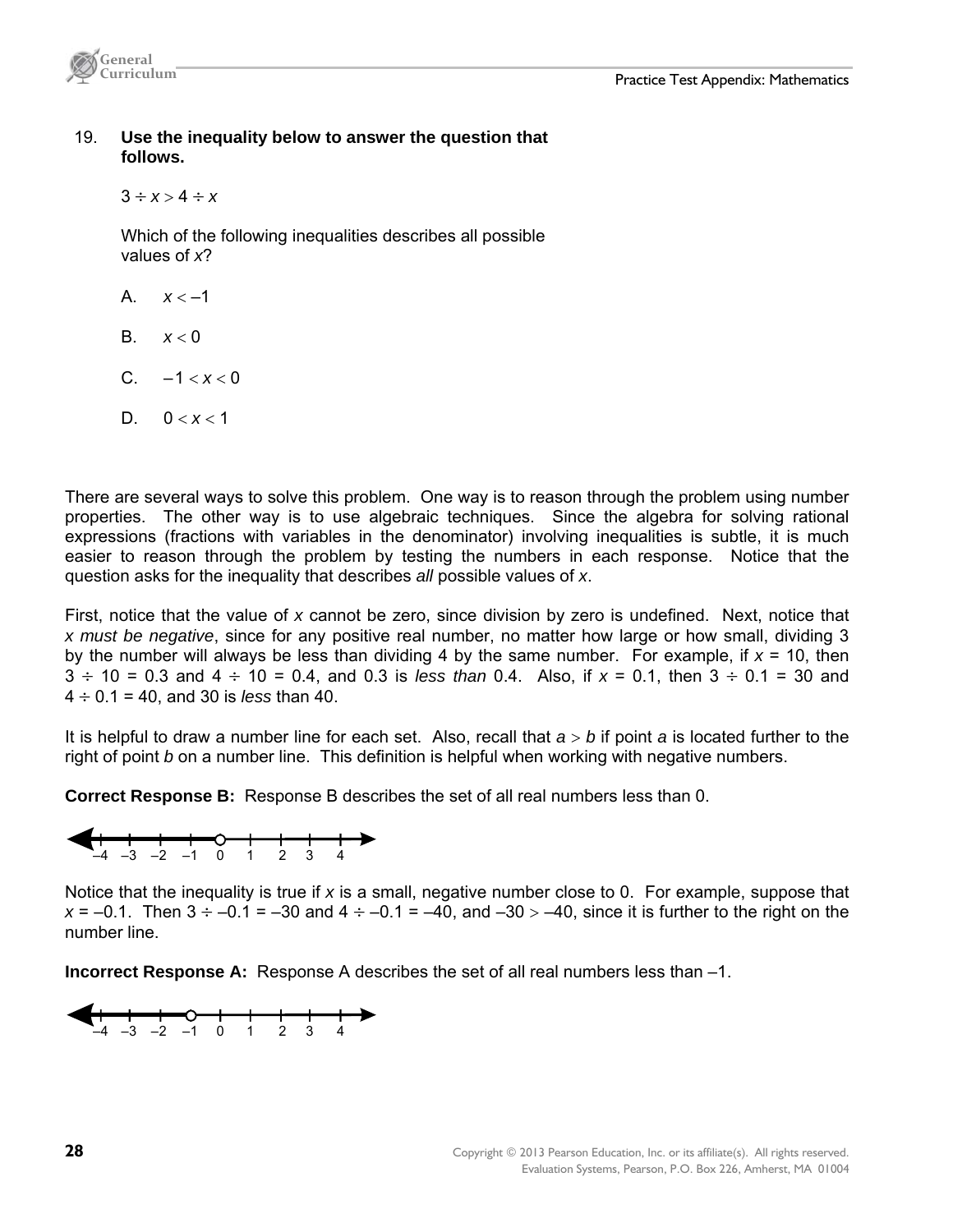19. **Use the inequality below to answer the question that follows.**

$3 \div x > 4 \div x$

Which of the following inequalities describes all possible values of $x$?

A. $x < -1$

B. $x < 0$

C. $-1 < x < 0$

D. $0 < x < 1$

There are several ways to solve this problem. One way is to reason through the problem using number properties. The other way is to use algebraic techniques. Since the algebra for solving rational expressions (fractions with variables in the denominator) involving inequalities is subtle, it is much easier to reason through the problem by testing the numbers in each response. Notice that the question asks for the inequality that describes *all* possible values of $x$.

First, notice that the value of $x$ cannot be zero, since division by zero is undefined. Next, notice that *x must be negative*, since for any positive real number, no matter how large or how small, dividing 3 by the number will always be less than dividing 4 by the same number. For example, if $x = 10$, then $3 \div 10 = 0.3$ and $4 \div 10 = 0.4$, and 0.3 is *less than* 0.4. Also, if $x = 0.1$, then $3 \div 0.1 = 30$ and $4 \div 0.1 = 40$, and 30 is *less* than 40.

It is helpful to draw a number line for each set. Also, recall that $a > b$ if point $a$ is located further to the right of point $b$ on a number line. This definition is helpful when working with negative numbers.

**Correct Response B:** Response B describes the set of all real numbers less than 0.

–4 –3 –2 –1 0 1 2 3 4

Notice that the inequality is true if $x$ is a small, negative number close to 0. For example, suppose that $x = -0.1$. Then $3 \div -0.1 = -30$ and $4 \div -0.1 = -40$, and $-30 > -40$, since it is further to the right on the number line.

**Incorrect Response A:** Response A describes the set of all real numbers less than –1.

–4 –3 –2 –1 0 1 2 3 4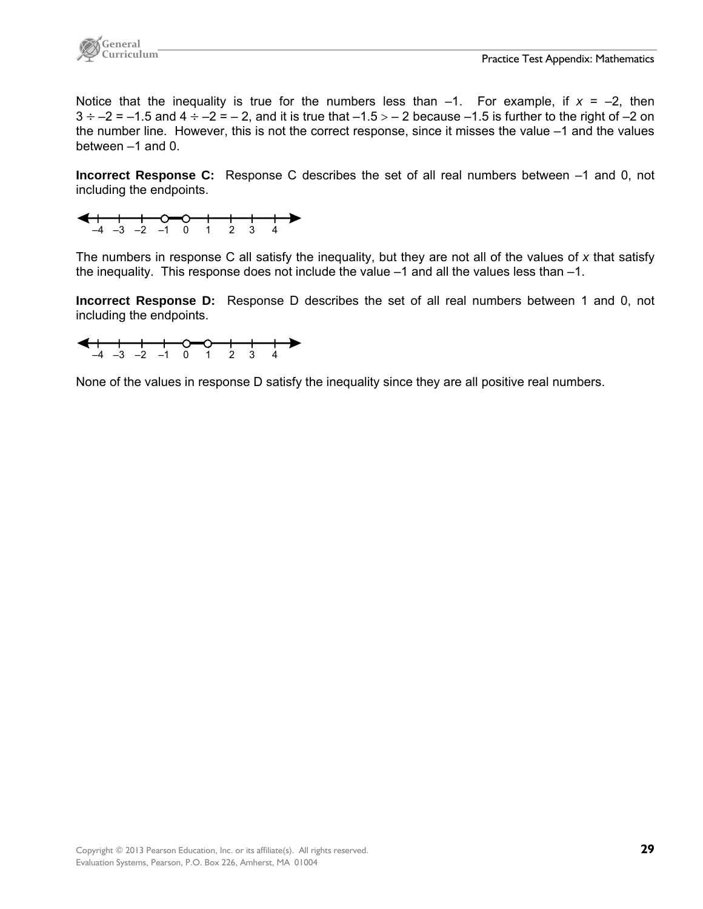Notice that the inequality is true for the numbers less than $-1$. For example, if $x = -2$, then $3 \div -2 = -1.5$ and $4 \div -2 = -2$, and it is true that $-1.5 > -2$ because $-1.5$ is further to the right of $-2$ on the number line. However, this is not the correct response, since it misses the value $-1$ and the values between $-1$ and 0.

**Incorrect Response C:** Response C describes the set of all real numbers between $-1$ and 0, not including the endpoints.

The numbers in response C all satisfy the inequality, but they are not all of the values of $x$ that satisfy the inequality. This response does not include the value $-1$ and all the values less than $-1$.

**Incorrect Response D:** Response D describes the set of all real numbers between 1 and 0, not including the endpoints.

None of the values in response D satisfy the inequality since they are all positive real numbers.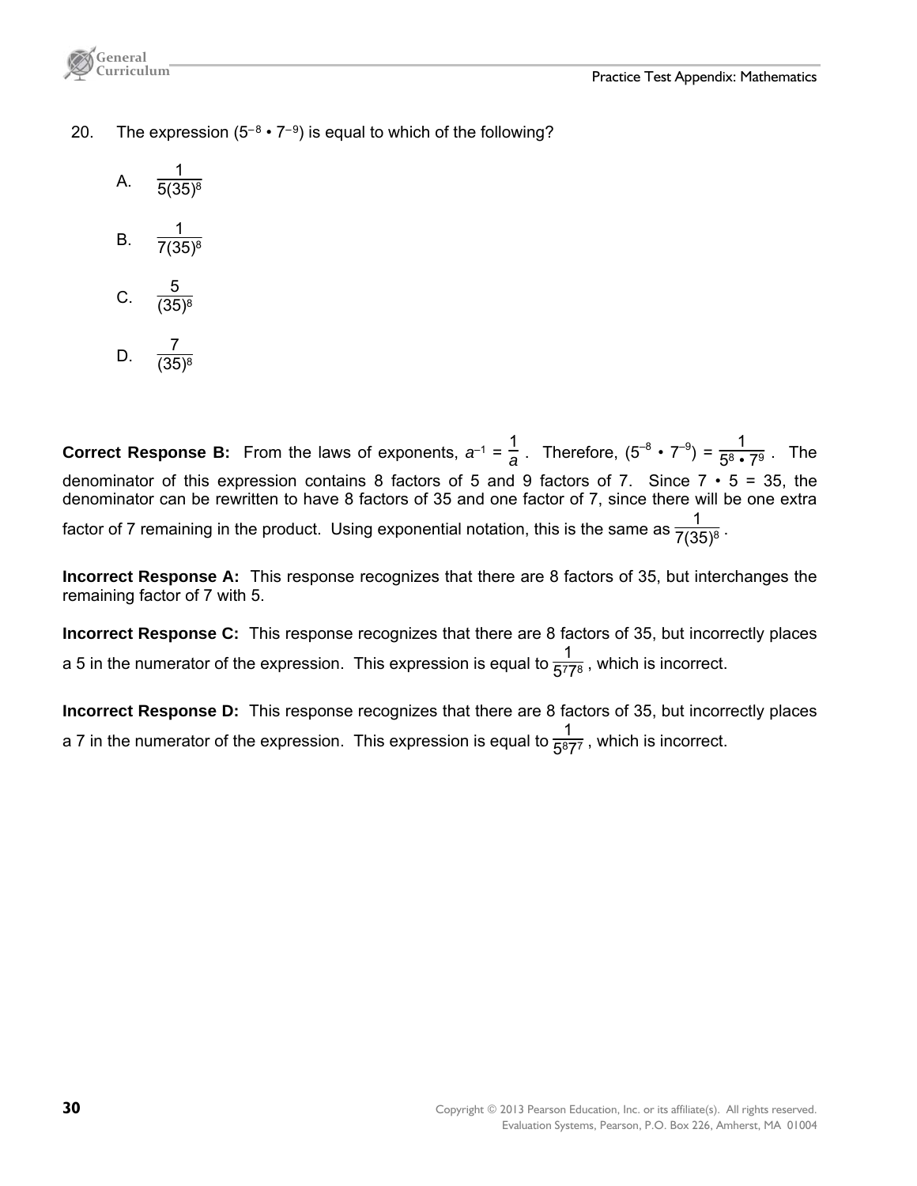20. The expression $(5^{-8} \cdot 7^{-9})$ is equal to which of the following?

A. $\frac{1}{5(35)^8}$

B. $\frac{1}{7(35)^8}$

C. $\frac{5}{(35)^8}$

D. $\frac{7}{(35)^8}$

**Correct Response B:** From the laws of exponents, $a^{-1} = \frac{1}{a}$. Therefore, $(5^{-8} \cdot 7^{-9}) = \frac{1}{5^8 \cdot 7^9}$. The denominator of this expression contains 8 factors of 5 and 9 factors of 7. Since $7 \cdot 5 = 35$, the denominator can be rewritten to have 8 factors of 35 and one factor of 7, since there will be one extra factor of 7 remaining in the product. Using exponential notation, this is the same as $\frac{1}{7(35)^8}$.

**Incorrect Response A:** This response recognizes that there are 8 factors of 35, but interchanges the remaining factor of 7 with 5.

**Incorrect Response C:** This response recognizes that there are 8 factors of 35, but incorrectly places a 5 in the numerator of the expression. This expression is equal to $\frac{1}{5^7 7^8}$, which is incorrect.

**Incorrect Response D:** This response recognizes that there are 8 factors of 35, but incorrectly places a 7 in the numerator of the expression. This expression is equal to $\frac{1}{5^8 7^7}$, which is incorrect.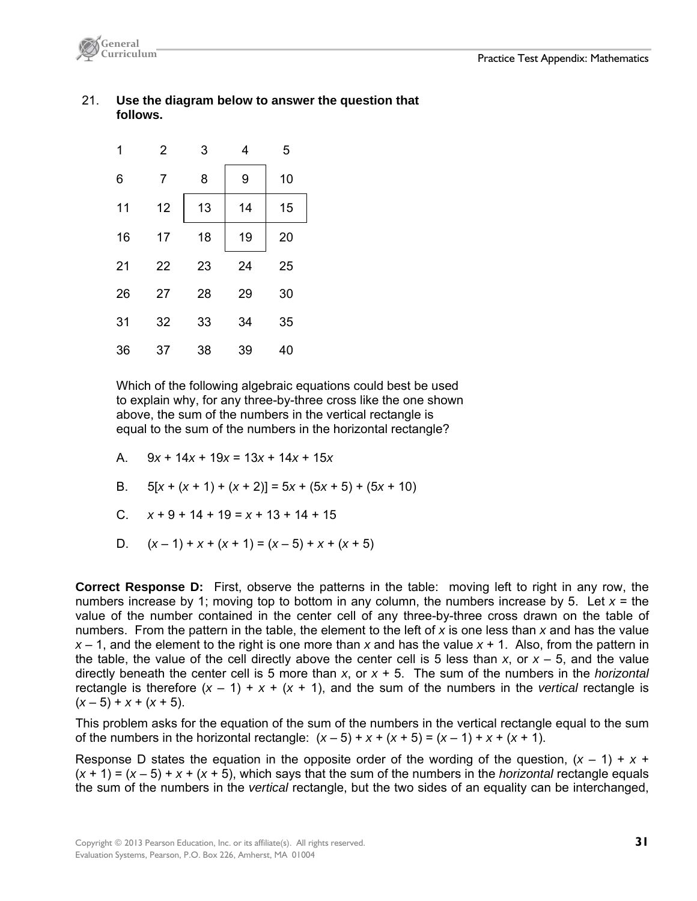21. **Use the diagram below to answer the question that follows.**

| | | | | |
|---|---|---|---|---|
| 1 | 2 | 3 | 4 | 5 |
| 6 | 7 | 8 | 9 | 10 |
| 11 | 12 | 13 | 14 | 15 |
| 16 | 17 | 18 | 19 | 20 |
| 21 | 22 | 23 | 24 | 25 |
| 26 | 27 | 28 | 29 | 30 |
| 31 | 32 | 33 | 34 | 35 |
| 36 | 37 | 38 | 39 | 40 |

Which of the following algebraic equations could best be used to explain why, for any three-by-three cross like the one shown above, the sum of the numbers in the vertical rectangle is equal to the sum of the numbers in the horizontal rectangle?

A. $9x + 14x + 19x = 13x + 14x + 15x$

B. $5[x + (x + 1) + (x + 2)] = 5x + (5x + 5) + (5x + 10)$

C. $x + 9 + 14 + 19 = x + 13 + 14 + 15$

D. $(x – 1) + x + (x + 1) = (x – 5) + x + (x + 5)$

**Correct Response D:** First, observe the patterns in the table: moving left to right in any row, the numbers increase by 1; moving top to bottom in any column, the numbers increase by 5. Let $x$ = the value of the number contained in the center cell of any three-by-three cross drawn on the table of numbers. From the pattern in the table, the element to the left of $x$ is one less than $x$ and has the value $x – 1$, and the element to the right is one more than $x$ and has the value $x + 1$. Also, from the pattern in the table, the value of the cell directly above the center cell is 5 less than $x$, or $x – 5$, and the value directly beneath the center cell is 5 more than $x$, or $x + 5$. The sum of the numbers in the *horizontal* rectangle is therefore $(x – 1) + x + (x + 1)$, and the sum of the numbers in the *vertical* rectangle is $(x – 5) + x + (x + 5)$.

This problem asks for the equation of the sum of the numbers in the vertical rectangle equal to the sum of the numbers in the horizontal rectangle: $(x – 5) + x + (x + 5) = (x – 1) + x + (x + 1)$.

Response D states the equation in the opposite order of the wording of the question, $(x – 1) + x + (x + 1) = (x – 5) + x + (x + 5)$, which says that the sum of the numbers in the *horizontal* rectangle equals the sum of the numbers in the *vertical* rectangle, but the two sides of an equality can be interchanged,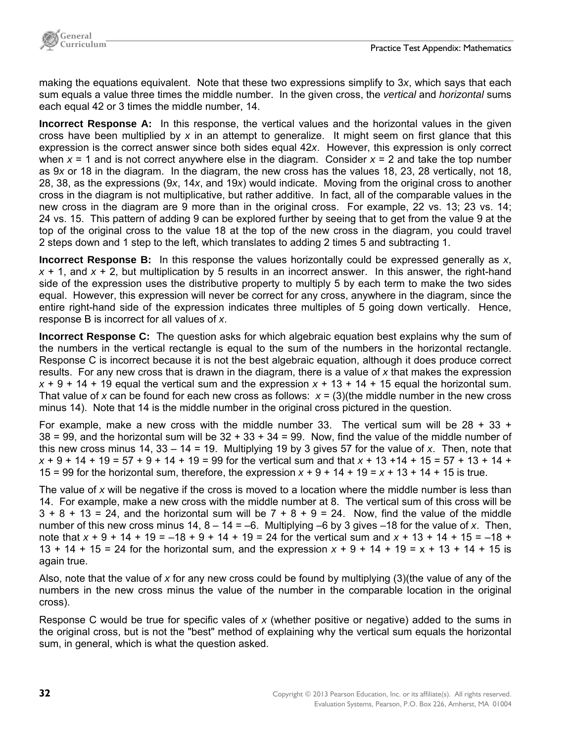making the equations equivalent. Note that these two expressions simplify to $3x$, which says that each sum equals a value three times the middle number. In the given cross, the *vertical* and *horizontal* sums each equal 42 or 3 times the middle number, 14.

**Incorrect Response A:** In this response, the vertical values and the horizontal values in the given cross have been multiplied by $x$ in an attempt to generalize. It might seem on first glance that this expression is the correct answer since both sides equal $42x$. However, this expression is only correct when $x = 1$ and is not correct anywhere else in the diagram. Consider $x = 2$ and take the top number as $9x$ or 18 in the diagram. In the diagram, the new cross has the values 18, 23, 28 vertically, not 18, 28, 38, as the expressions ($9x$, $14x$, and $19x$) would indicate. Moving from the original cross to another cross in the diagram is not multiplicative, but rather additive. In fact, all of the comparable values in the new cross in the diagram are 9 more than in the original cross. For example, 22 vs. 13; 23 vs. 14; 24 vs. 15. This pattern of adding 9 can be explored further by seeing that to get from the value 9 at the top of the original cross to the value 18 at the top of the new cross in the diagram, you could travel 2 steps down and 1 step to the left, which translates to adding 2 times 5 and subtracting 1.

**Incorrect Response B:** In this response the values horizontally could be expressed generally as $x$, $x + 1$, and $x + 2$, but multiplication by 5 results in an incorrect answer. In this answer, the right-hand side of the expression uses the distributive property to multiply 5 by each term to make the two sides equal. However, this expression will never be correct for any cross, anywhere in the diagram, since the entire right-hand side of the expression indicates three multiples of 5 going down vertically. Hence, response B is incorrect for all values of $x$.

**Incorrect Response C:** The question asks for which algebraic equation best explains why the sum of the numbers in the vertical rectangle is equal to the sum of the numbers in the horizontal rectangle. Response C is incorrect because it is not the best algebraic equation, although it does produce correct results. For any new cross that is drawn in the diagram, there is a value of $x$ that makes the expression $x + 9 + 14 + 19$ equal the vertical sum and the expression $x + 13 + 14 + 15$ equal the horizontal sum. That value of $x$ can be found for each new cross as follows: $x$ = (3)(the middle number in the new cross minus 14). Note that 14 is the middle number in the original cross pictured in the question.

For example, make a new cross with the middle number 33. The vertical sum will be $28 + 33 + 38 = 99$, and the horizontal sum will be $32 + 33 + 34 = 99$. Now, find the value of the middle number of this new cross minus 14, $33 - 14 = 19$. Multiplying 19 by 3 gives 57 for the value of $x$. Then, note that $x + 9 + 14 + 19 = 57 + 9 + 14 + 19 = 99$ for the vertical sum and that $x + 13 + 14 + 15 = 57 + 13 + 14 + 15 = 99$ for the horizontal sum, therefore, the expression $x + 9 + 14 + 19 = x + 13 + 14 + 15$ is true.

The value of $x$ will be negative if the cross is moved to a location where the middle number is less than 14. For example, make a new cross with the middle number at 8. The vertical sum of this cross will be $3 + 8 + 13 = 24$, and the horizontal sum will be $7 + 8 + 9 = 24$. Now, find the value of the middle number of this new cross minus 14, $8 - 14 = -6$. Multiplying $-6$ by 3 gives $-18$ for the value of $x$. Then, note that $x + 9 + 14 + 19 = -18 + 9 + 14 + 19 = 24$ for the vertical sum and $x + 13 + 14 + 15 = -18 + 13 + 14 + 15 = 24$ for the horizontal sum, and the expression $x + 9 + 14 + 19 = x + 13 + 14 + 15$ is again true.

Also, note that the value of $x$ for any new cross could be found by multiplying (3)(the value of any of the numbers in the new cross minus the value of the number in the comparable location in the original cross).

Response C would be true for specific vales of $x$ (whether positive or negative) added to the sums in the original cross, but is not the "best" method of explaining why the vertical sum equals the horizontal sum, in general, which is what the question asked.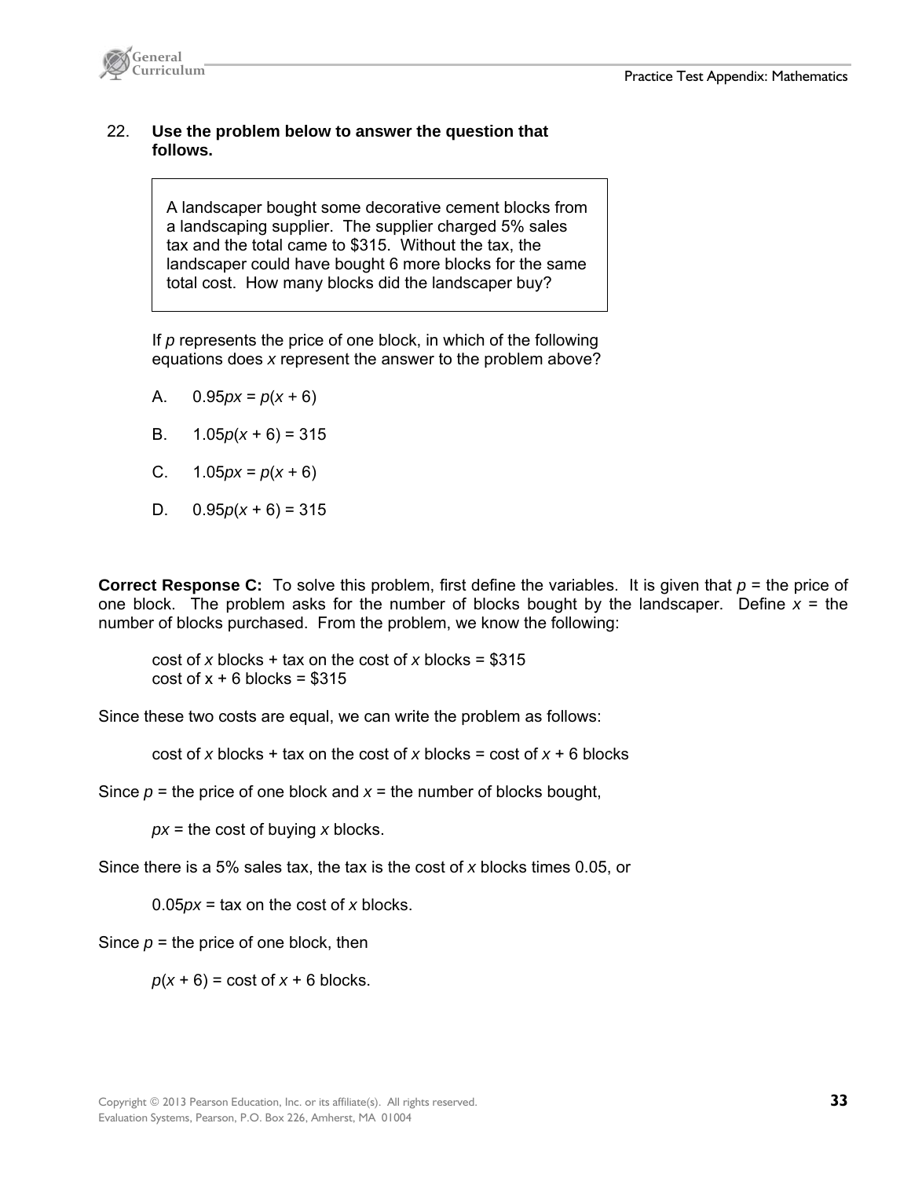22. **Use the problem below to answer the question that follows.**

> A landscaper bought some decorative cement blocks from a landscaping supplier. The supplier charged 5% sales tax and the total came to $315. Without the tax, the landscaper could have bought 6 more blocks for the same total cost. How many blocks did the landscaper buy?

If $p$ represents the price of one block, in which of the following equations does $x$ represent the answer to the problem above?

A. $0.95px = p(x + 6)$

B. $1.05p(x + 6) = 315$

C. $1.05px = p(x + 6)$

D. $0.95p(x + 6) = 315$

**Correct Response C:** To solve this problem, first define the variables. It is given that $p$ = the price of one block. The problem asks for the number of blocks bought by the landscaper. Define $x$ = the number of blocks purchased. From the problem, we know the following:

cost of $x$ blocks + tax on the cost of $x$ blocks = $315
cost of x + 6 blocks = $315

Since these two costs are equal, we can write the problem as follows:

cost of $x$ blocks + tax on the cost of $x$ blocks = cost of $x$ + 6 blocks

Since $p$ = the price of one block and $x$ = the number of blocks bought,

$px$ = the cost of buying $x$ blocks.

Since there is a 5% sales tax, the tax is the cost of $x$ blocks times 0.05, or

$0.05px$ = tax on the cost of $x$ blocks.

Since $p$ = the price of one block, then

$p(x + 6)$ = cost of $x$ + 6 blocks.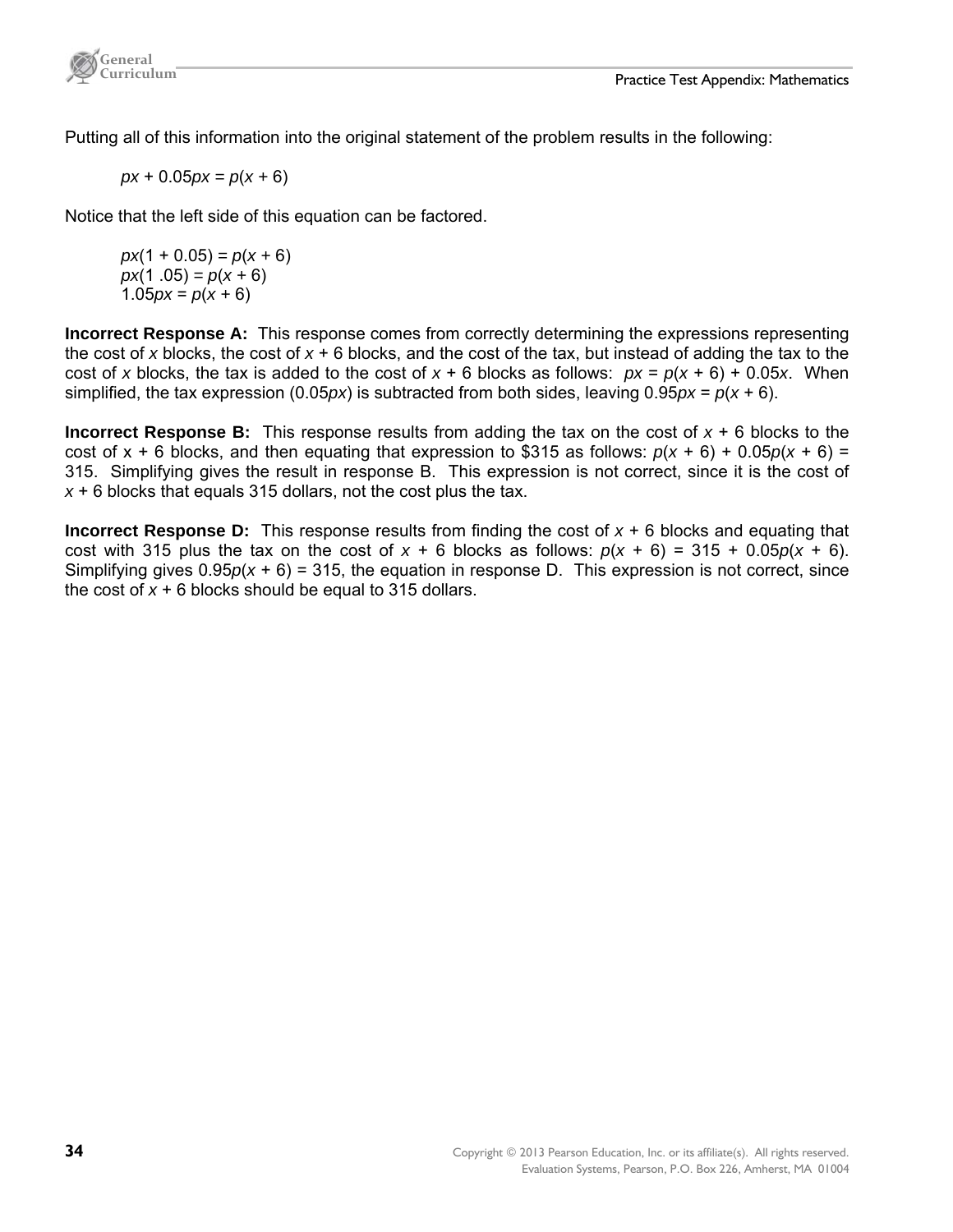Putting all of this information into the original statement of the problem results in the following:

$$px + 0.05px = p(x + 6)$$

Notice that the left side of this equation can be factored.

$$px(1 + 0.05) = p(x + 6)$$
$$px(1 .05) = p(x + 6)$$
$$1.05px = p(x + 6)$$

**Incorrect Response A:** This response comes from correctly determining the expressions representing the cost of $x$ blocks, the cost of $x + 6$ blocks, and the cost of the tax, but instead of adding the tax to the cost of $x$ blocks, the tax is added to the cost of $x + 6$ blocks as follows: $px = p(x + 6) + 0.05x$. When simplified, the tax expression ($0.05px$) is subtracted from both sides, leaving $0.95px = p(x + 6)$.

**Incorrect Response B:** This response results from adding the tax on the cost of $x + 6$ blocks to the cost of $x + 6$ blocks, and then equating that expression to $315 as follows: $p(x + 6) + 0.05p(x + 6) = 315$. Simplifying gives the result in response B. This expression is not correct, since it is the cost of $x + 6$ blocks that equals 315 dollars, not the cost plus the tax.

**Incorrect Response D:** This response results from finding the cost of $x + 6$ blocks and equating that cost with 315 plus the tax on the cost of $x + 6$ blocks as follows: $p(x + 6) = 315 + 0.05p(x + 6)$. Simplifying gives $0.95p(x + 6) = 315$, the equation in response D. This expression is not correct, since the cost of $x + 6$ blocks should be equal to 315 dollars.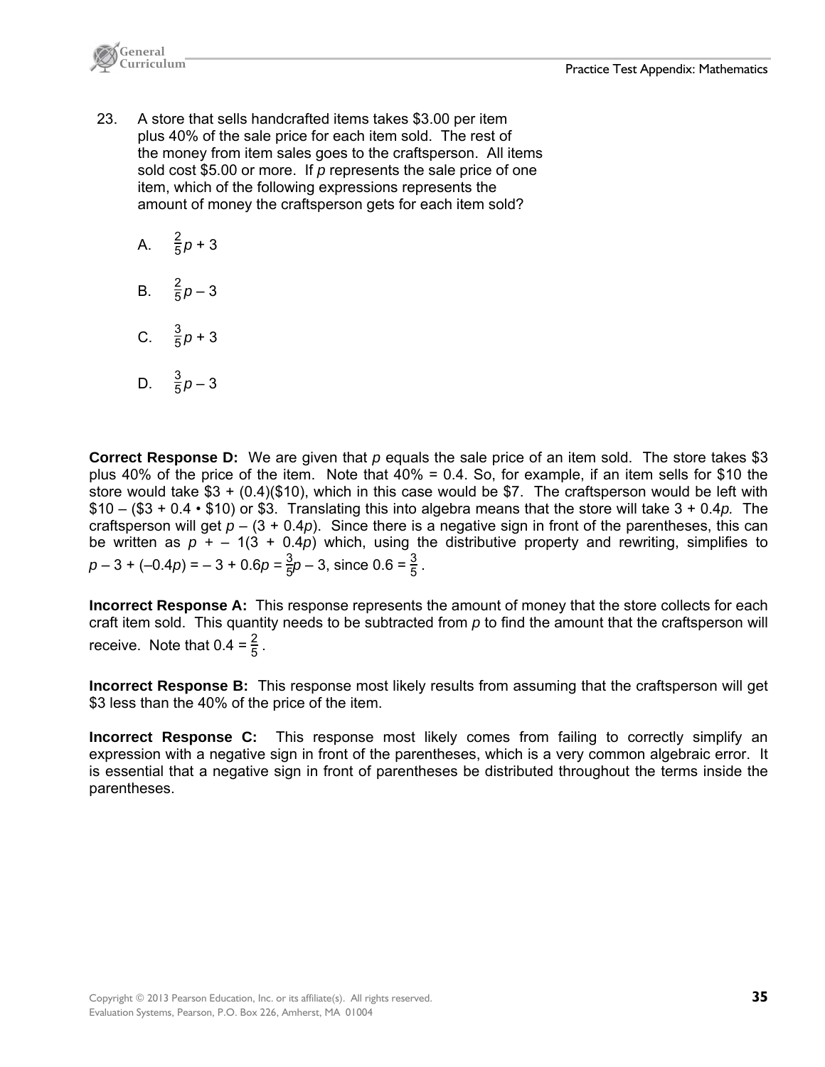23. A store that sells handcrafted items takes \$3.00 per item plus 40% of the sale price for each item sold. The rest of the money from item sales goes to the craftsperson. All items sold cost \$5.00 or more. If $p$ represents the sale price of one item, which of the following expressions represents the amount of money the craftsperson gets for each item sold?

   A. $\frac{2}{5}p + 3$

   B. $\frac{2}{5}p - 3$

   C. $\frac{3}{5}p + 3$

   D. $\frac{3}{5}p - 3$

**Correct Response D:** We are given that $p$ equals the sale price of an item sold. The store takes \$3 plus 40% of the price of the item. Note that 40% = 0.4. So, for example, if an item sells for \$10 the store would take \$3 + (0.4)(\$10), which in this case would be \$7. The craftsperson would be left with \$10 – (\$3 + 0.4 • \$10) or \$3. Translating this into algebra means that the store will take $3 + 0.4p$. The craftsperson will get $p - (3 + 0.4p)$. Since there is a negative sign in front of the parentheses, this can be written as $p + -1(3 + 0.4p)$ which, using the distributive property and rewriting, simplifies to $p - 3 + (-0.4p) = -3 + 0.6p = \frac{3}{5}p - 3$, since $0.6 = \frac{3}{5}$.

**Incorrect Response A:** This response represents the amount of money that the store collects for each craft item sold. This quantity needs to be subtracted from $p$ to find the amount that the craftsperson will receive. Note that $0.4 = \frac{2}{5}$.

**Incorrect Response B:** This response most likely results from assuming that the craftsperson will get \$3 less than the 40% of the price of the item.

**Incorrect Response C:** This response most likely comes from failing to correctly simplify an expression with a negative sign in front of the parentheses, which is a very common algebraic error. It is essential that a negative sign in front of parentheses be distributed throughout the terms inside the parentheses.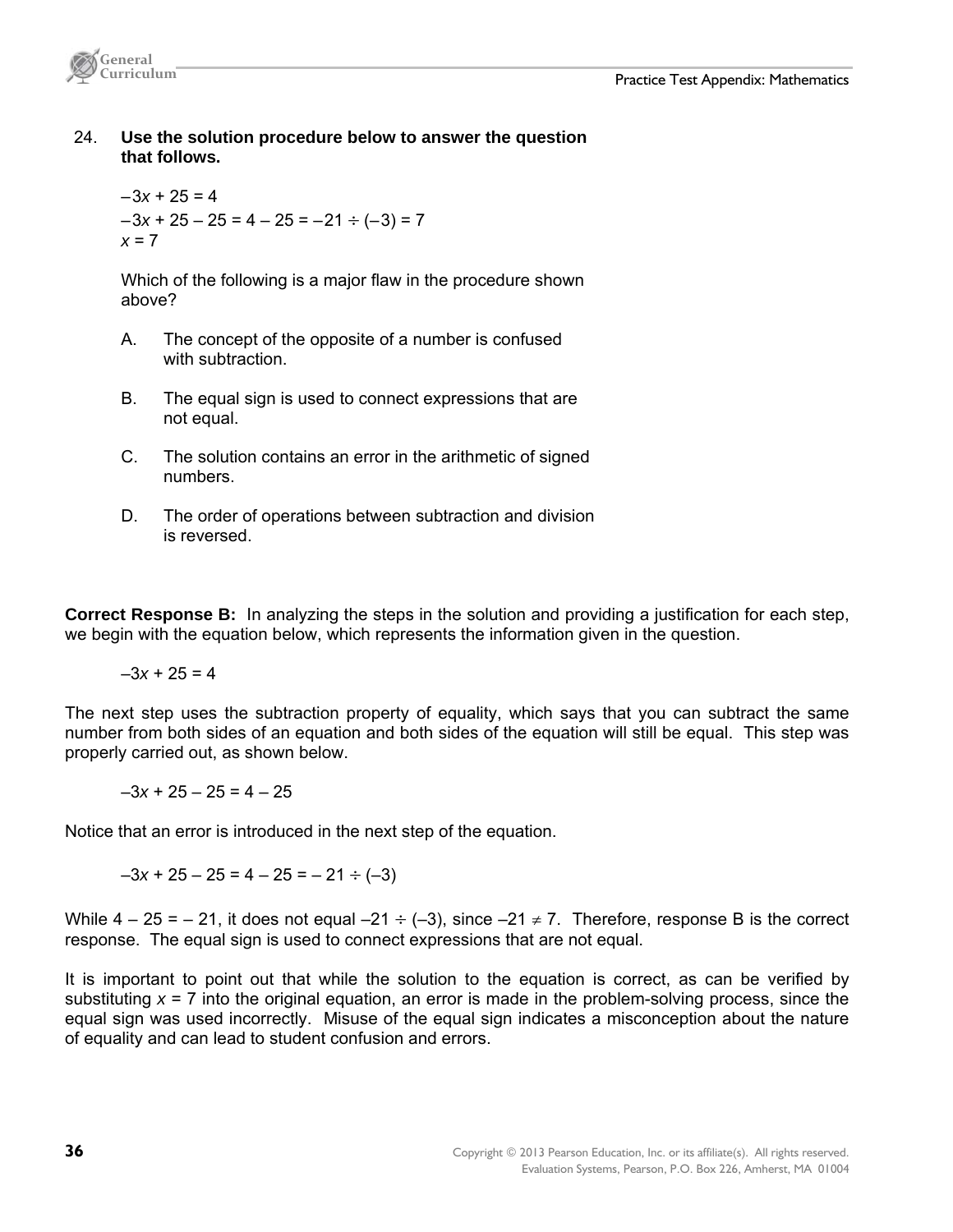24. **Use the solution procedure below to answer the question that follows.**

$$-3x + 25 = 4$$
$$-3x + 25 - 25 = 4 - 25 = -21 \div (-3) = 7$$
$$x = 7$$

Which of the following is a major flaw in the procedure shown above?

A. The concept of the opposite of a number is confused with subtraction.

B. The equal sign is used to connect expressions that are not equal.

C. The solution contains an error in the arithmetic of signed numbers.

D. The order of operations between subtraction and division is reversed.

**Correct Response B:** In analyzing the steps in the solution and providing a justification for each step, we begin with the equation below, which represents the information given in the question.

$$-3x + 25 = 4$$

The next step uses the subtraction property of equality, which says that you can subtract the same number from both sides of an equation and both sides of the equation will still be equal. This step was properly carried out, as shown below.

$$-3x + 25 - 25 = 4 - 25$$

Notice that an error is introduced in the next step of the equation.

$$-3x + 25 - 25 = 4 - 25 = -21 \div (-3)$$

While $4 - 25 = -21$, it does not equal $-21 \div (-3)$, since $-21 \neq 7$. Therefore, response B is the correct response. The equal sign is used to connect expressions that are not equal.

It is important to point out that while the solution to the equation is correct, as can be verified by substituting $x = 7$ into the original equation, an error is made in the problem-solving process, since the equal sign was used incorrectly. Misuse of the equal sign indicates a misconception about the nature of equality and can lead to student confusion and errors.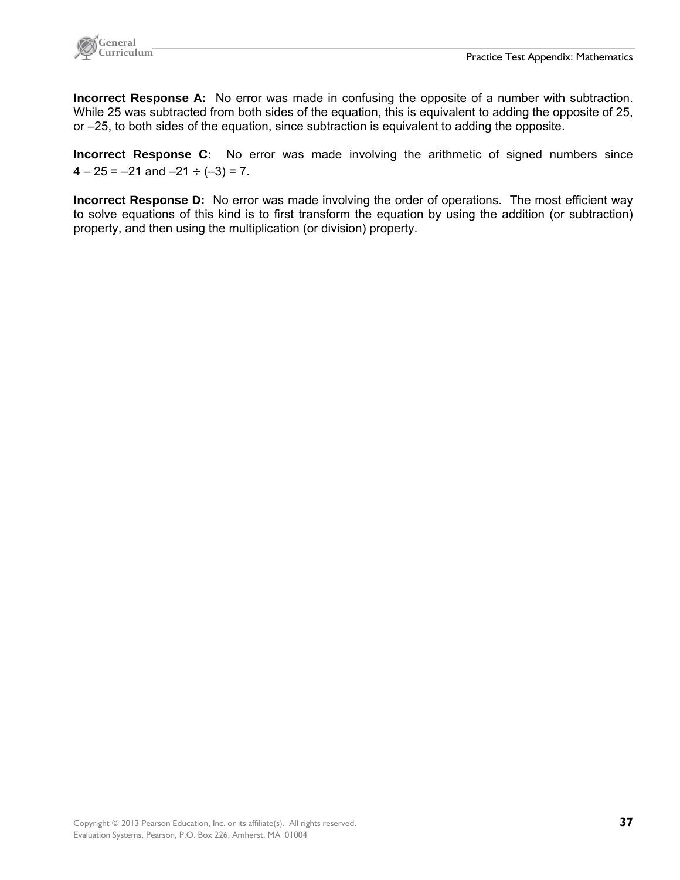**Incorrect Response A:** No error was made in confusing the opposite of a number with subtraction. While 25 was subtracted from both sides of the equation, this is equivalent to adding the opposite of 25, or –25, to both sides of the equation, since subtraction is equivalent to adding the opposite.

**Incorrect Response C:** No error was made involving the arithmetic of signed numbers since $4 - 25 = -21$ and $-21 \div (-3) = 7$.

**Incorrect Response D:** No error was made involving the order of operations. The most efficient way to solve equations of this kind is to first transform the equation by using the addition (or subtraction) property, and then using the multiplication (or division) property.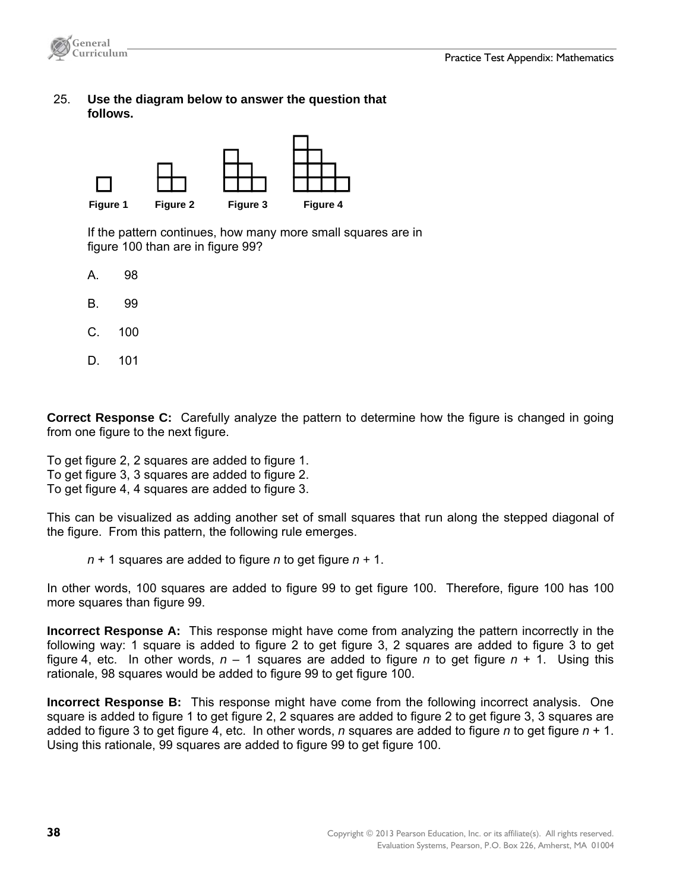25. **Use the diagram below to answer the question that follows.**

Figure 1 Figure 2 Figure 3 Figure 4

If the pattern continues, how many more small squares are in figure 100 than are in figure 99?

A. 98

B. 99

C. 100

D. 101

**Correct Response C:** Carefully analyze the pattern to determine how the figure is changed in going from one figure to the next figure.

To get figure 2, 2 squares are added to figure 1.
To get figure 3, 3 squares are added to figure 2.
To get figure 4, 4 squares are added to figure 3.

This can be visualized as adding another set of small squares that run along the stepped diagonal of the figure. From this pattern, the following rule emerges.

$n + 1$ squares are added to figure $n$ to get figure $n + 1$.

In other words, 100 squares are added to figure 99 to get figure 100. Therefore, figure 100 has 100 more squares than figure 99.

**Incorrect Response A:** This response might have come from analyzing the pattern incorrectly in the following way: 1 square is added to figure 2 to get figure 3, 2 squares are added to figure 3 to get figure 4, etc. In other words, $n - 1$ squares are added to figure $n$ to get figure $n + 1$. Using this rationale, 98 squares would be added to figure 99 to get figure 100.

**Incorrect Response B:** This response might have come from the following incorrect analysis. One square is added to figure 1 to get figure 2, 2 squares are added to figure 2 to get figure 3, 3 squares are added to figure 3 to get figure 4, etc. In other words, $n$ squares are added to figure $n$ to get figure $n + 1$. Using this rationale, 99 squares are added to figure 99 to get figure 100.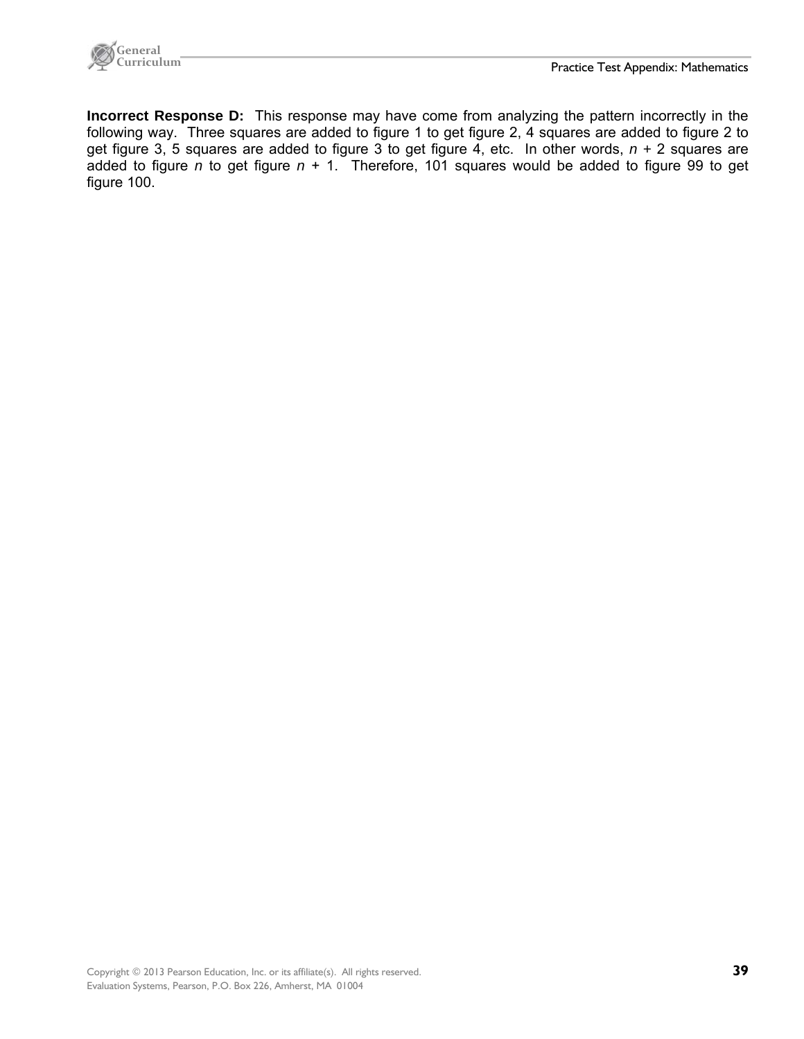**Incorrect Response D:** This response may have come from analyzing the pattern incorrectly in the following way. Three squares are added to figure 1 to get figure 2, 4 squares are added to figure 2 to get figure 3, 5 squares are added to figure 3 to get figure 4, etc. In other words, $n + 2$ squares are added to figure $n$ to get figure $n + 1$. Therefore, 101 squares would be added to figure 99 to get figure 100.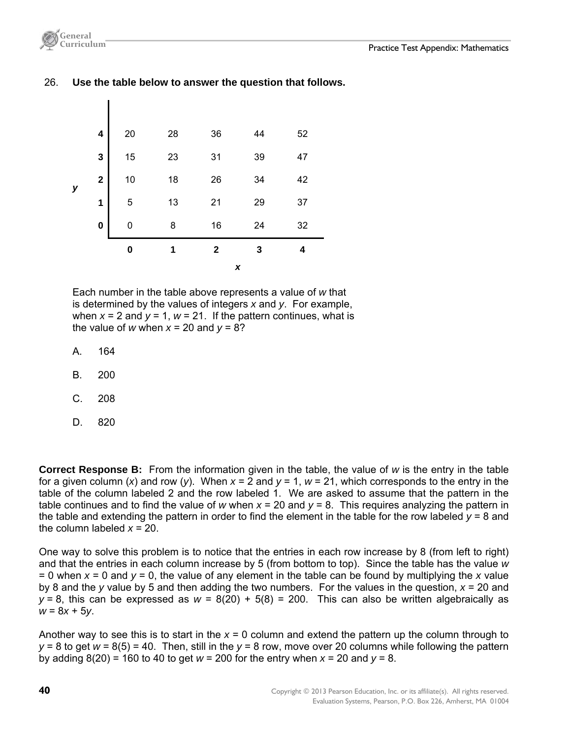26. **Use the table below to answer the question that follows.**

| *y* \ *x* | 0 | 1 | 2 | 3 | 4 |
|---|---|---|---|---|---|
| **4** | 20 | 28 | 36 | 44 | 52 |
| **3** | 15 | 23 | 31 | 39 | 47 |
| **2** | 10 | 18 | 26 | 34 | 42 |
| **1** | 5 | 13 | 21 | 29 | 37 |
| **0** | 0 | 8 | 16 | 24 | 32 |

Each number in the table above represents a value of $w$ that is determined by the values of integers $x$ and $y$. For example, when $x = 2$ and $y = 1$, $w = 21$. If the pattern continues, what is the value of $w$ when $x = 20$ and $y = 8$?

A. 164

B. 200

C. 208

D. 820

**Correct Response B:** From the information given in the table, the value of $w$ is the entry in the table for a given column ($x$) and row ($y$). When $x = 2$ and $y = 1$, $w = 21$, which corresponds to the entry in the table of the column labeled 2 and the row labeled 1. We are asked to assume that the pattern in the table continues and to find the value of $w$ when $x = 20$ and $y = 8$. This requires analyzing the pattern in the table and extending the pattern in order to find the element in the table for the row labeled $y = 8$ and the column labeled $x = 20$.

One way to solve this problem is to notice that the entries in each row increase by 8 (from left to right) and that the entries in each column increase by 5 (from bottom to top). Since the table has the value $w = 0$ when $x = 0$ and $y = 0$, the value of any element in the table can be found by multiplying the $x$ value by 8 and the $y$ value by 5 and then adding the two numbers. For the values in the question, $x = 20$ and $y = 8$, this can be expressed as $w = 8(20) + 5(8) = 200$. This can also be written algebraically as $w = 8x + 5y$.

Another way to see this is to start in the $x = 0$ column and extend the pattern up the column through to $y = 8$ to get $w = 8(5) = 40$. Then, still in the $y = 8$ row, move over 20 columns while following the pattern by adding $8(20) = 160$ to 40 to get $w = 200$ for the entry when $x = 20$ and $y = 8$.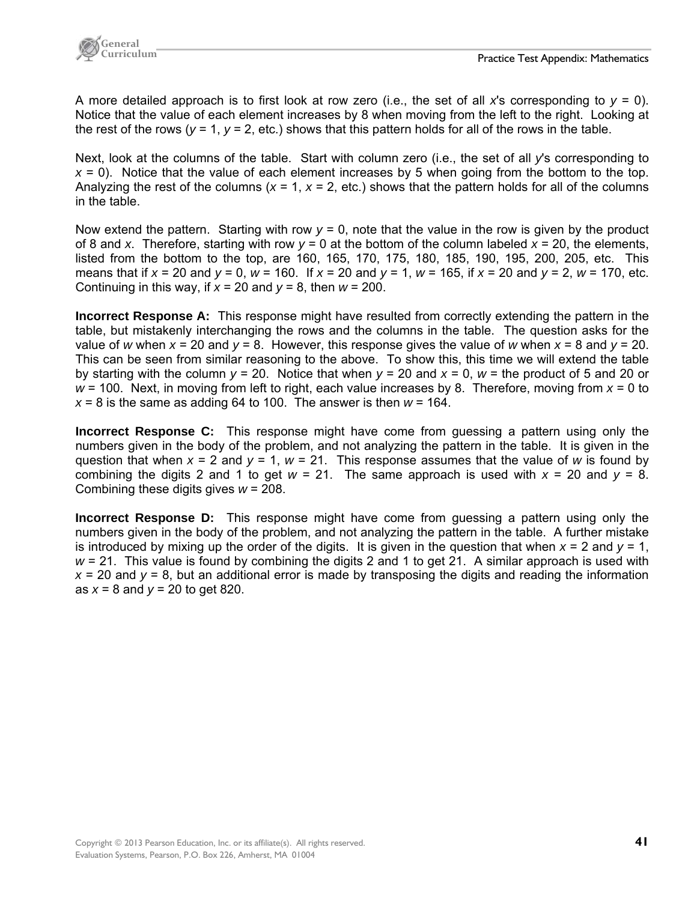A more detailed approach is to first look at row zero (i.e., the set of all $x$'s corresponding to $y = 0$). Notice that the value of each element increases by 8 when moving from the left to the right. Looking at the rest of the rows ($y = 1$, $y = 2$, etc.) shows that this pattern holds for all of the rows in the table.

Next, look at the columns of the table. Start with column zero (i.e., the set of all $y$'s corresponding to $x = 0$). Notice that the value of each element increases by 5 when going from the bottom to the top. Analyzing the rest of the columns ($x = 1$, $x = 2$, etc.) shows that the pattern holds for all of the columns in the table.

Now extend the pattern. Starting with row $y = 0$, note that the value in the row is given by the product of 8 and $x$. Therefore, starting with row $y = 0$ at the bottom of the column labeled $x = 20$, the elements, listed from the bottom to the top, are 160, 165, 170, 175, 180, 185, 190, 195, 200, 205, etc. This means that if $x = 20$ and $y = 0$, $w = 160$. If $x = 20$ and $y = 1$, $w = 165$, if $x = 20$ and $y = 2$, $w = 170$, etc. Continuing in this way, if $x = 20$ and $y = 8$, then $w = 200$.

**Incorrect Response A:** This response might have resulted from correctly extending the pattern in the table, but mistakenly interchanging the rows and the columns in the table. The question asks for the value of $w$ when $x = 20$ and $y = 8$. However, this response gives the value of $w$ when $x = 8$ and $y = 20$. This can be seen from similar reasoning to the above. To show this, this time we will extend the table by starting with the column $y = 20$. Notice that when $y = 20$ and $x = 0$, $w =$ the product of 5 and 20 or $w = 100$. Next, in moving from left to right, each value increases by 8. Therefore, moving from $x = 0$ to $x = 8$ is the same as adding 64 to 100. The answer is then $w = 164$.

**Incorrect Response C:** This response might have come from guessing a pattern using only the numbers given in the body of the problem, and not analyzing the pattern in the table. It is given in the question that when $x = 2$ and $y = 1$, $w = 21$. This response assumes that the value of $w$ is found by combining the digits 2 and 1 to get $w = 21$. The same approach is used with $x = 20$ and $y = 8$. Combining these digits gives $w = 208$.

**Incorrect Response D:** This response might have come from guessing a pattern using only the numbers given in the body of the problem, and not analyzing the pattern in the table. A further mistake is introduced by mixing up the order of the digits. It is given in the question that when $x = 2$ and $y = 1$, $w = 21$. This value is found by combining the digits 2 and 1 to get 21. A similar approach is used with $x = 20$ and $y = 8$, but an additional error is made by transposing the digits and reading the information as $x = 8$ and $y = 20$ to get 820.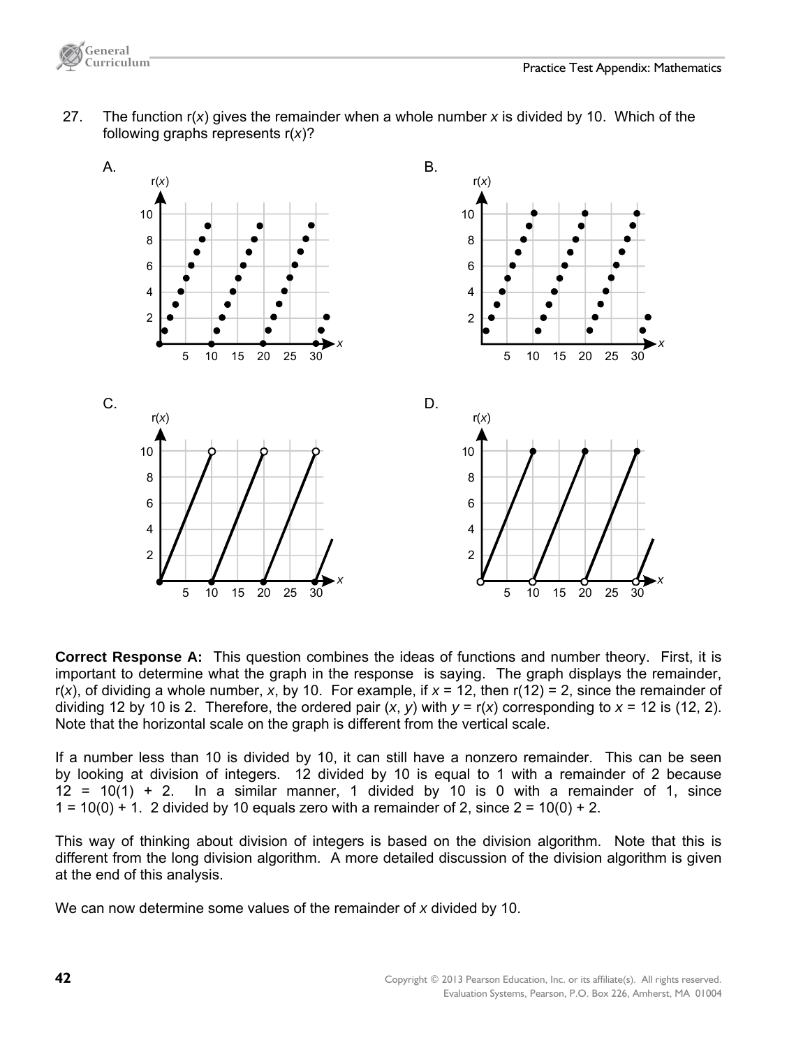27. The function r($x$) gives the remainder when a whole number $x$ is divided by 10. Which of the following graphs represents r($x$)?

A.

B.

C.

D.

**Correct Response A:** This question combines the ideas of functions and number theory. First, it is important to determine what the graph in the response is saying. The graph displays the remainder, r($x$), of dividing a whole number, $x$, by 10. For example, if $x = 12$, then r(12) = 2, since the remainder of dividing 12 by 10 is 2. Therefore, the ordered pair ($x$, $y$) with $y$ = r($x$) corresponding to $x = 12$ is (12, 2). Note that the horizontal scale on the graph is different from the vertical scale.

If a number less than 10 is divided by 10, it can still have a nonzero remainder. This can be seen by looking at division of integers. 12 divided by 10 is equal to 1 with a remainder of 2 because $12 = 10(1) + 2$. In a similar manner, 1 divided by 10 is 0 with a remainder of 1, since $1 = 10(0) + 1$. 2 divided by 10 equals zero with a remainder of 2, since $2 = 10(0) + 2$.

This way of thinking about division of integers is based on the division algorithm. Note that this is different from the long division algorithm. A more detailed discussion of the division algorithm is given at the end of this analysis.

We can now determine some values of the remainder of $x$ divided by 10.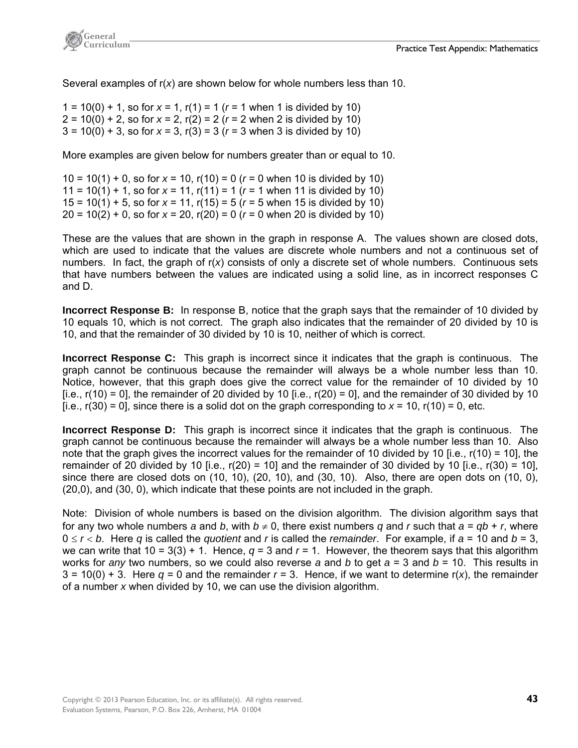Several examples of r($x$) are shown below for whole numbers less than 10.

1 = 10(0) + 1, so for $x$ = 1, r(1) = 1 ($r$ = 1 when 1 is divided by 10)
2 = 10(0) + 2, so for $x$ = 2, r(2) = 2 ($r$ = 2 when 2 is divided by 10)
3 = 10(0) + 3, so for $x$ = 3, r(3) = 3 ($r$ = 3 when 3 is divided by 10)

More examples are given below for numbers greater than or equal to 10.

10 = 10(1) + 0, so for $x$ = 10, r(10) = 0 ($r$ = 0 when 10 is divided by 10)
11 = 10(1) + 1, so for $x$ = 11, r(11) = 1 ($r$ = 1 when 11 is divided by 10)
15 = 10(1) + 5, so for $x$ = 11, r(15) = 5 ($r$ = 5 when 15 is divided by 10)
20 = 10(2) + 0, so for $x$ = 20, r(20) = 0 ($r$ = 0 when 20 is divided by 10)

These are the values that are shown in the graph in response A. The values shown are closed dots, which are used to indicate that the values are discrete whole numbers and not a continuous set of numbers. In fact, the graph of r($x$) consists of only a discrete set of whole numbers. Continuous sets that have numbers between the values are indicated using a solid line, as in incorrect responses C and D.

**Incorrect Response B:** In response B, notice that the graph says that the remainder of 10 divided by 10 equals 10, which is not correct. The graph also indicates that the remainder of 20 divided by 10 is 10, and that the remainder of 30 divided by 10 is 10, neither of which is correct.

**Incorrect Response C:** This graph is incorrect since it indicates that the graph is continuous. The graph cannot be continuous because the remainder will always be a whole number less than 10. Notice, however, that this graph does give the correct value for the remainder of 10 divided by 10 [i.e., r(10) = 0], the remainder of 20 divided by 10 [i.e., r(20) = 0], and the remainder of 30 divided by 10 [i.e., r(30) = 0], since there is a solid dot on the graph corresponding to $x$ = 10, r(10) = 0, etc.

**Incorrect Response D:** This graph is incorrect since it indicates that the graph is continuous. The graph cannot be continuous because the remainder will always be a whole number less than 10. Also note that the graph gives the incorrect values for the remainder of 10 divided by 10 [i.e., r(10) = 10], the remainder of 20 divided by 10 [i.e., r(20) = 10] and the remainder of 30 divided by 10 [i.e., r(30) = 10], since there are closed dots on (10, 10), (20, 10), and (30, 10). Also, there are open dots on (10, 0), (20,0), and (30, 0), which indicate that these points are not included in the graph.

Note: Division of whole numbers is based on the division algorithm. The division algorithm says that for any two whole numbers $a$ and $b$, with $b \neq 0$, there exist numbers $q$ and $r$ such that $a = qb + r$, where $0 \leq r < b$. Here $q$ is called the *quotient* and $r$ is called the *remainder*. For example, if $a$ = 10 and $b$ = 3, we can write that 10 = 3(3) + 1. Hence, $q$ = 3 and $r$ = 1. However, the theorem says that this algorithm works for *any* two numbers, so we could also reverse $a$ and $b$ to get $a$ = 3 and $b$ = 10. This results in 3 = 10(0) + 3. Here $q$ = 0 and the remainder $r$ = 3. Hence, if we want to determine r($x$), the remainder of a number $x$ when divided by 10, we can use the division algorithm.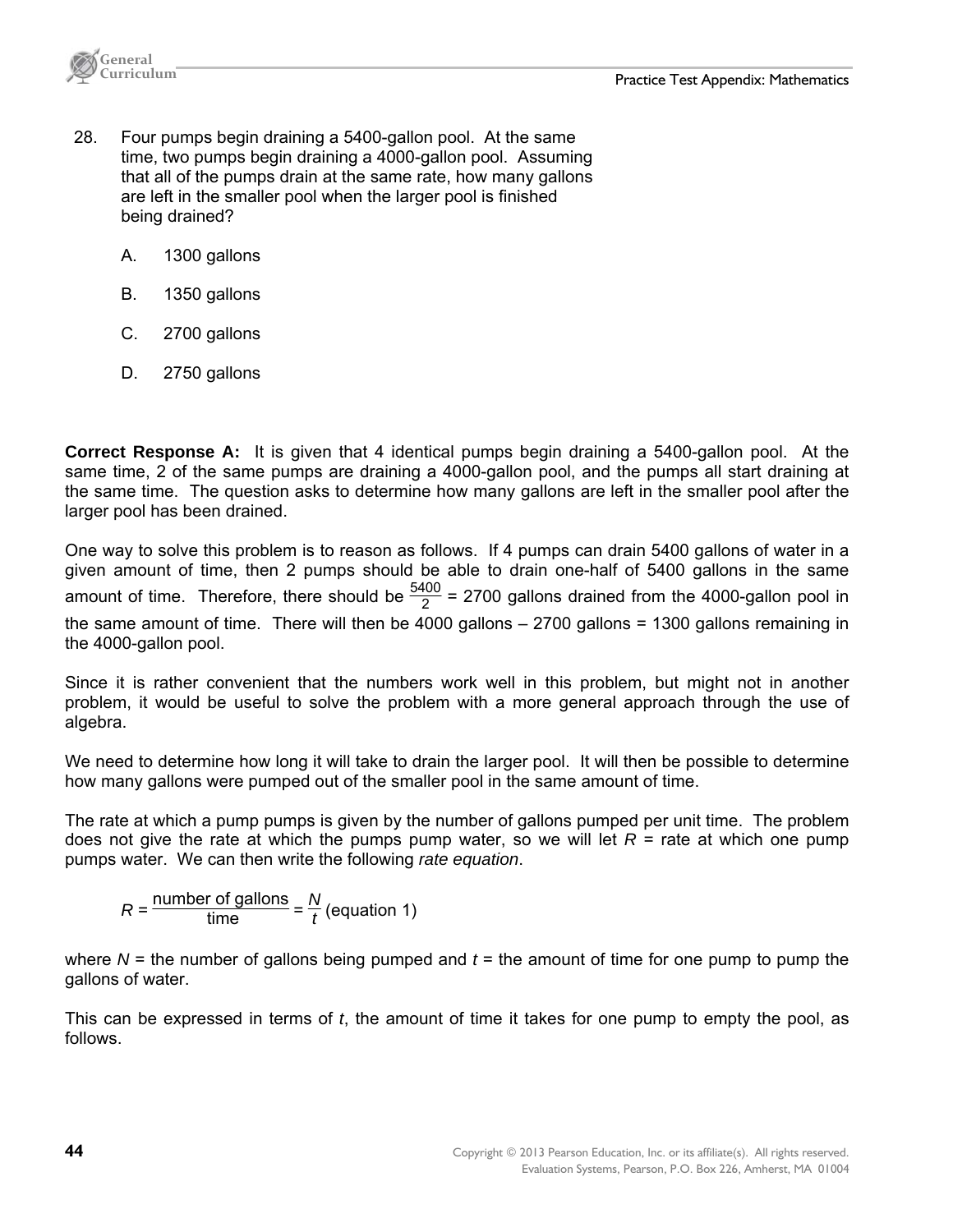28. Four pumps begin draining a 5400-gallon pool. At the same time, two pumps begin draining a 4000-gallon pool. Assuming that all of the pumps drain at the same rate, how many gallons are left in the smaller pool when the larger pool is finished being drained?

    A. 1300 gallons

    B. 1350 gallons

    C. 2700 gallons

    D. 2750 gallons

**Correct Response A:** It is given that 4 identical pumps begin draining a 5400-gallon pool. At the same time, 2 of the same pumps are draining a 4000-gallon pool, and the pumps all start draining at the same time. The question asks to determine how many gallons are left in the smaller pool after the larger pool has been drained.

One way to solve this problem is to reason as follows. If 4 pumps can drain 5400 gallons of water in a given amount of time, then 2 pumps should be able to drain one-half of 5400 gallons in the same amount of time. Therefore, there should be $\frac{5400}{2} = 2700$ gallons drained from the 4000-gallon pool in the same amount of time. There will then be 4000 gallons – 2700 gallons = 1300 gallons remaining in the 4000-gallon pool.

Since it is rather convenient that the numbers work well in this problem, but might not in another problem, it would be useful to solve the problem with a more general approach through the use of algebra.

We need to determine how long it will take to drain the larger pool. It will then be possible to determine how many gallons were pumped out of the smaller pool in the same amount of time.

The rate at which a pump pumps is given by the number of gallons pumped per unit time. The problem does not give the rate at which the pumps pump water, so we will let $R$ = rate at which one pump pumps water. We can then write the following *rate equation*.

$$R = \frac{\text{number of gallons}}{\text{time}} = \frac{N}{t} \text{ (equation 1)}$$

where $N$ = the number of gallons being pumped and $t$ = the amount of time for one pump to pump the gallons of water.

This can be expressed in terms of $t$, the amount of time it takes for one pump to empty the pool, as follows.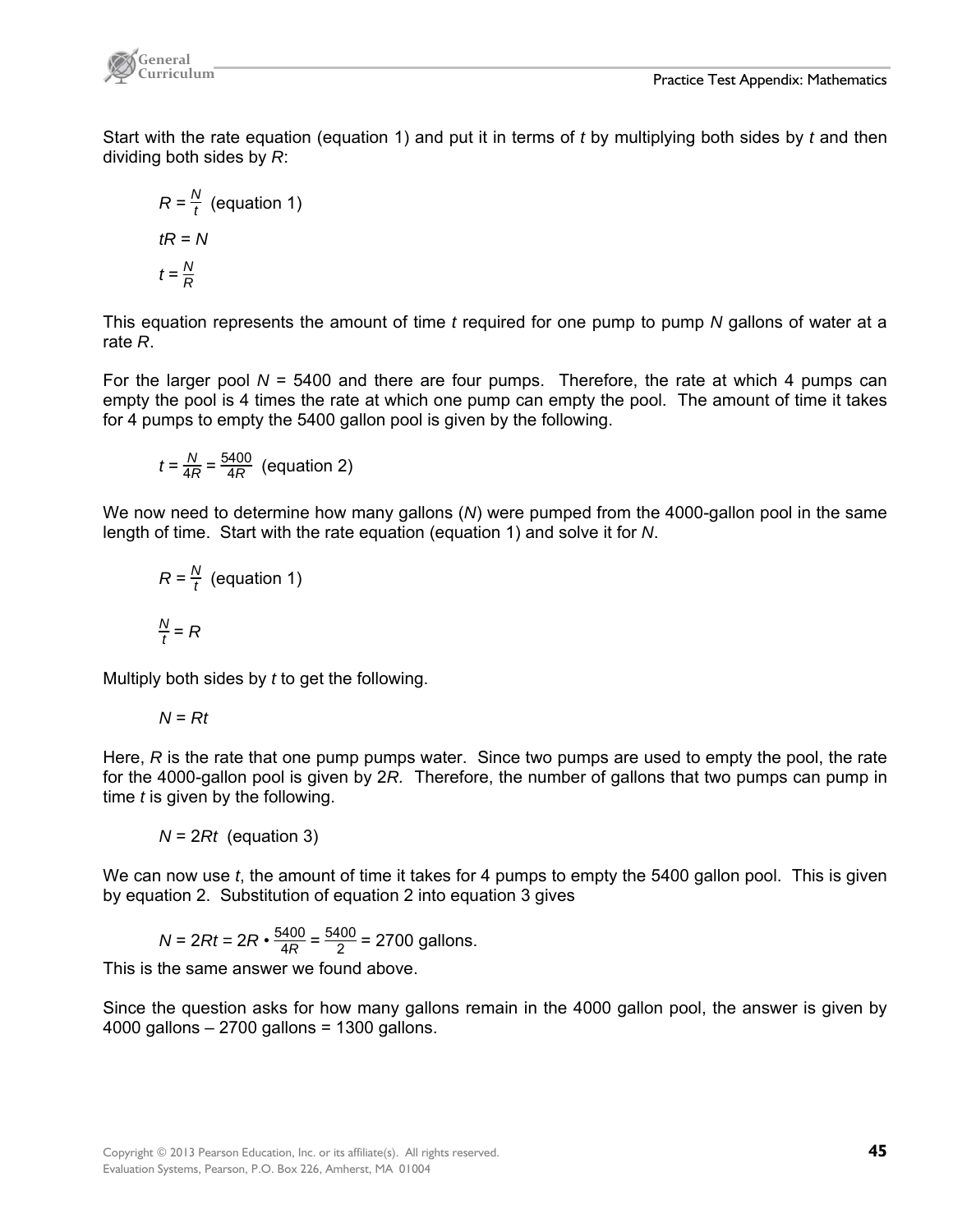Start with the rate equation (equation 1) and put it in terms of $t$ by multiplying both sides by $t$ and then dividing both sides by $R$:

$$R = \frac{N}{t} \text{ (equation 1)}$$

$$tR = N$$

$$t = \frac{N}{R}$$

This equation represents the amount of time $t$ required for one pump to pump $N$ gallons of water at a rate $R$.

For the larger pool $N = 5400$ and there are four pumps. Therefore, the rate at which 4 pumps can empty the pool is 4 times the rate at which one pump can empty the pool. The amount of time it takes for 4 pumps to empty the 5400 gallon pool is given by the following.

$$t = \frac{N}{4R} = \frac{5400}{4R} \text{ (equation 2)}$$

We now need to determine how many gallons ($N$) were pumped from the 4000-gallon pool in the same length of time. Start with the rate equation (equation 1) and solve it for $N$.

$$R = \frac{N}{t} \text{ (equation 1)}$$

$$\frac{N}{t} = R$$

Multiply both sides by $t$ to get the following.

$$N = Rt$$

Here, $R$ is the rate that one pump pumps water. Since two pumps are used to empty the pool, the rate for the 4000-gallon pool is given by $2R$. Therefore, the number of gallons that two pumps can pump in time $t$ is given by the following.

$$N = 2Rt \text{ (equation 3)}$$

We can now use $t$, the amount of time it takes for 4 pumps to empty the 5400 gallon pool. This is given by equation 2. Substitution of equation 2 into equation 3 gives

$$N = 2Rt = 2R \cdot \frac{5400}{4R} = \frac{5400}{2} = 2700 \text{ gallons.}$$

This is the same answer we found above.

Since the question asks for how many gallons remain in the 4000 gallon pool, the answer is given by 4000 gallons – 2700 gallons = 1300 gallons.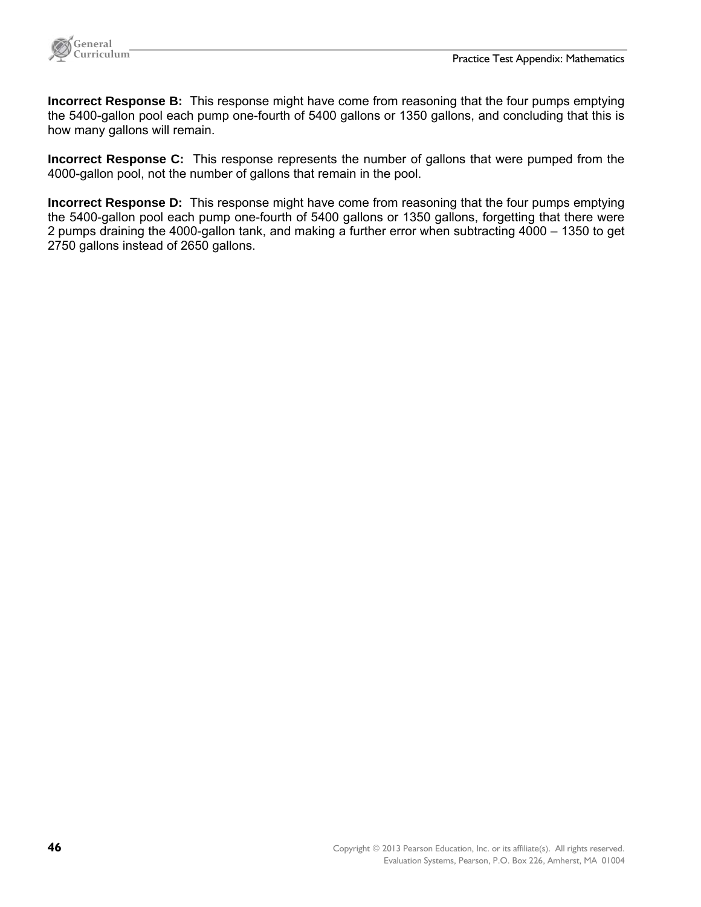**Incorrect Response B:** This response might have come from reasoning that the four pumps emptying the 5400-gallon pool each pump one-fourth of 5400 gallons or 1350 gallons, and concluding that this is how many gallons will remain.

**Incorrect Response C:** This response represents the number of gallons that were pumped from the 4000-gallon pool, not the number of gallons that remain in the pool.

**Incorrect Response D:** This response might have come from reasoning that the four pumps emptying the 5400-gallon pool each pump one-fourth of 5400 gallons or 1350 gallons, forgetting that there were 2 pumps draining the 4000-gallon tank, and making a further error when subtracting 4000 – 1350 to get 2750 gallons instead of 2650 gallons.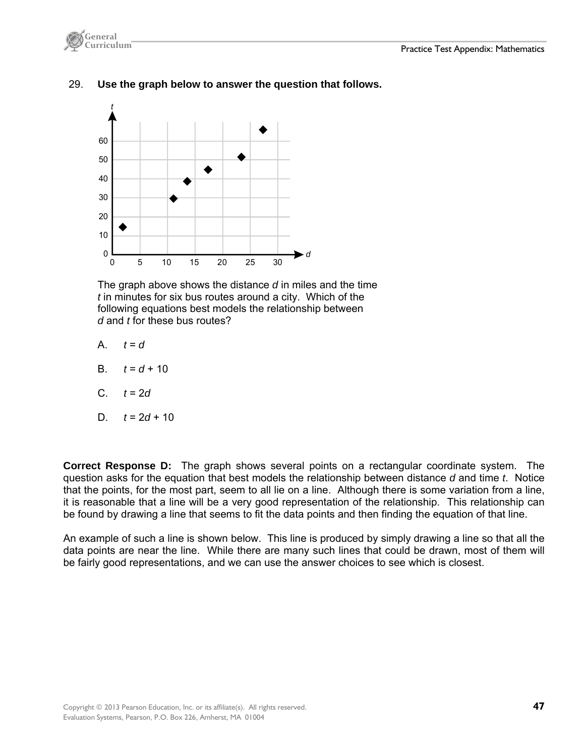29. **Use the graph below to answer the question that follows.**

The graph above shows the distance $d$ in miles and the time $t$ in minutes for six bus routes around a city. Which of the following equations best models the relationship between $d$ and $t$ for these bus routes?

A. $t = d$

B. $t = d + 10$

C. $t = 2d$

D. $t = 2d + 10$

**Correct Response D:** The graph shows several points on a rectangular coordinate system. The question asks for the equation that best models the relationship between distance $d$ and time $t$. Notice that the points, for the most part, seem to all lie on a line. Although there is some variation from a line, it is reasonable that a line will be a very good representation of the relationship. This relationship can be found by drawing a line that seems to fit the data points and then finding the equation of that line.

An example of such a line is shown below. This line is produced by simply drawing a line so that all the data points are near the line. While there are many such lines that could be drawn, most of them will be fairly good representations, and we can use the answer choices to see which is closest.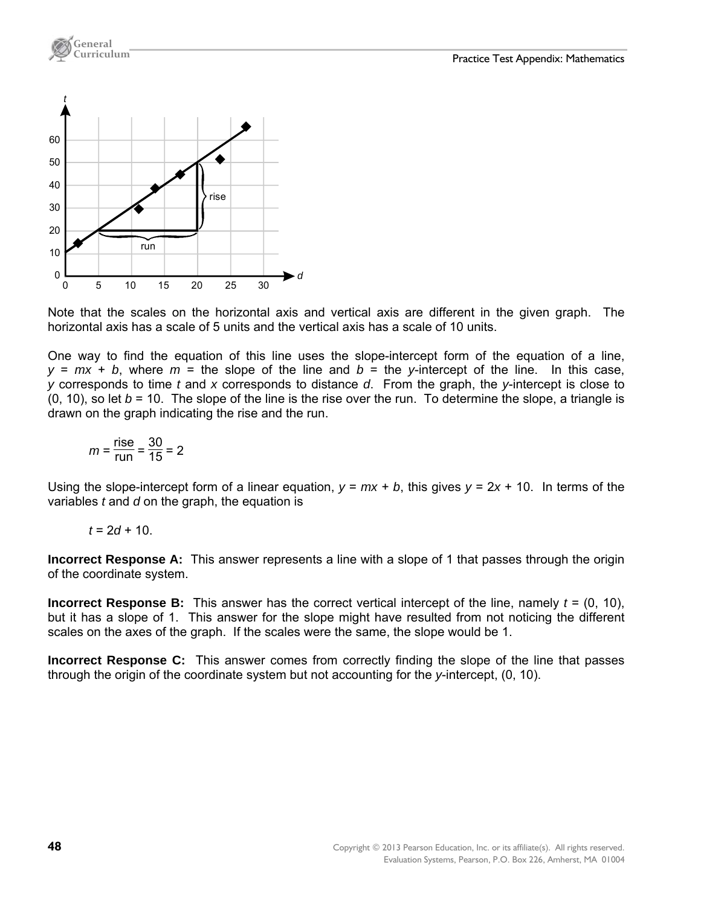Note that the scales on the horizontal axis and vertical axis are different in the given graph. The horizontal axis has a scale of 5 units and the vertical axis has a scale of 10 units.

One way to find the equation of this line uses the slope-intercept form of the equation of a line, $y = mx + b$, where $m$ = the slope of the line and $b$ = the $y$-intercept of the line. In this case, $y$ corresponds to time $t$ and $x$ corresponds to distance $d$. From the graph, the $y$-intercept is close to (0, 10), so let $b = 10$. The slope of the line is the rise over the run. To determine the slope, a triangle is drawn on the graph indicating the rise and the run.

$$m = \frac{\text{rise}}{\text{run}} = \frac{30}{15} = 2$$

Using the slope-intercept form of a linear equation, $y = mx + b$, this gives $y = 2x + 10$. In terms of the variables $t$ and $d$ on the graph, the equation is

$$t = 2d + 10.$$

**Incorrect Response A:** This answer represents a line with a slope of 1 that passes through the origin of the coordinate system.

**Incorrect Response B:** This answer has the correct vertical intercept of the line, namely $t$ = (0, 10), but it has a slope of 1. This answer for the slope might have resulted from not noticing the different scales on the axes of the graph. If the scales were the same, the slope would be 1.

**Incorrect Response C:** This answer comes from correctly finding the slope of the line that passes through the origin of the coordinate system but not accounting for the $y$-intercept, (0, 10).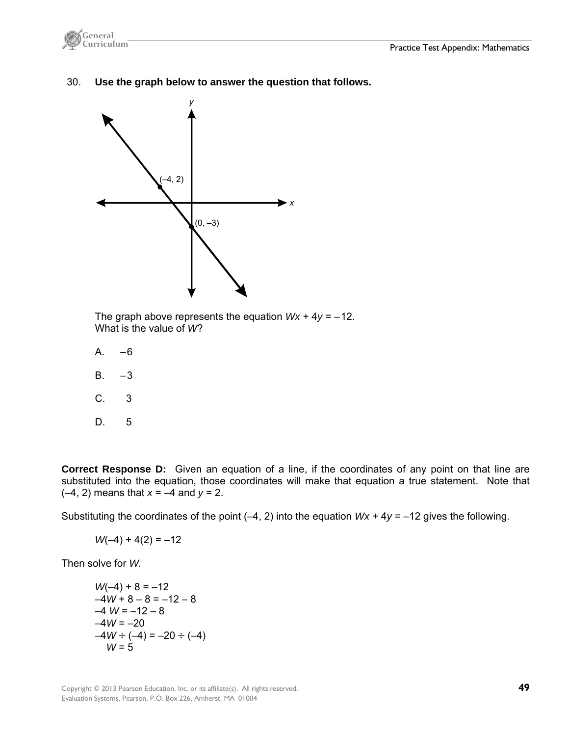30. **Use the graph below to answer the question that follows.**

The graph above represents the equation $Wx + 4y = -12$.
What is the value of $W$?

A. $-6$

B. $-3$

C. $3$

D. $5$

**Correct Response D:** Given an equation of a line, if the coordinates of any point on that line are substituted into the equation, those coordinates will make that equation a true statement. Note that $(-4, 2)$ means that $x = -4$ and $y = 2$.

Substituting the coordinates of the point $(-4, 2)$ into the equation $Wx + 4y = -12$ gives the following.

$$W(-4) + 4(2) = -12$$

Then solve for $W$.

$$W(-4) + 8 = -12$$
$$-4W + 8 - 8 = -12 - 8$$
$$-4W = -12 - 8$$
$$-4W = -20$$
$$-4W \div (-4) = -20 \div (-4)$$
$$W = 5$$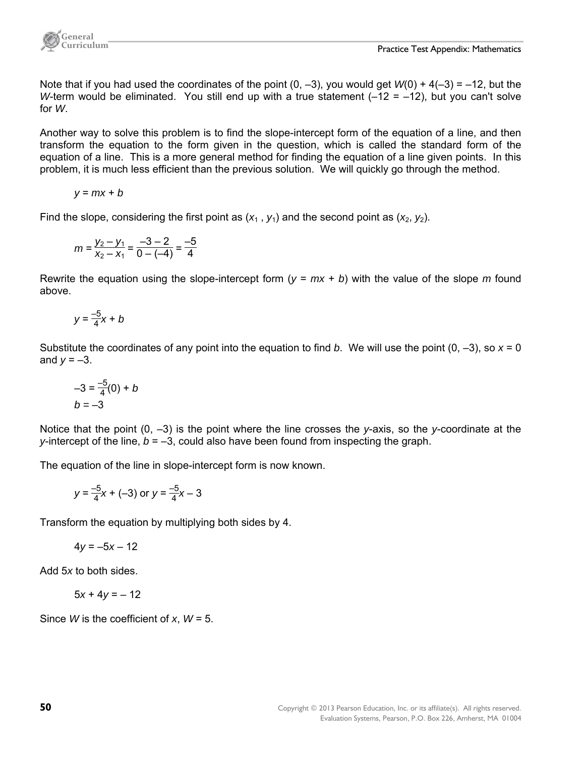Note that if you had used the coordinates of the point (0, –3), you would get $W(0) + 4(-3) = -12$, but the $W$-term would be eliminated. You still end up with a true statement ($-12 = -12$), but you can't solve for $W$.

Another way to solve this problem is to find the slope-intercept form of the equation of a line, and then transform the equation to the form given in the question, which is called the standard form of the equation of a line. This is a more general method for finding the equation of a line given points. In this problem, it is much less efficient than the previous solution. We will quickly go through the method.

$$y = mx + b$$

Find the slope, considering the first point as $(x_1, y_1)$ and the second point as $(x_2, y_2)$.

$$m = \frac{y_2 - y_1}{x_2 - x_1} = \frac{-3 - 2}{0 - (-4)} = \frac{-5}{4}$$

Rewrite the equation using the slope-intercept form ($y = mx + b$) with the value of the slope $m$ found above.

$$y = \frac{-5}{4}x + b$$

Substitute the coordinates of any point into the equation to find $b$. We will use the point (0, –3), so $x = 0$ and $y = -3$.

$$-3 = \frac{-5}{4}(0) + b$$
$$b = -3$$

Notice that the point (0, –3) is the point where the line crosses the $y$-axis, so the $y$-coordinate at the $y$-intercept of the line, $b = -3$, could also have been found from inspecting the graph.

The equation of the line in slope-intercept form is now known.

$$y = \frac{-5}{4}x + (-3) \text{ or } y = \frac{-5}{4}x - 3$$

Transform the equation by multiplying both sides by 4.

$$4y = -5x - 12$$

Add $5x$ to both sides.

$$5x + 4y = -12$$

Since $W$ is the coefficient of $x$, $W = 5$.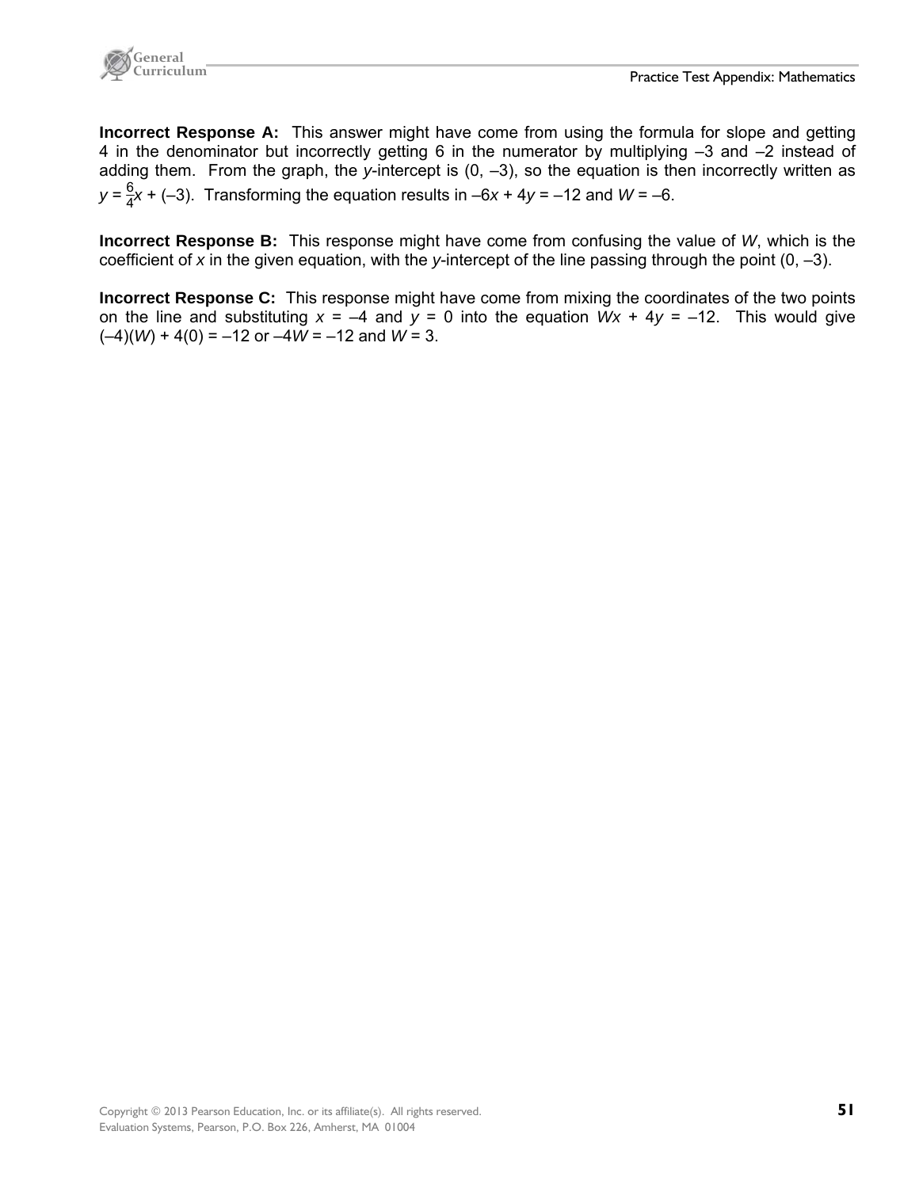**Incorrect Response A:** This answer might have come from using the formula for slope and getting 4 in the denominator but incorrectly getting 6 in the numerator by multiplying –3 and –2 instead of adding them. From the graph, the $y$-intercept is (0, –3), so the equation is then incorrectly written as $y = \frac{6}{4}x + (-3)$. Transforming the equation results in $-6x + 4y = -12$ and $W = -6$.

**Incorrect Response B:** This response might have come from confusing the value of $W$, which is the coefficient of $x$ in the given equation, with the $y$-intercept of the line passing through the point (0, –3).

**Incorrect Response C:** This response might have come from mixing the coordinates of the two points on the line and substituting $x = -4$ and $y = 0$ into the equation $Wx + 4y = -12$. This would give $(-4)(W) + 4(0) = -12$ or $-4W = -12$ and $W = 3$.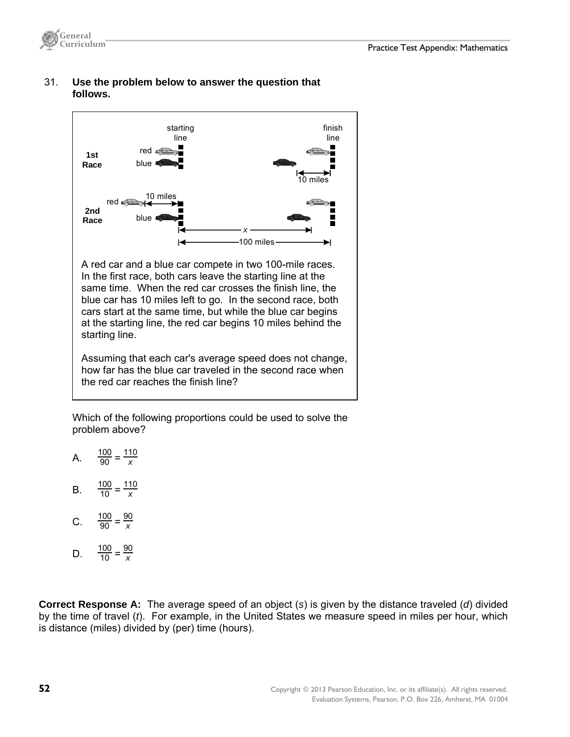31. **Use the problem below to answer the question that follows.**

starting line

finish line

**1st Race**

red

blue

10 miles

**2nd Race**

red

10 miles

blue

$x$

100 miles

A red car and a blue car compete in two 100-mile races. In the first race, both cars leave the starting line at the same time. When the red car crosses the finish line, the blue car has 10 miles left to go. In the second race, both cars start at the same time, but while the blue car begins at the starting line, the red car begins 10 miles behind the starting line.

Assuming that each car's average speed does not change, how far has the blue car traveled in the second race when the red car reaches the finish line?

Which of the following proportions could be used to solve the problem above?

A. $\frac{100}{90} = \frac{110}{x}$

B. $\frac{100}{10} = \frac{110}{x}$

C. $\frac{100}{90} = \frac{90}{x}$

D. $\frac{100}{10} = \frac{90}{x}$

**Correct Response A:** The average speed of an object ($s$) is given by the distance traveled ($d$) divided by the time of travel ($t$). For example, in the United States we measure speed in miles per hour, which is distance (miles) divided by (per) time (hours).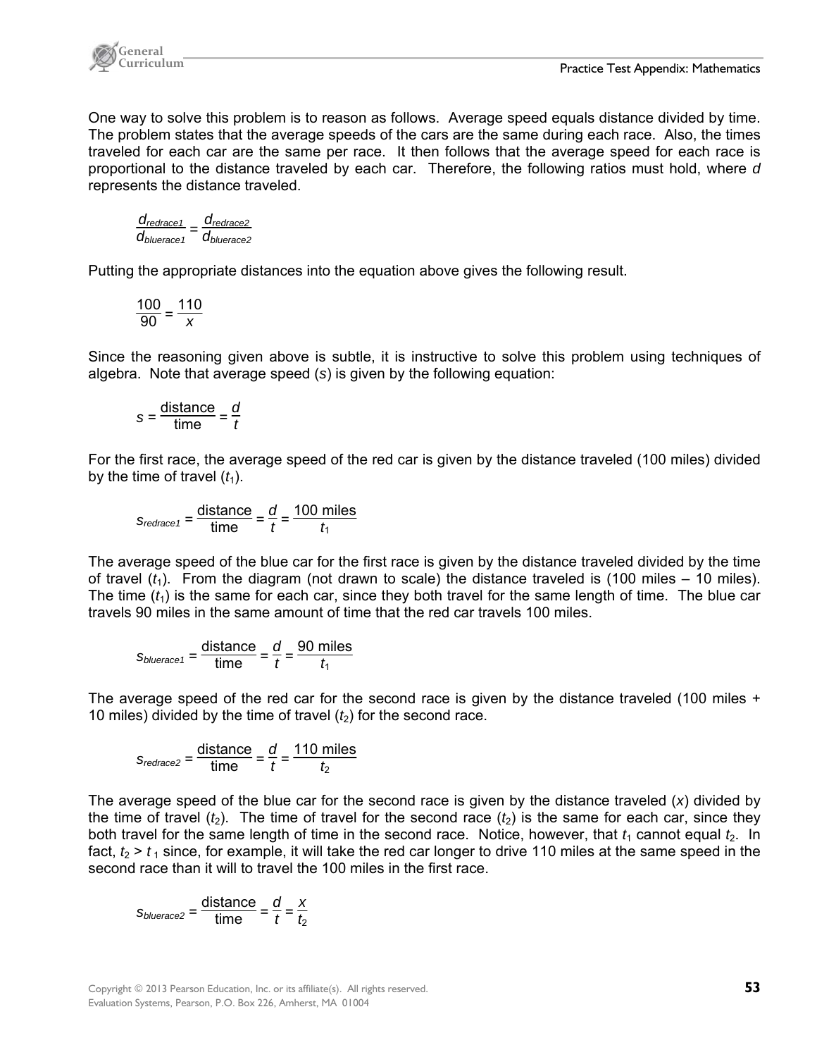One way to solve this problem is to reason as follows. Average speed equals distance divided by time. The problem states that the average speeds of the cars are the same during each race. Also, the times traveled for each car are the same per race. It then follows that the average speed for each race is proportional to the distance traveled by each car. Therefore, the following ratios must hold, where $d$ represents the distance traveled.

$$\frac{d_{redrace1}}{d_{bluerace1}} = \frac{d_{redrace2}}{d_{bluerace2}}$$

Putting the appropriate distances into the equation above gives the following result.

$$\frac{100}{90} = \frac{110}{x}$$

Since the reasoning given above is subtle, it is instructive to solve this problem using techniques of algebra. Note that average speed ($s$) is given by the following equation:

$$s = \frac{\text{distance}}{\text{time}} = \frac{d}{t}$$

For the first race, the average speed of the red car is given by the distance traveled (100 miles) divided by the time of travel ($t_1$).

$$s_{redrace1} = \frac{\text{distance}}{\text{time}} = \frac{d}{t} = \frac{100 \text{ miles}}{t_1}$$

The average speed of the blue car for the first race is given by the distance traveled divided by the time of travel ($t_1$). From the diagram (not drawn to scale) the distance traveled is (100 miles – 10 miles). The time ($t_1$) is the same for each car, since they both travel for the same length of time. The blue car travels 90 miles in the same amount of time that the red car travels 100 miles.

$$s_{bluerace1} = \frac{\text{distance}}{\text{time}} = \frac{d}{t} = \frac{90 \text{ miles}}{t_1}$$

The average speed of the red car for the second race is given by the distance traveled (100 miles + 10 miles) divided by the time of travel ($t_2$) for the second race.

$$s_{redrace2} = \frac{\text{distance}}{\text{time}} = \frac{d}{t} = \frac{110 \text{ miles}}{t_2}$$

The average speed of the blue car for the second race is given by the distance traveled ($x$) divided by the time of travel ($t_2$). The time of travel for the second race ($t_2$) is the same for each car, since they both travel for the same length of time in the second race. Notice, however, that $t_1$ cannot equal $t_2$. In fact, $t_2 > t_1$ since, for example, it will take the red car longer to drive 110 miles at the same speed in the second race than it will to travel the 100 miles in the first race.

$$s_{bluerace2} = \frac{\text{distance}}{\text{time}} = \frac{d}{t} = \frac{x}{t_2}$$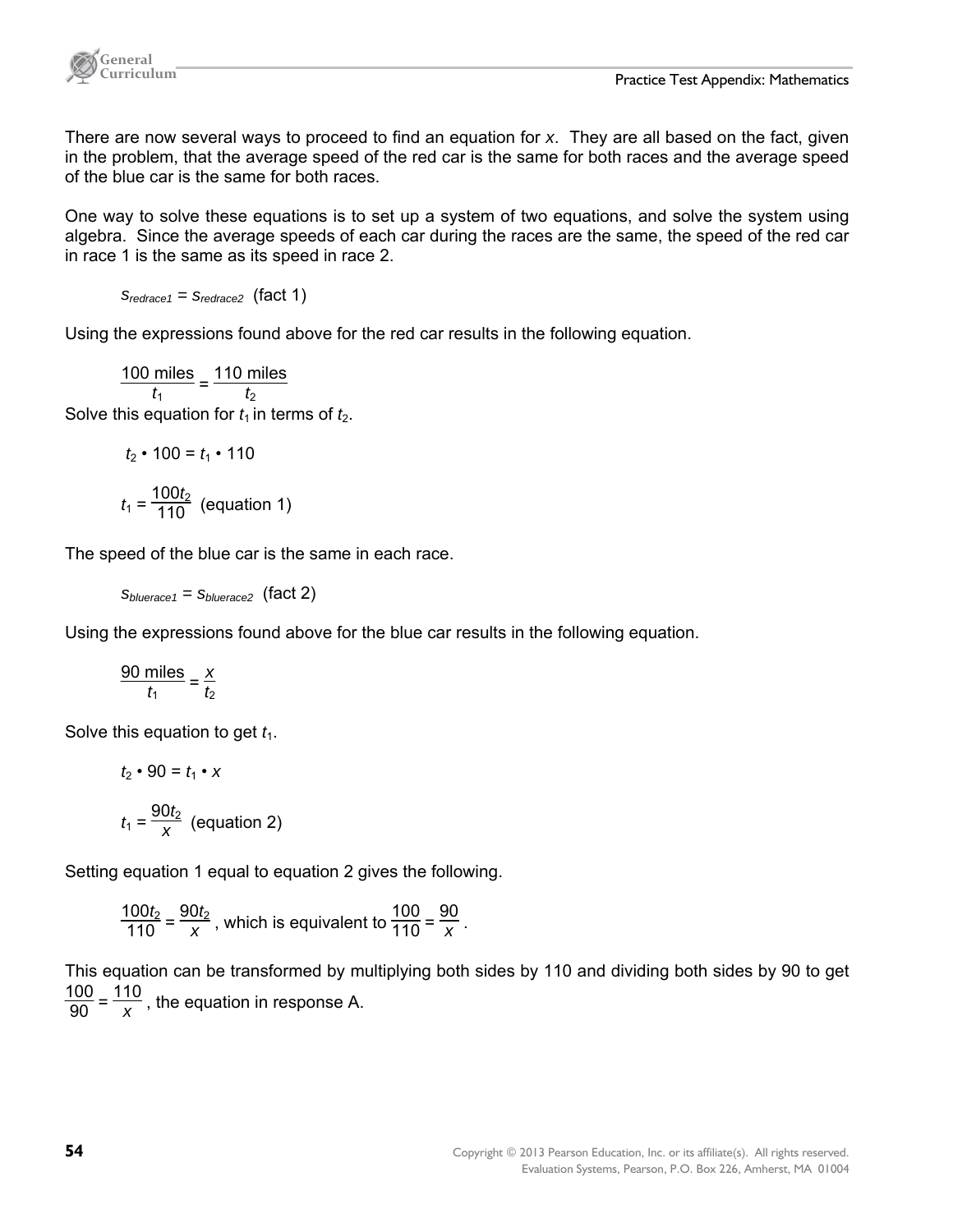There are now several ways to proceed to find an equation for $x$. They are all based on the fact, given in the problem, that the average speed of the red car is the same for both races and the average speed of the blue car is the same for both races.

One way to solve these equations is to set up a system of two equations, and solve the system using algebra. Since the average speeds of each car during the races are the same, the speed of the red car in race 1 is the same as its speed in race 2.

$$s_{redrace1} = s_{redrace2} \quad \text{(fact 1)}$$

Using the expressions found above for the red car results in the following equation.

$$\frac{100 \text{ miles}}{t_1} = \frac{110 \text{ miles}}{t_2}$$

Solve this equation for $t_1$ in terms of $t_2$.

$$t_2 \cdot 100 = t_1 \cdot 110$$

$$t_1 = \frac{100t_2}{110} \quad \text{(equation 1)}$$

The speed of the blue car is the same in each race.

$$s_{bluerace1} = s_{bluerace2} \quad \text{(fact 2)}$$

Using the expressions found above for the blue car results in the following equation.

$$\frac{90 \text{ miles}}{t_1} = \frac{x}{t_2}$$

Solve this equation to get $t_1$.

$$t_2 \cdot 90 = t_1 \cdot x$$

$$t_1 = \frac{90t_2}{x} \quad \text{(equation 2)}$$

Setting equation 1 equal to equation 2 gives the following.

$$\frac{100t_2}{110} = \frac{90t_2}{x}\text{, which is equivalent to } \frac{100}{110} = \frac{90}{x}.$$

This equation can be transformed by multiplying both sides by 110 and dividing both sides by 90 to get $\frac{100}{90} = \frac{110}{x}$, the equation in response A.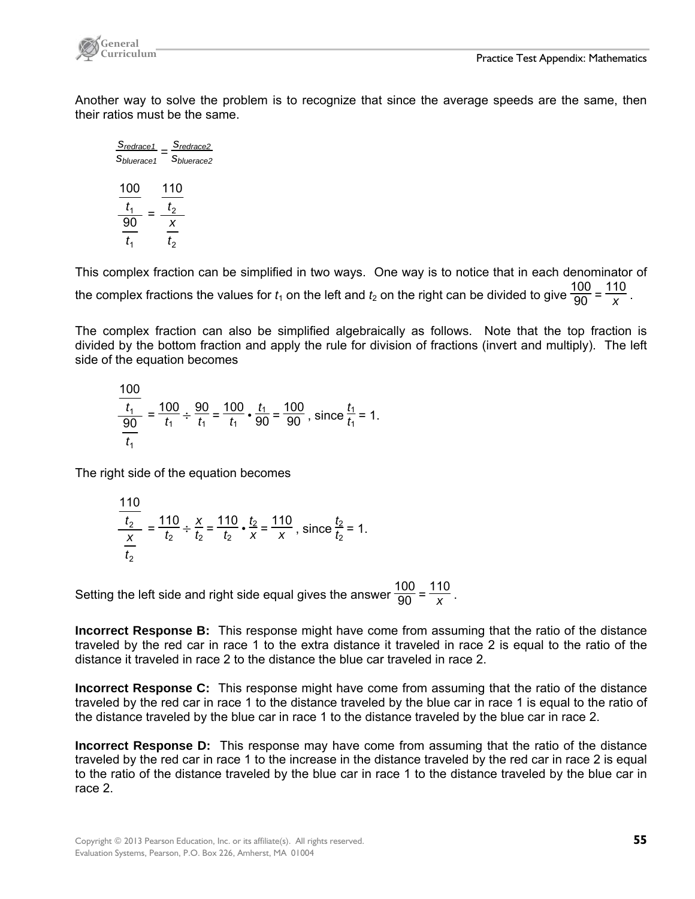Another way to solve the problem is to recognize that since the average speeds are the same, then their ratios must be the same.

$$\frac{s_{redrace1}}{s_{bluerace1}} = \frac{s_{redrace2}}{s_{bluerace2}}$$

$$\frac{\frac{100}{t_1}}{\frac{90}{t_1}} = \frac{\frac{110}{t_2}}{\frac{x}{t_2}}$$

This complex fraction can be simplified in two ways. One way is to notice that in each denominator of the complex fractions the values for $t_1$ on the left and $t_2$ on the right can be divided to give $\frac{100}{90} = \frac{110}{x}$.

The complex fraction can also be simplified algebraically as follows. Note that the top fraction is divided by the bottom fraction and apply the rule for division of fractions (invert and multiply). The left side of the equation becomes

$$\frac{\frac{100}{t_1}}{\frac{90}{t_1}} = \frac{100}{t_1} \div \frac{90}{t_1} = \frac{100}{t_1} \bullet \frac{t_1}{90} = \frac{100}{90}\text{, since } \frac{t_1}{t_1} = 1.$$

The right side of the equation becomes

$$\frac{\frac{110}{t_2}}{\frac{x}{t_2}} = \frac{110}{t_2} \div \frac{x}{t_2} = \frac{110}{t_2} \bullet \frac{t_2}{x} = \frac{110}{x}\text{, since } \frac{t_2}{t_2} = 1.$$

Setting the left side and right side equal gives the answer $\frac{100}{90} = \frac{110}{x}$.

**Incorrect Response B:** This response might have come from assuming that the ratio of the distance traveled by the red car in race 1 to the extra distance it traveled in race 2 is equal to the ratio of the distance it traveled in race 2 to the distance the blue car traveled in race 2.

**Incorrect Response C:** This response might have come from assuming that the ratio of the distance traveled by the red car in race 1 to the distance traveled by the blue car in race 1 is equal to the ratio of the distance traveled by the blue car in race 1 to the distance traveled by the blue car in race 2.

**Incorrect Response D:** This response may have come from assuming that the ratio of the distance traveled by the red car in race 1 to the increase in the distance traveled by the red car in race 2 is equal to the ratio of the distance traveled by the blue car in race 1 to the distance traveled by the blue car in race 2.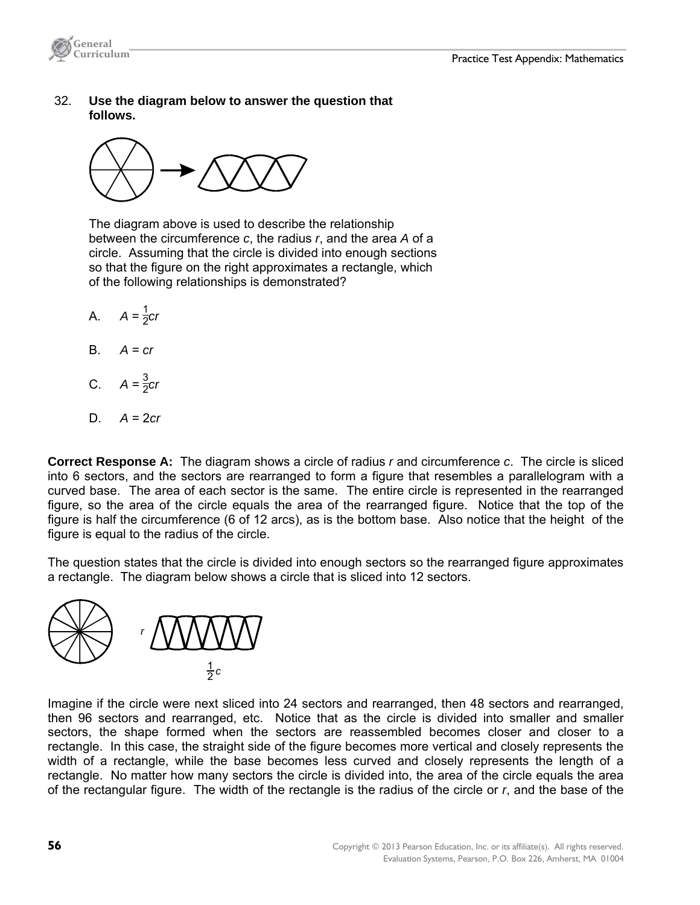32. **Use the diagram below to answer the question that follows.**

The diagram above is used to describe the relationship between the circumference *c*, the radius *r*, and the area *A* of a circle. Assuming that the circle is divided into enough sections so that the figure on the right approximates a rectangle, which of the following relationships is demonstrated?

A. $A = \frac{1}{2}cr$

B. $A = cr$

C. $A = \frac{3}{2}cr$

D. $A = 2cr$

**Correct Response A:** The diagram shows a circle of radius *r* and circumference *c*. The circle is sliced into 6 sectors, and the sectors are rearranged to form a figure that resembles a parallelogram with a curved base. The area of each sector is the same. The entire circle is represented in the rearranged figure, so the area of the circle equals the area of the rearranged figure. Notice that the top of the figure is half the circumference (6 of 12 arcs), as is the bottom base. Also notice that the height of the figure is equal to the radius of the circle.

The question states that the circle is divided into enough sectors so the rearranged figure approximates a rectangle. The diagram below shows a circle that is sliced into 12 sectors.

Imagine if the circle were next sliced into 24 sectors and rearranged, then 48 sectors and rearranged, then 96 sectors and rearranged, etc. Notice that as the circle is divided into smaller and smaller sectors, the shape formed when the sectors are reassembled becomes closer and closer to a rectangle. In this case, the straight side of the figure becomes more vertical and closely represents the width of a rectangle, while the base becomes less curved and closely represents the length of a rectangle. No matter how many sectors the circle is divided into, the area of the circle equals the area of the rectangular figure. The width of the rectangle is the radius of the circle or *r*, and the base of the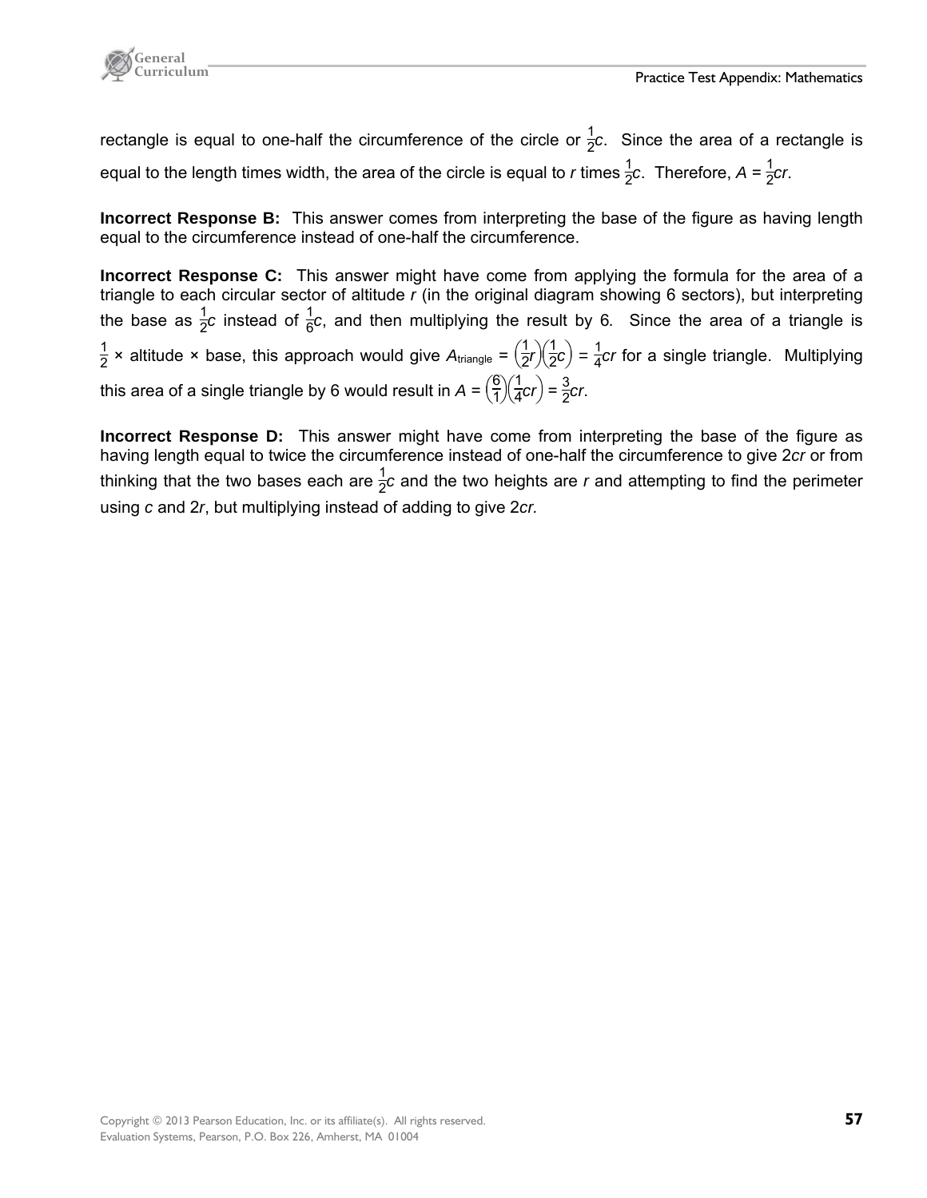rectangle is equal to one-half the circumference of the circle or $\frac{1}{2}c$. Since the area of a rectangle is equal to the length times width, the area of the circle is equal to $r$ times $\frac{1}{2}c$. Therefore, $A = \frac{1}{2}cr$.

**Incorrect Response B:** This answer comes from interpreting the base of the figure as having length equal to the circumference instead of one-half the circumference.

**Incorrect Response C:** This answer might have come from applying the formula for the area of a triangle to each circular sector of altitude $r$ (in the original diagram showing 6 sectors), but interpreting the base as $\frac{1}{2}c$ instead of $\frac{1}{6}c$, and then multiplying the result by 6. Since the area of a triangle is $\frac{1}{2}$ × altitude × base, this approach would give $A_{\text{triangle}} = \left(\frac{1}{2}r\right)\left(\frac{1}{2}c\right) = \frac{1}{4}cr$ for a single triangle. Multiplying this area of a single triangle by 6 would result in $A = \left(\frac{6}{1}\right)\left(\frac{1}{4}cr\right) = \frac{3}{2}cr$.

**Incorrect Response D:** This answer might have come from interpreting the base of the figure as having length equal to twice the circumference instead of one-half the circumference to give $2cr$ or from thinking that the two bases each are $\frac{1}{2}c$ and the two heights are $r$ and attempting to find the perimeter using $c$ and $2r$, but multiplying instead of adding to give $2cr$.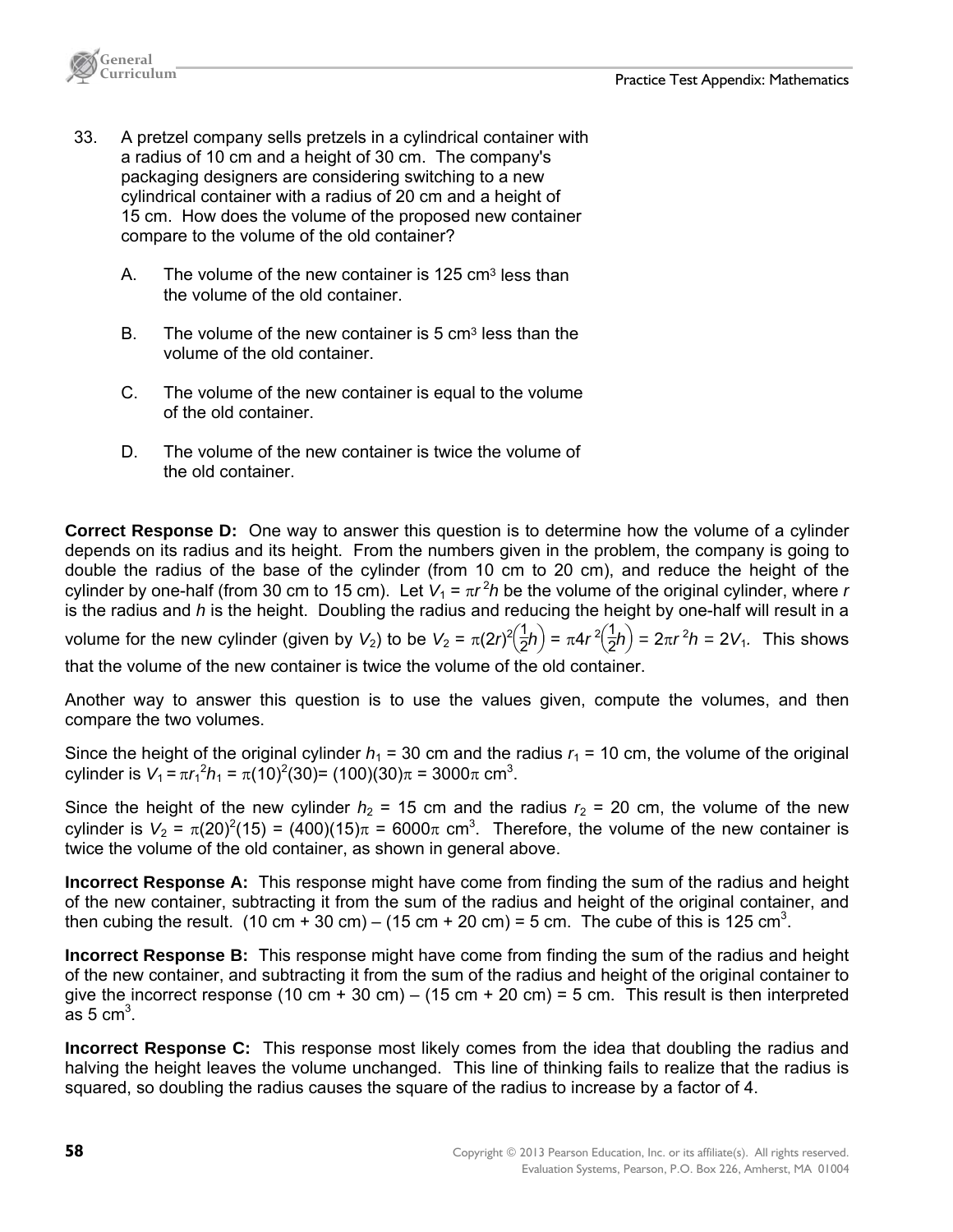33. A pretzel company sells pretzels in a cylindrical container with a radius of 10 cm and a height of 30 cm. The company's packaging designers are considering switching to a new cylindrical container with a radius of 20 cm and a height of 15 cm. How does the volume of the proposed new container compare to the volume of the old container?

    A. The volume of the new container is 125 $cm^3$ less than the volume of the old container.

    B. The volume of the new container is 5 $cm^3$ less than the volume of the old container.

    C. The volume of the new container is equal to the volume of the old container.

    D. The volume of the new container is twice the volume of the old container.

**Correct Response D:** One way to answer this question is to determine how the volume of a cylinder depends on its radius and its height. From the numbers given in the problem, the company is going to double the radius of the base of the cylinder (from 10 cm to 20 cm), and reduce the height of the cylinder by one-half (from 30 cm to 15 cm). Let $V_1 = \pi r^2 h$ be the volume of the original cylinder, where $r$ is the radius and $h$ is the height. Doubling the radius and reducing the height by one-half will result in a volume for the new cylinder (given by $V_2$) to be $V_2 = \pi(2r)^2\left(\frac{1}{2}h\right) = \pi 4r^2\left(\frac{1}{2}h\right) = 2\pi r^2 h = 2V_1$. This shows that the volume of the new container is twice the volume of the old container.

Another way to answer this question is to use the values given, compute the volumes, and then compare the two volumes.

Since the height of the original cylinder $h_1$ = 30 cm and the radius $r_1$ = 10 cm, the volume of the original cylinder is $V_1 = \pi r_1^2 h_1 = \pi(10)^2(30) = (100)(30)\pi = 3000\pi \text{ cm}^3$.

Since the height of the new cylinder $h_2$ = 15 cm and the radius $r_2$ = 20 cm, the volume of the new cylinder is $V_2 = \pi(20)^2(15) = (400)(15)\pi = 6000\pi \text{ cm}^3$. Therefore, the volume of the new container is twice the volume of the old container, as shown in general above.

**Incorrect Response A:** This response might have come from finding the sum of the radius and height of the new container, subtracting it from the sum of the radius and height of the original container, and then cubing the result. (10 cm + 30 cm) – (15 cm + 20 cm) = 5 cm. The cube of this is 125 $cm^3$.

**Incorrect Response B:** This response might have come from finding the sum of the radius and height of the new container, and subtracting it from the sum of the radius and height of the original container to give the incorrect response (10 cm + 30 cm) – (15 cm + 20 cm) = 5 cm. This result is then interpreted as 5 $cm^3$.

**Incorrect Response C:** This response most likely comes from the idea that doubling the radius and halving the height leaves the volume unchanged. This line of thinking fails to realize that the radius is squared, so doubling the radius causes the square of the radius to increase by a factor of 4.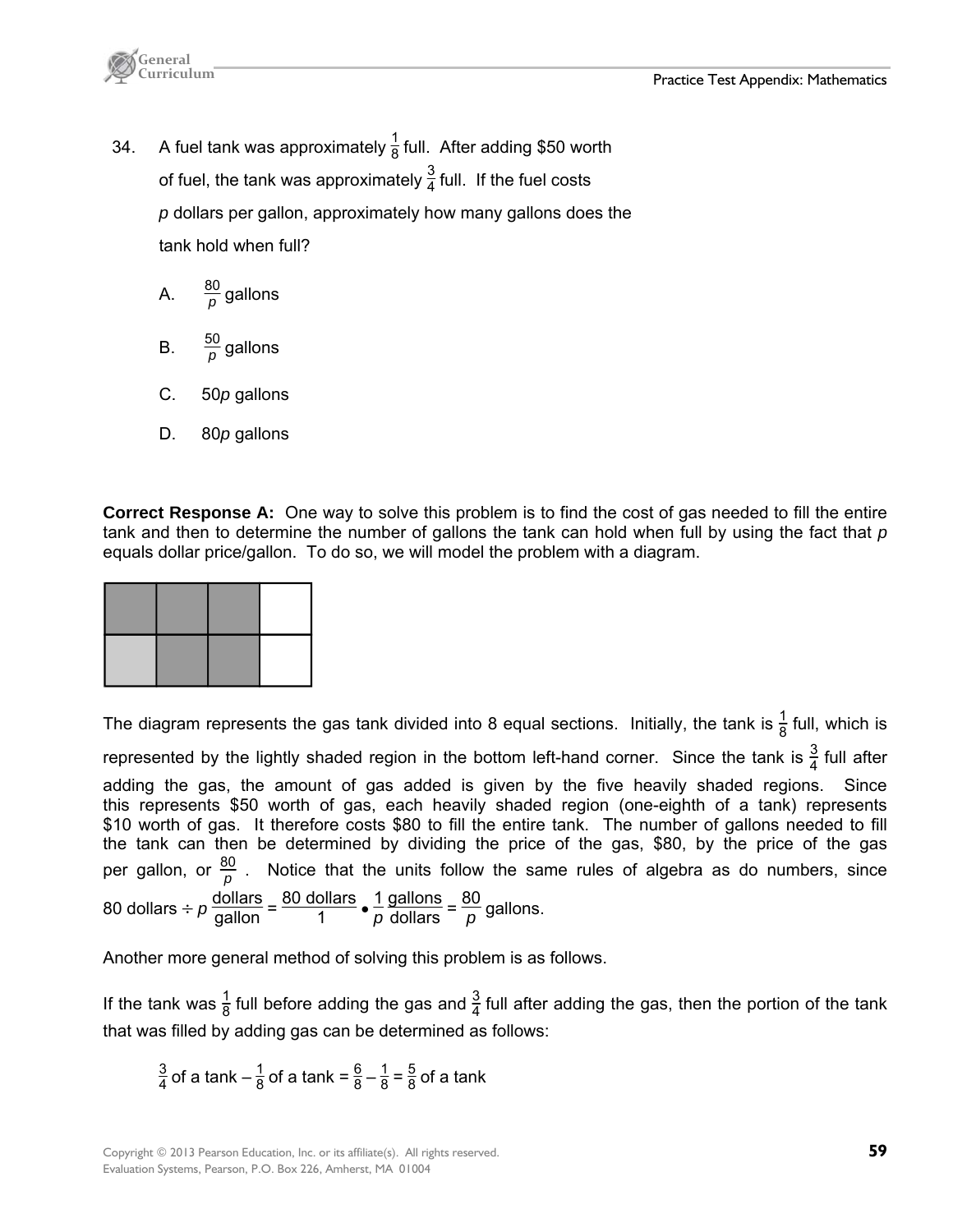34. A fuel tank was approximately $\frac{1}{8}$ full. After adding \$50 worth of fuel, the tank was approximately $\frac{3}{4}$ full. If the fuel costs $p$ dollars per gallon, approximately how many gallons does the tank hold when full?

A. $\frac{80}{p}$ gallons

B. $\frac{50}{p}$ gallons

C. $50p$ gallons

D. $80p$ gallons

**Correct Response A:** One way to solve this problem is to find the cost of gas needed to fill the entire tank and then to determine the number of gallons the tank can hold when full by using the fact that $p$ equals dollar price/gallon. To do so, we will model the problem with a diagram.

The diagram represents the gas tank divided into 8 equal sections. Initially, the tank is $\frac{1}{8}$ full, which is represented by the lightly shaded region in the bottom left-hand corner. Since the tank is $\frac{3}{4}$ full after adding the gas, the amount of gas added is given by the five heavily shaded regions. Since this represents \$50 worth of gas, each heavily shaded region (one-eighth of a tank) represents \$10 worth of gas. It therefore costs \$80 to fill the entire tank. The number of gallons needed to fill the tank can then be determined by dividing the price of the gas, \$80, by the price of the gas per gallon, or $\frac{80}{p}$. Notice that the units follow the same rules of algebra as do numbers, since $80 \text{ dollars} \div p\,\frac{\text{dollars}}{\text{gallon}} = \frac{80 \text{ dollars}}{1} \bullet \frac{1}{p}\,\frac{\text{gallons}}{\text{dollars}} = \frac{80}{p}$ gallons.

Another more general method of solving this problem is as follows.

If the tank was $\frac{1}{8}$ full before adding the gas and $\frac{3}{4}$ full after adding the gas, then the portion of the tank that was filled by adding gas can be determined as follows:

$$\frac{3}{4} \text{ of a tank} - \frac{1}{8} \text{ of a tank} = \frac{6}{8} - \frac{1}{8} = \frac{5}{8} \text{ of a tank}$$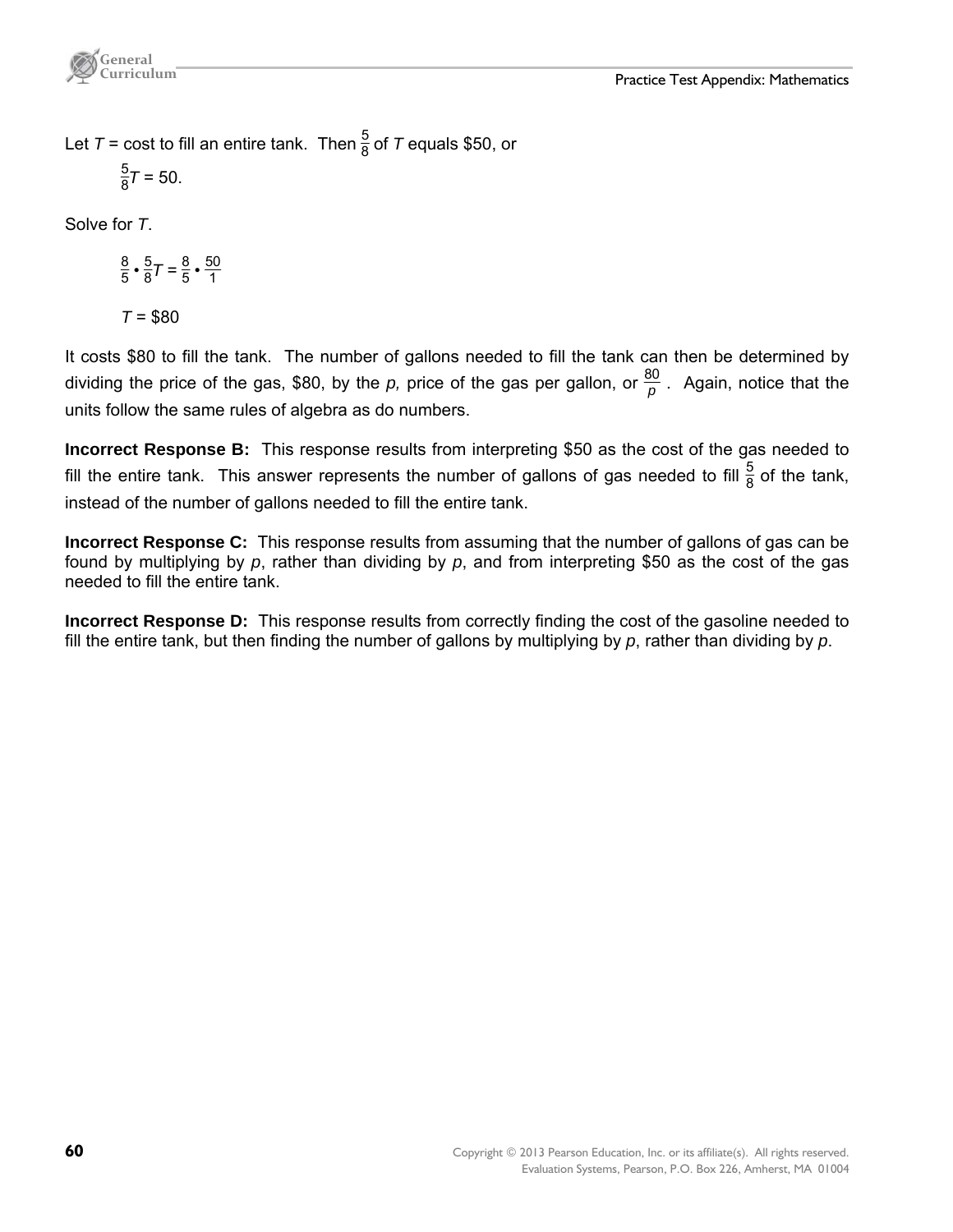Let $T$ = cost to fill an entire tank. Then $\frac{5}{8}$ of $T$ equals \$50, or

$$\frac{5}{8}T = 50.$$

Solve for $T$.

$$\frac{8}{5} \bullet \frac{5}{8}T = \frac{8}{5} \bullet \frac{50}{1}$$

$$T = \$80$$

It costs \$80 to fill the tank. The number of gallons needed to fill the tank can then be determined by dividing the price of the gas, \$80, by the $p$, price of the gas per gallon, or $\frac{80}{p}$. Again, notice that the units follow the same rules of algebra as do numbers.

**Incorrect Response B:** This response results from interpreting \$50 as the cost of the gas needed to fill the entire tank. This answer represents the number of gallons of gas needed to fill $\frac{5}{8}$ of the tank, instead of the number of gallons needed to fill the entire tank.

**Incorrect Response C:** This response results from assuming that the number of gallons of gas can be found by multiplying by $p$, rather than dividing by $p$, and from interpreting \$50 as the cost of the gas needed to fill the entire tank.

**Incorrect Response D:** This response results from correctly finding the cost of the gasoline needed to fill the entire tank, but then finding the number of gallons by multiplying by $p$, rather than dividing by $p$.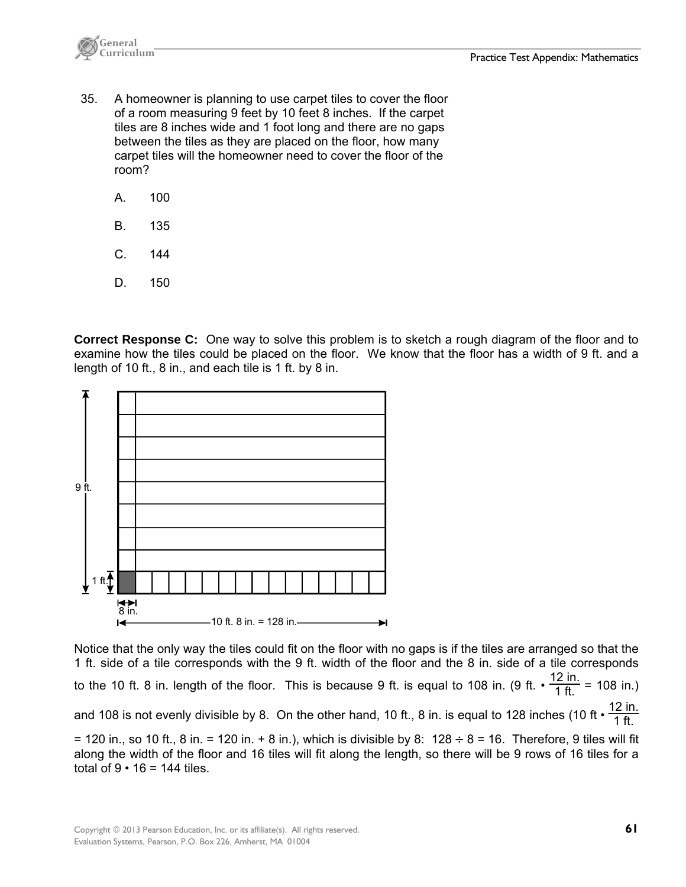35. A homeowner is planning to use carpet tiles to cover the floor of a room measuring 9 feet by 10 feet 8 inches. If the carpet tiles are 8 inches wide and 1 foot long and there are no gaps between the tiles as they are placed on the floor, how many carpet tiles will the homeowner need to cover the floor of the room?

   A. 100

   B. 135

   C. 144

   D. 150

**Correct Response C:** One way to solve this problem is to sketch a rough diagram of the floor and to examine how the tiles could be placed on the floor. We know that the floor has a width of 9 ft. and a length of 10 ft., 8 in., and each tile is 1 ft. by 8 in.

9 ft.

1 ft.

8 in.

10 ft. 8 in. = 128 in.

Notice that the only way the tiles could fit on the floor with no gaps is if the tiles are arranged so that the 1 ft. side of a tile corresponds with the 9 ft. width of the floor and the 8 in. side of a tile corresponds to the 10 ft. 8 in. length of the floor. This is because 9 ft. is equal to 108 in. ($9 \text{ ft.} \cdot \frac{12 \text{ in.}}{1 \text{ ft.}} = 108 \text{ in.}$) and 108 is not evenly divisible by 8. On the other hand, 10 ft., 8 in. is equal to 128 inches ($10 \text{ ft} \cdot \frac{12 \text{ in.}}{1 \text{ ft.}} = 120 \text{ in.}$, so 10 ft., 8 in. = 120 in. + 8 in.), which is divisible by 8: $128 \div 8 = 16$. Therefore, 9 tiles will fit along the width of the floor and 16 tiles will fit along the length, so there will be 9 rows of 16 tiles for a total of $9 \cdot 16 = 144$ tiles.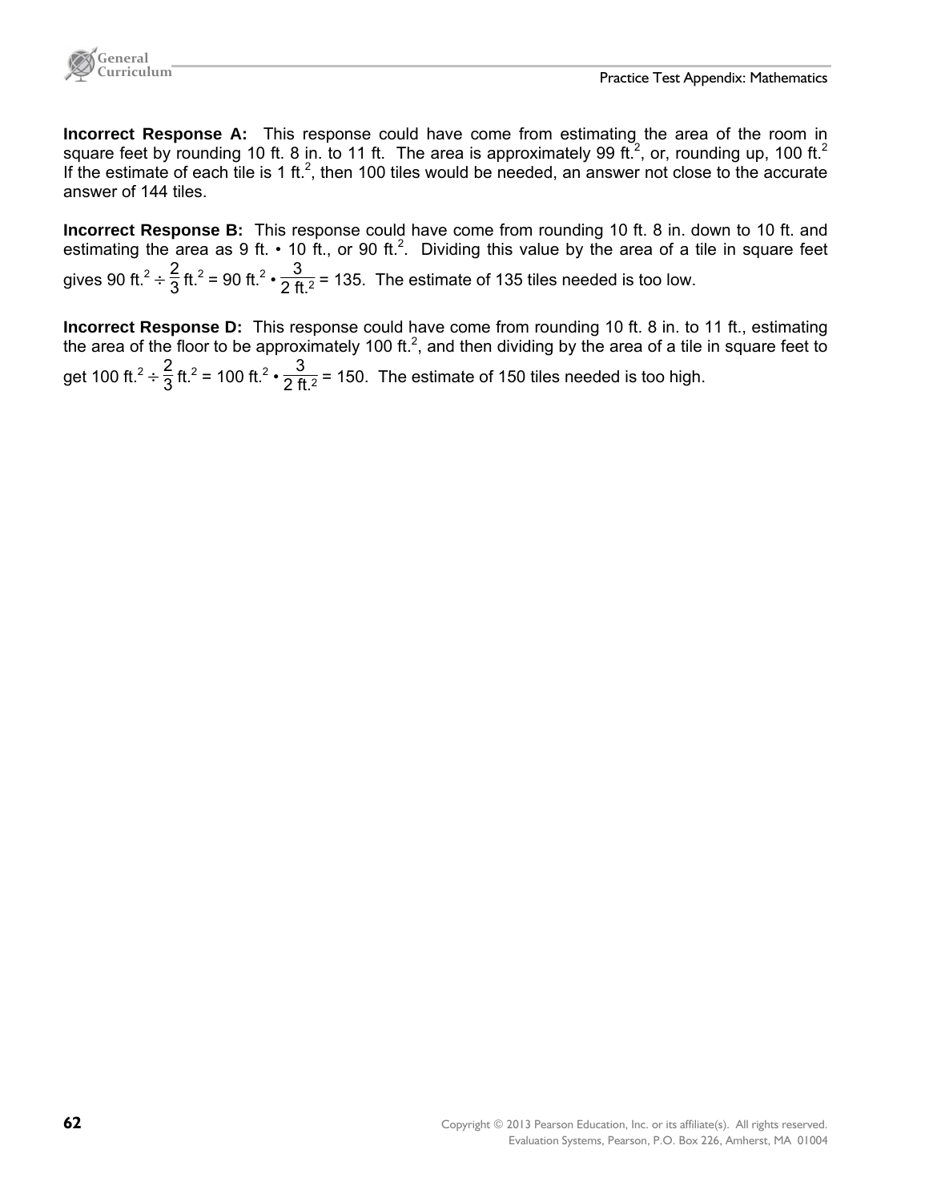**Incorrect Response A:** This response could have come from estimating the area of the room in square feet by rounding 10 ft. 8 in. to 11 ft. The area is approximately 99 $\text{ft.}^2$, or, rounding up, 100 $\text{ft.}^2$ If the estimate of each tile is 1 $\text{ft.}^2$, then 100 tiles would be needed, an answer not close to the accurate answer of 144 tiles.

**Incorrect Response B:** This response could have come from rounding 10 ft. 8 in. down to 10 ft. and estimating the area as 9 ft. • 10 ft., or 90 $\text{ft.}^2$. Dividing this value by the area of a tile in square feet gives $90 \text{ ft.}^2 \div \frac{2}{3} \text{ ft.}^2 = 90 \text{ ft.}^2 \cdot \frac{3}{2 \text{ ft.}^2} = 135$. The estimate of 135 tiles needed is too low.

**Incorrect Response D:** This response could have come from rounding 10 ft. 8 in. to 11 ft., estimating the area of the floor to be approximately 100 $\text{ft.}^2$, and then dividing by the area of a tile in square feet to get $100 \text{ ft.}^2 \div \frac{2}{3} \text{ ft.}^2 = 100 \text{ ft.}^2 \cdot \frac{3}{2 \text{ ft.}^2} = 150$. The estimate of 150 tiles needed is too high.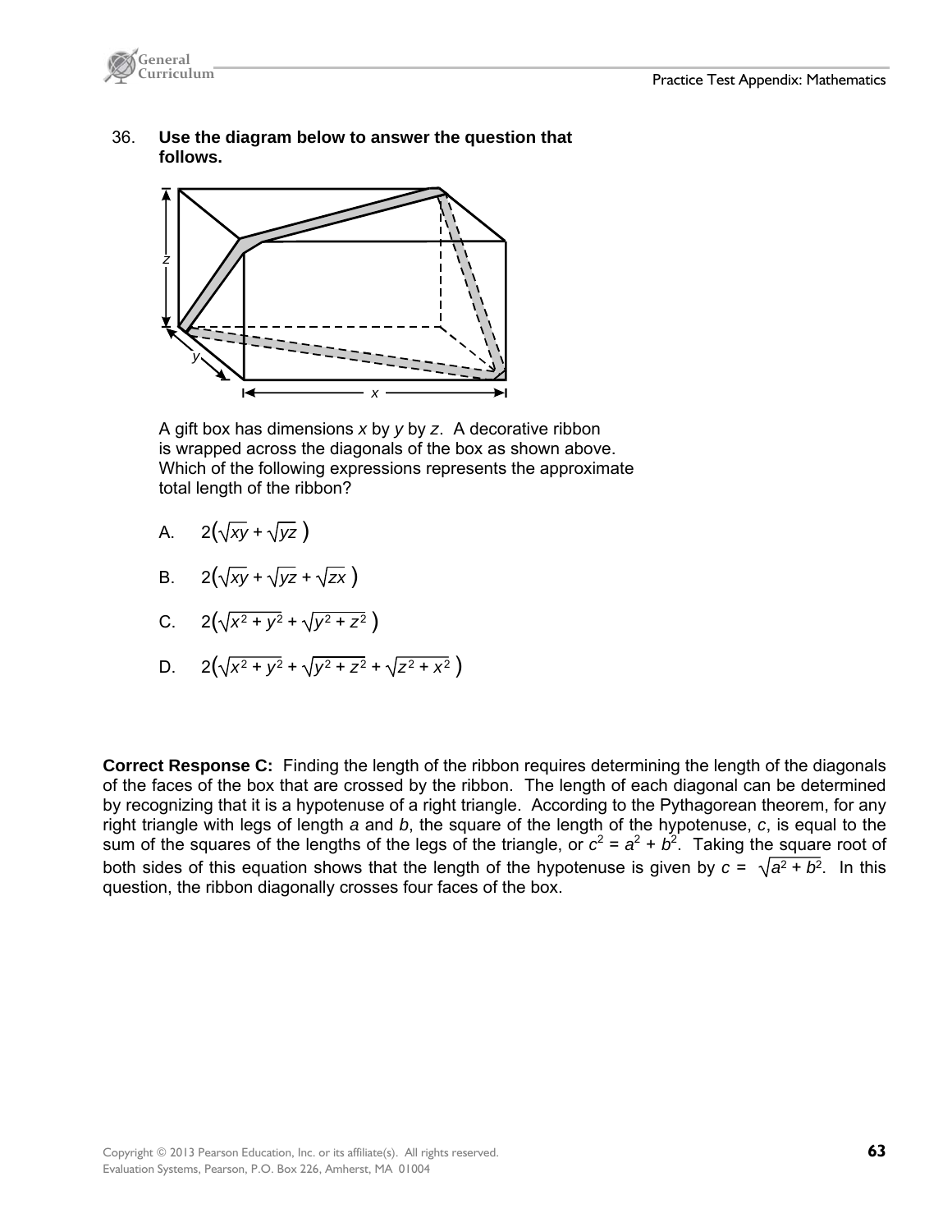36. **Use the diagram below to answer the question that follows.**

A gift box has dimensions $x$ by $y$ by $z$. A decorative ribbon is wrapped across the diagonals of the box as shown above. Which of the following expressions represents the approximate total length of the ribbon?

A. $2\left(\sqrt{xy} + \sqrt{yz}\right)$

B. $2\left(\sqrt{xy} + \sqrt{yz} + \sqrt{zx}\right)$

C. $2\left(\sqrt{x^2 + y^2} + \sqrt{y^2 + z^2}\right)$

D. $2\left(\sqrt{x^2 + y^2} + \sqrt{y^2 + z^2} + \sqrt{z^2 + x^2}\right)$

**Correct Response C:** Finding the length of the ribbon requires determining the length of the diagonals of the faces of the box that are crossed by the ribbon. The length of each diagonal can be determined by recognizing that it is a hypotenuse of a right triangle. According to the Pythagorean theorem, for any right triangle with legs of length $a$ and $b$, the square of the length of the hypotenuse, $c$, is equal to the sum of the squares of the lengths of the legs of the triangle, or $c^2 = a^2 + b^2$. Taking the square root of both sides of this equation shows that the length of the hypotenuse is given by $c = \sqrt{a^2 + b^2}$. In this question, the ribbon diagonally crosses four faces of the box.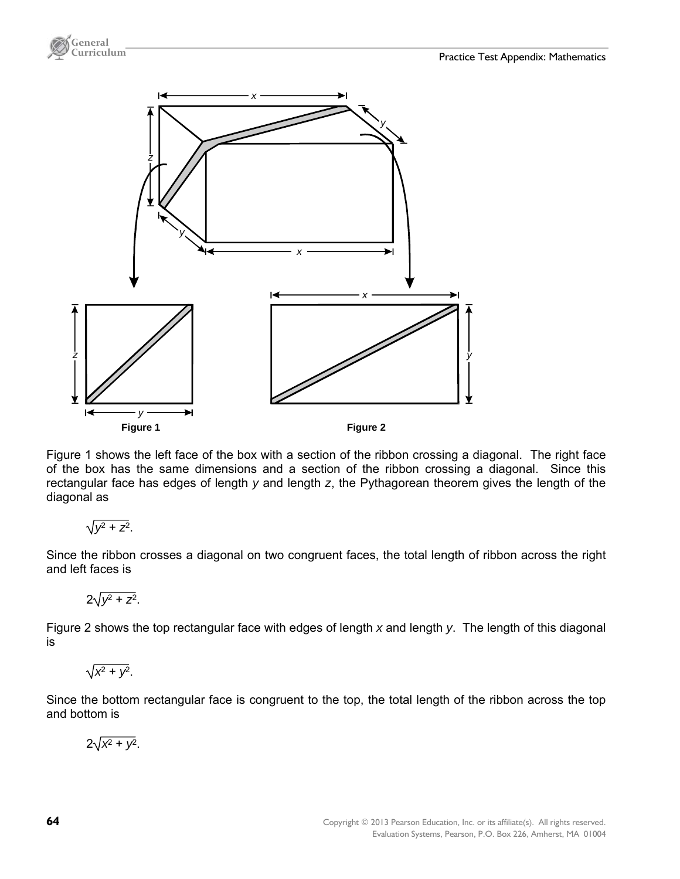Figure 1

Figure 2

Figure 1 shows the left face of the box with a section of the ribbon crossing a diagonal. The right face of the box has the same dimensions and a section of the ribbon crossing a diagonal. Since this rectangular face has edges of length $y$ and length $z$, the Pythagorean theorem gives the length of the diagonal as

$$\sqrt{y^2 + z^2}.$$

Since the ribbon crosses a diagonal on two congruent faces, the total length of ribbon across the right and left faces is

$$2\sqrt{y^2 + z^2}.$$

Figure 2 shows the top rectangular face with edges of length $x$ and length $y$. The length of this diagonal is

$$\sqrt{x^2 + y^2}.$$

Since the bottom rectangular face is congruent to the top, the total length of the ribbon across the top and bottom is

$$2\sqrt{x^2 + y^2}.$$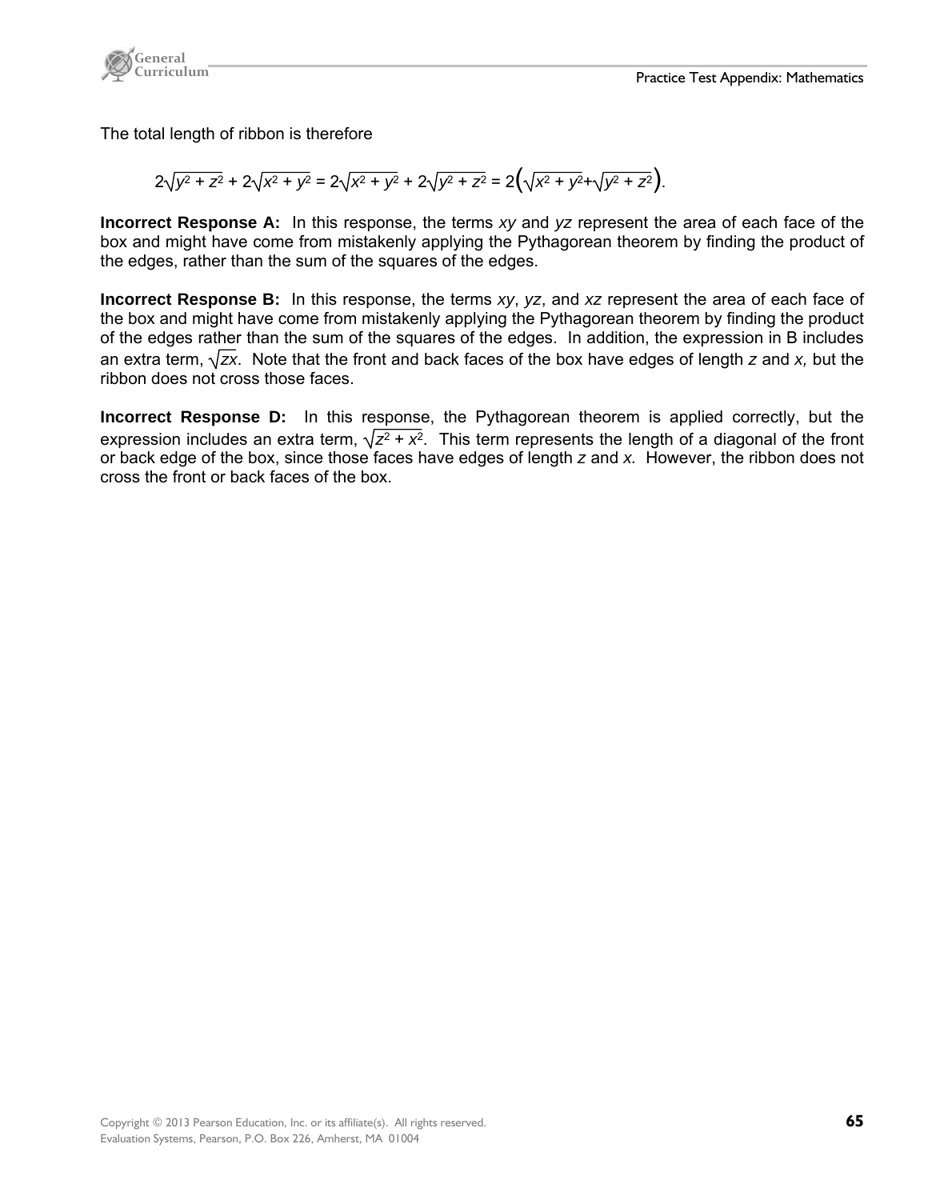The total length of ribbon is therefore

$$2\sqrt{y^2 + z^2} + 2\sqrt{x^2 + y^2} = 2\sqrt{x^2 + y^2} + 2\sqrt{y^2 + z^2} = 2\left(\sqrt{x^2 + y^2} + \sqrt{y^2 + z^2}\right).$$

**Incorrect Response A:** In this response, the terms $xy$ and $yz$ represent the area of each face of the box and might have come from mistakenly applying the Pythagorean theorem by finding the product of the edges, rather than the sum of the squares of the edges.

**Incorrect Response B:** In this response, the terms $xy$, $yz$, and $xz$ represent the area of each face of the box and might have come from mistakenly applying the Pythagorean theorem by finding the product of the edges rather than the sum of the squares of the edges. In addition, the expression in B includes an extra term, $\sqrt{zx}$. Note that the front and back faces of the box have edges of length $z$ and $x$, but the ribbon does not cross those faces.

**Incorrect Response D:** In this response, the Pythagorean theorem is applied correctly, but the expression includes an extra term, $\sqrt{z^2 + x^2}$. This term represents the length of a diagonal of the front or back edge of the box, since those faces have edges of length $z$ and $x$. However, the ribbon does not cross the front or back faces of the box.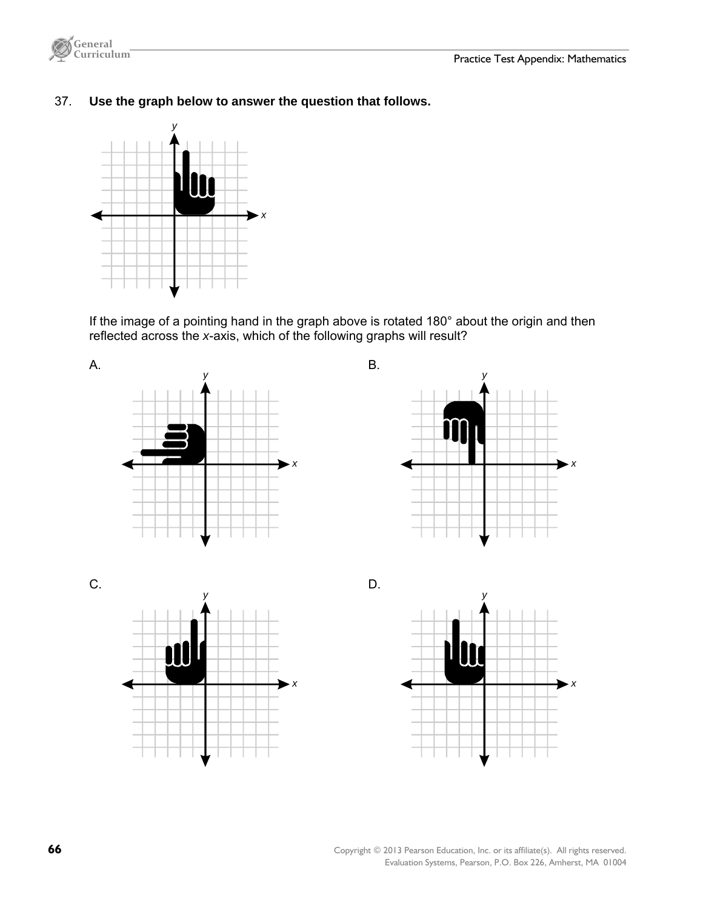37. **Use the graph below to answer the question that follows.**

If the image of a pointing hand in the graph above is rotated 180° about the origin and then reflected across the *x*-axis, which of the following graphs will result?

A.

B.

C.

D.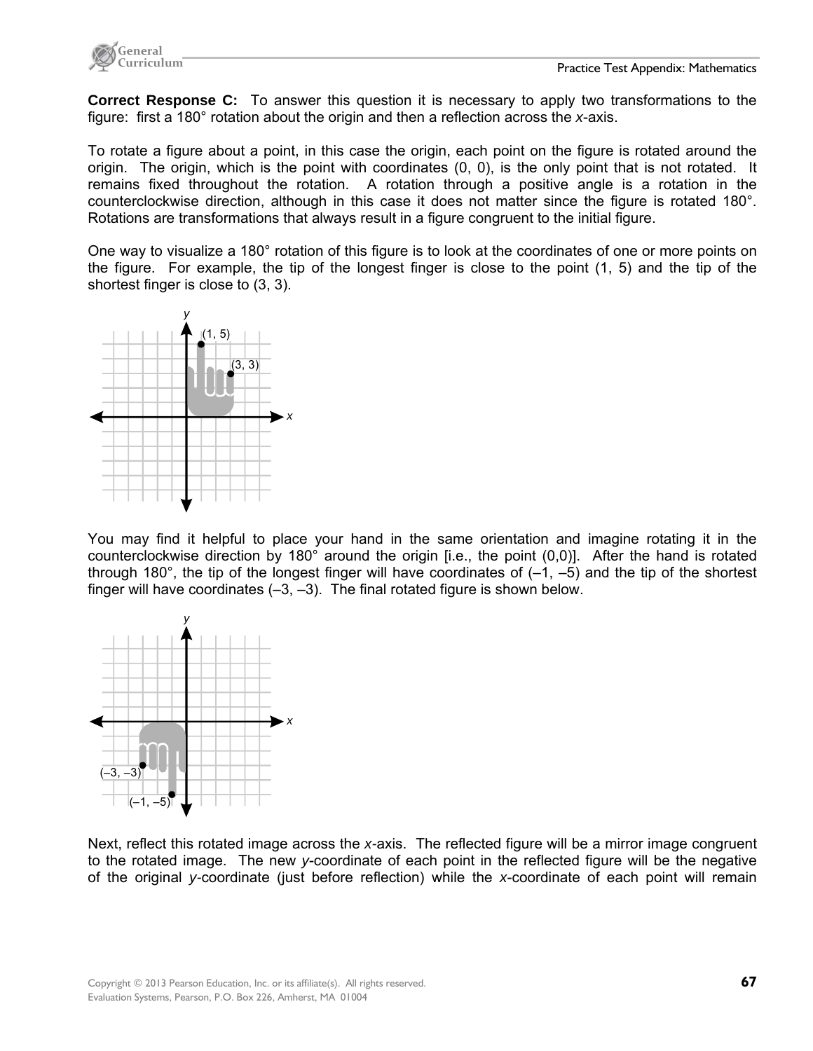**Correct Response C:** To answer this question it is necessary to apply two transformations to the figure: first a 180° rotation about the origin and then a reflection across the *x*-axis.

To rotate a figure about a point, in this case the origin, each point on the figure is rotated around the origin. The origin, which is the point with coordinates (0, 0), is the only point that is not rotated. It remains fixed throughout the rotation. A rotation through a positive angle is a rotation in the counterclockwise direction, although in this case it does not matter since the figure is rotated 180°. Rotations are transformations that always result in a figure congruent to the initial figure.

One way to visualize a 180° rotation of this figure is to look at the coordinates of one or more points on the figure. For example, the tip of the longest finger is close to the point (1, 5) and the tip of the shortest finger is close to (3, 3).

You may find it helpful to place your hand in the same orientation and imagine rotating it in the counterclockwise direction by 180° around the origin [i.e., the point (0,0)]. After the hand is rotated through 180°, the tip of the longest finger will have coordinates of (–1, –5) and the tip of the shortest finger will have coordinates (–3, –3). The final rotated figure is shown below.

Next, reflect this rotated image across the *x*-axis. The reflected figure will be a mirror image congruent to the rotated image. The new *y*-coordinate of each point in the reflected figure will be the negative of the original *y*-coordinate (just before reflection) while the *x*-coordinate of each point will remain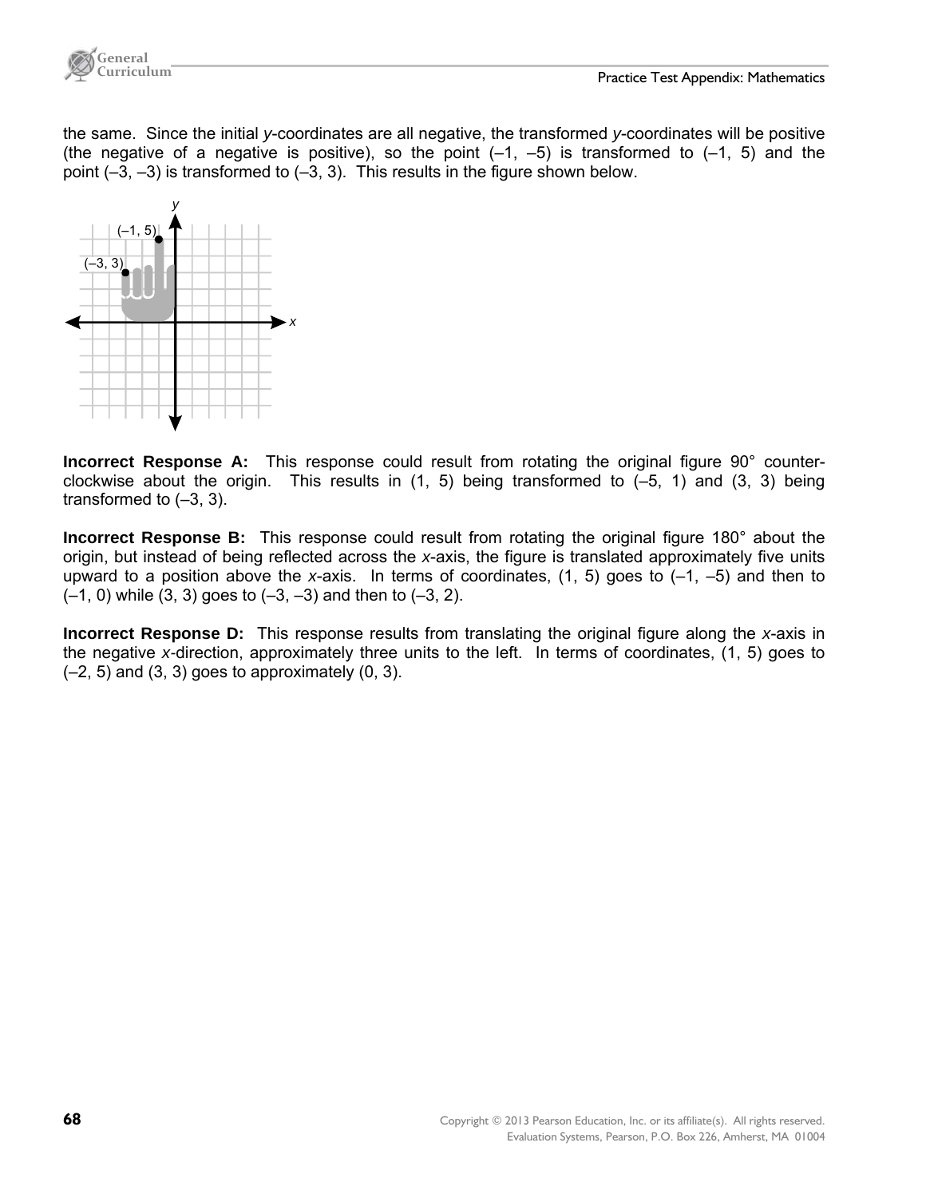the same. Since the initial $y$-coordinates are all negative, the transformed $y$-coordinates will be positive (the negative of a negative is positive), so the point (–1, –5) is transformed to (–1, 5) and the point (–3, –3) is transformed to (–3, 3). This results in the figure shown below.

**Incorrect Response A:** This response could result from rotating the original figure 90° counter-clockwise about the origin. This results in (1, 5) being transformed to (–5, 1) and (3, 3) being transformed to (–3, 3).

**Incorrect Response B:** This response could result from rotating the original figure 180° about the origin, but instead of being reflected across the $x$-axis, the figure is translated approximately five units upward to a position above the $x$-axis. In terms of coordinates, (1, 5) goes to (–1, –5) and then to (–1, 0) while (3, 3) goes to (–3, –3) and then to (–3, 2).

**Incorrect Response D:** This response results from translating the original figure along the $x$-axis in the negative $x$-direction, approximately three units to the left. In terms of coordinates, (1, 5) goes to (–2, 5) and (3, 3) goes to approximately (0, 3).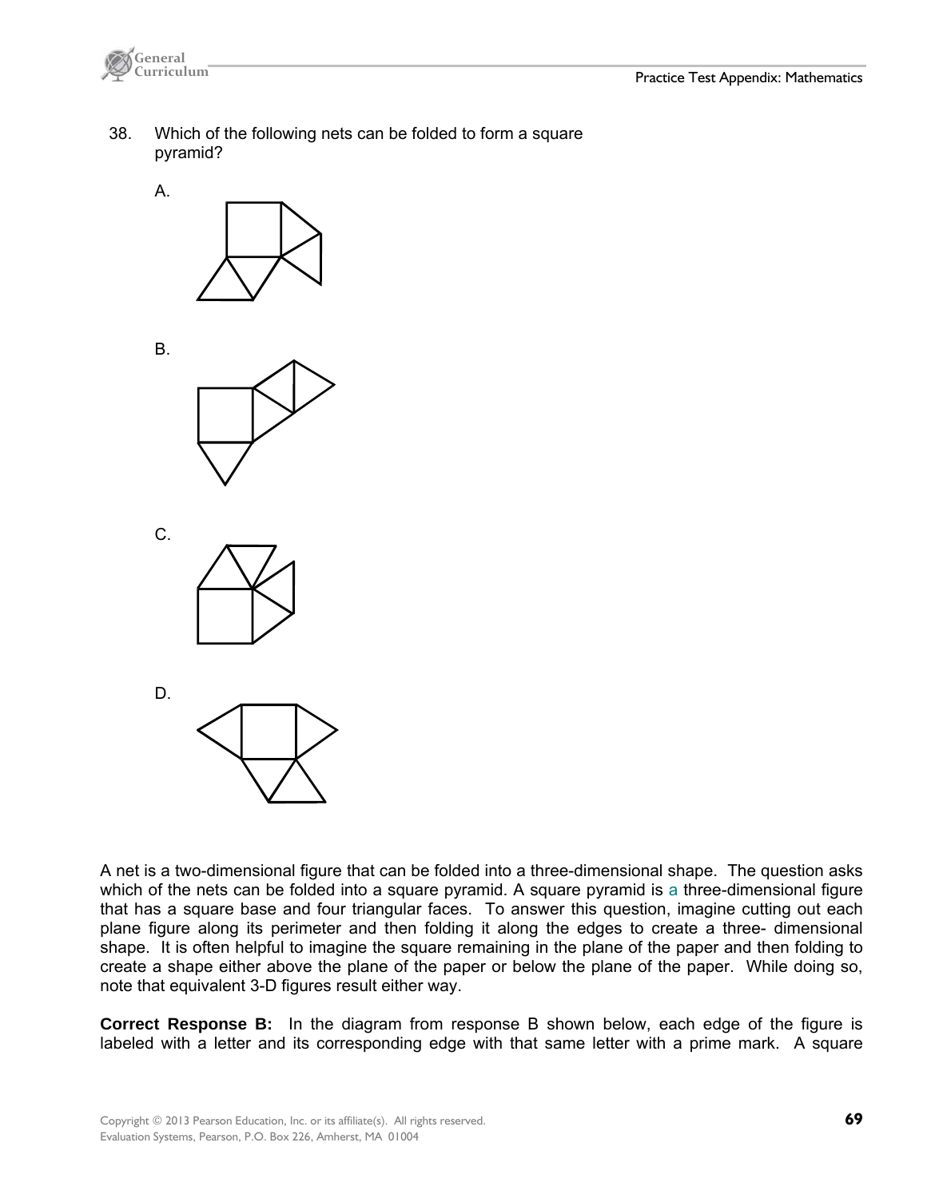38. Which of the following nets can be folded to form a square pyramid?

A.

B.

C.

D.

A net is a two-dimensional figure that can be folded into a three-dimensional shape. The question asks which of the nets can be folded into a square pyramid. A square pyramid is a three-dimensional figure that has a square base and four triangular faces. To answer this question, imagine cutting out each plane figure along its perimeter and then folding it along the edges to create a three- dimensional shape. It is often helpful to imagine the square remaining in the plane of the paper and then folding to create a shape either above the plane of the paper or below the plane of the paper. While doing so, note that equivalent 3-D figures result either way.

**Correct Response B:** In the diagram from response B shown below, each edge of the figure is labeled with a letter and its corresponding edge with that same letter with a prime mark. A square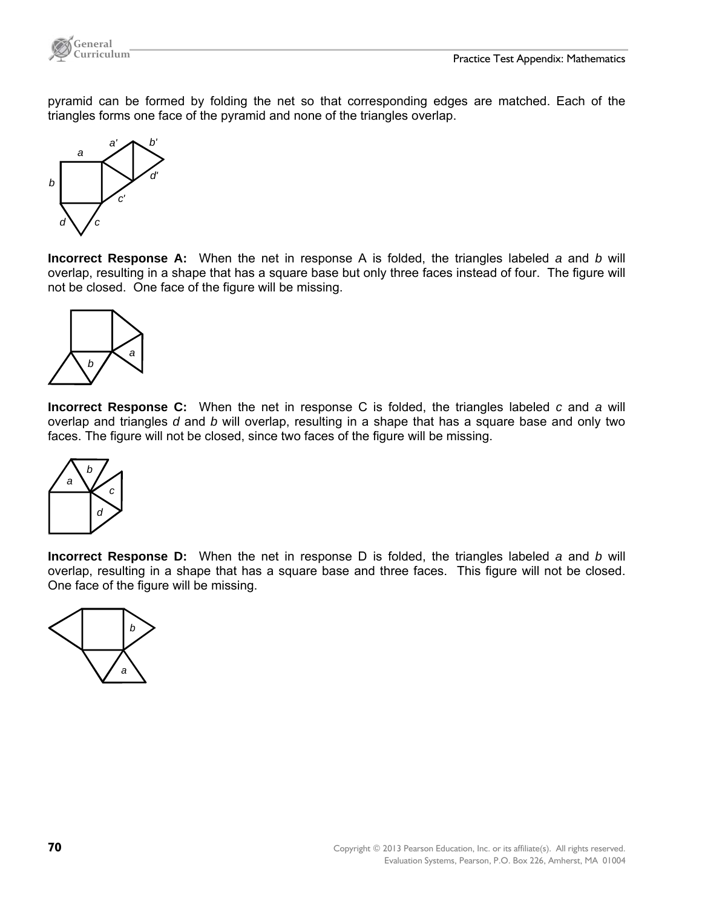pyramid can be formed by folding the net so that corresponding edges are matched. Each of the triangles forms one face of the pyramid and none of the triangles overlap.

**Incorrect Response A:** When the net in response A is folded, the triangles labeled *a* and *b* will overlap, resulting in a shape that has a square base but only three faces instead of four. The figure will not be closed. One face of the figure will be missing.

**Incorrect Response C:** When the net in response C is folded, the triangles labeled *c* and *a* will overlap and triangles *d* and *b* will overlap, resulting in a shape that has a square base and only two faces. The figure will not be closed, since two faces of the figure will be missing.

**Incorrect Response D:** When the net in response D is folded, the triangles labeled *a* and *b* will overlap, resulting in a shape that has a square base and three faces. This figure will not be closed. One face of the figure will be missing.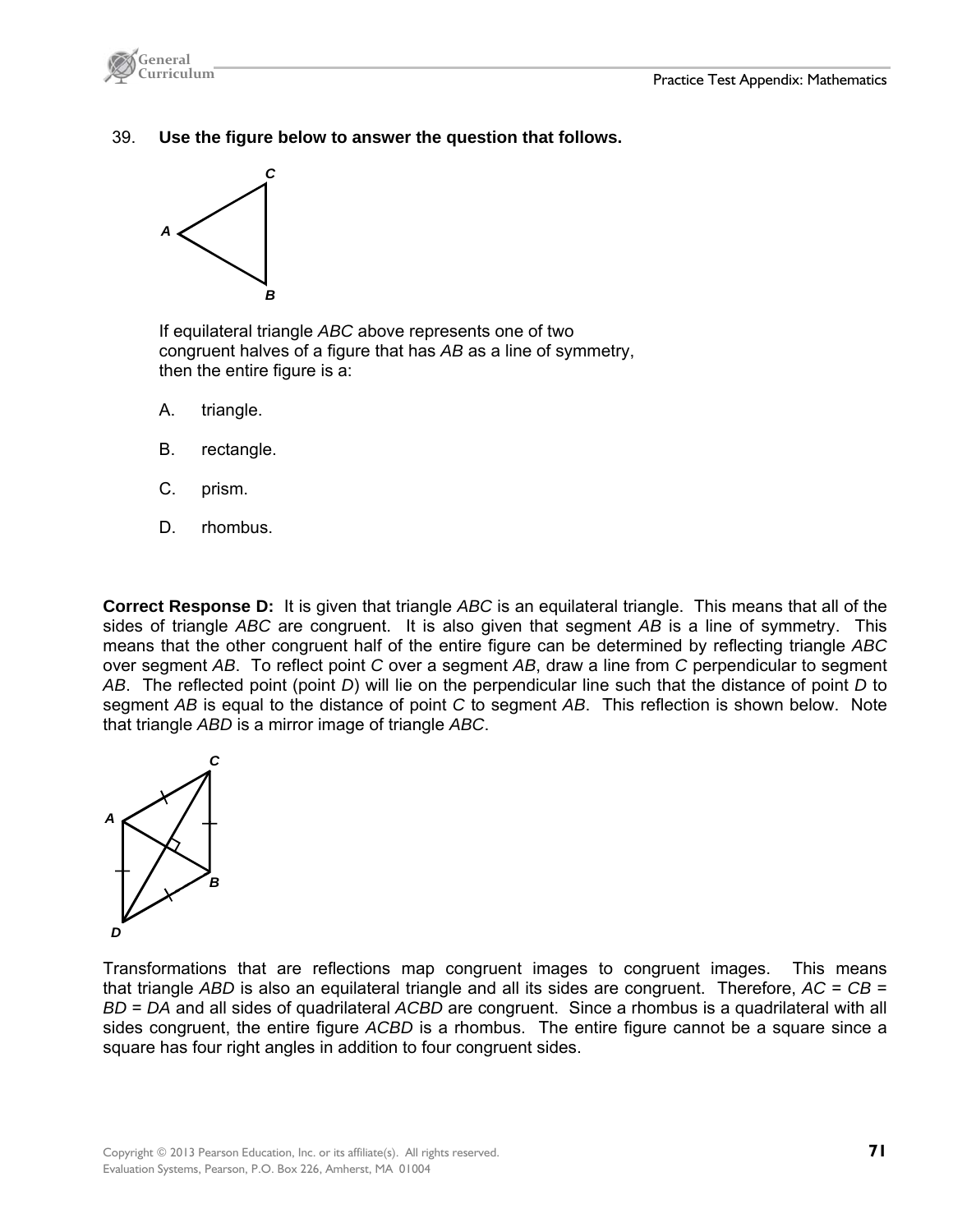39. **Use the figure below to answer the question that follows.**

If equilateral triangle *ABC* above represents one of two congruent halves of a figure that has *AB* as a line of symmetry, then the entire figure is a:

A. triangle.

B. rectangle.

C. prism.

D. rhombus.

**Correct Response D:** It is given that triangle *ABC* is an equilateral triangle. This means that all of the sides of triangle *ABC* are congruent. It is also given that segment *AB* is a line of symmetry. This means that the other congruent half of the entire figure can be determined by reflecting triangle *ABC* over segment *AB*. To reflect point *C* over a segment *AB*, draw a line from *C* perpendicular to segment *AB*. The reflected point (point *D*) will lie on the perpendicular line such that the distance of point *D* to segment *AB* is equal to the distance of point *C* to segment *AB*. This reflection is shown below. Note that triangle *ABD* is a mirror image of triangle *ABC*.

Transformations that are reflections map congruent images to congruent images. This means that triangle *ABD* is also an equilateral triangle and all its sides are congruent. Therefore, $AC = CB = BD = DA$ and all sides of quadrilateral *ACBD* are congruent. Since a rhombus is a quadrilateral with all sides congruent, the entire figure *ACBD* is a rhombus. The entire figure cannot be a square since a square has four right angles in addition to four congruent sides.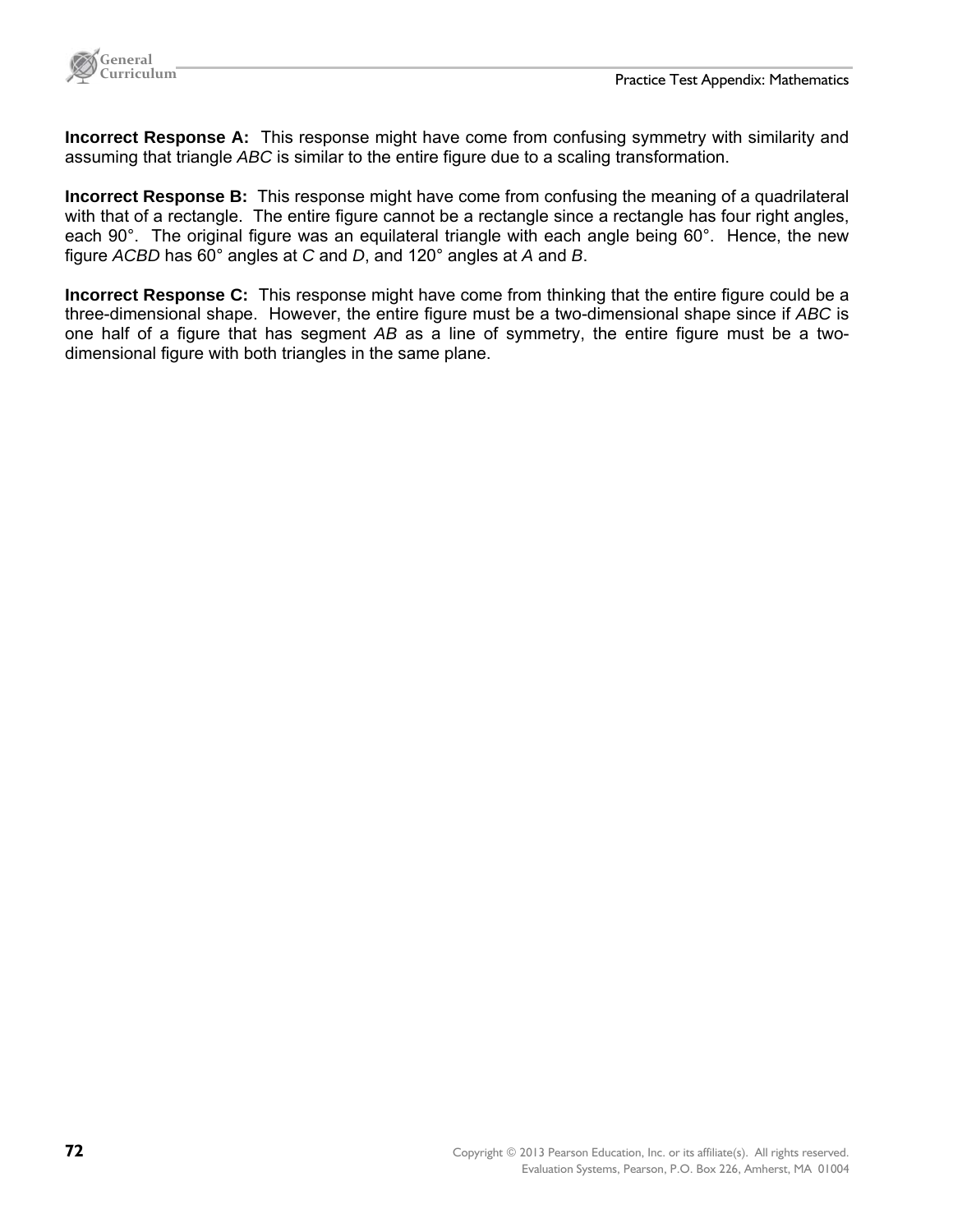**Incorrect Response A:** This response might have come from confusing symmetry with similarity and assuming that triangle *ABC* is similar to the entire figure due to a scaling transformation.

**Incorrect Response B:** This response might have come from confusing the meaning of a quadrilateral with that of a rectangle. The entire figure cannot be a rectangle since a rectangle has four right angles, each 90°. The original figure was an equilateral triangle with each angle being 60°. Hence, the new figure *ACBD* has 60° angles at *C* and *D*, and 120° angles at *A* and *B*.

**Incorrect Response C:** This response might have come from thinking that the entire figure could be a three-dimensional shape. However, the entire figure must be a two-dimensional shape since if *ABC* is one half of a figure that has segment *AB* as a line of symmetry, the entire figure must be a two-dimensional figure with both triangles in the same plane.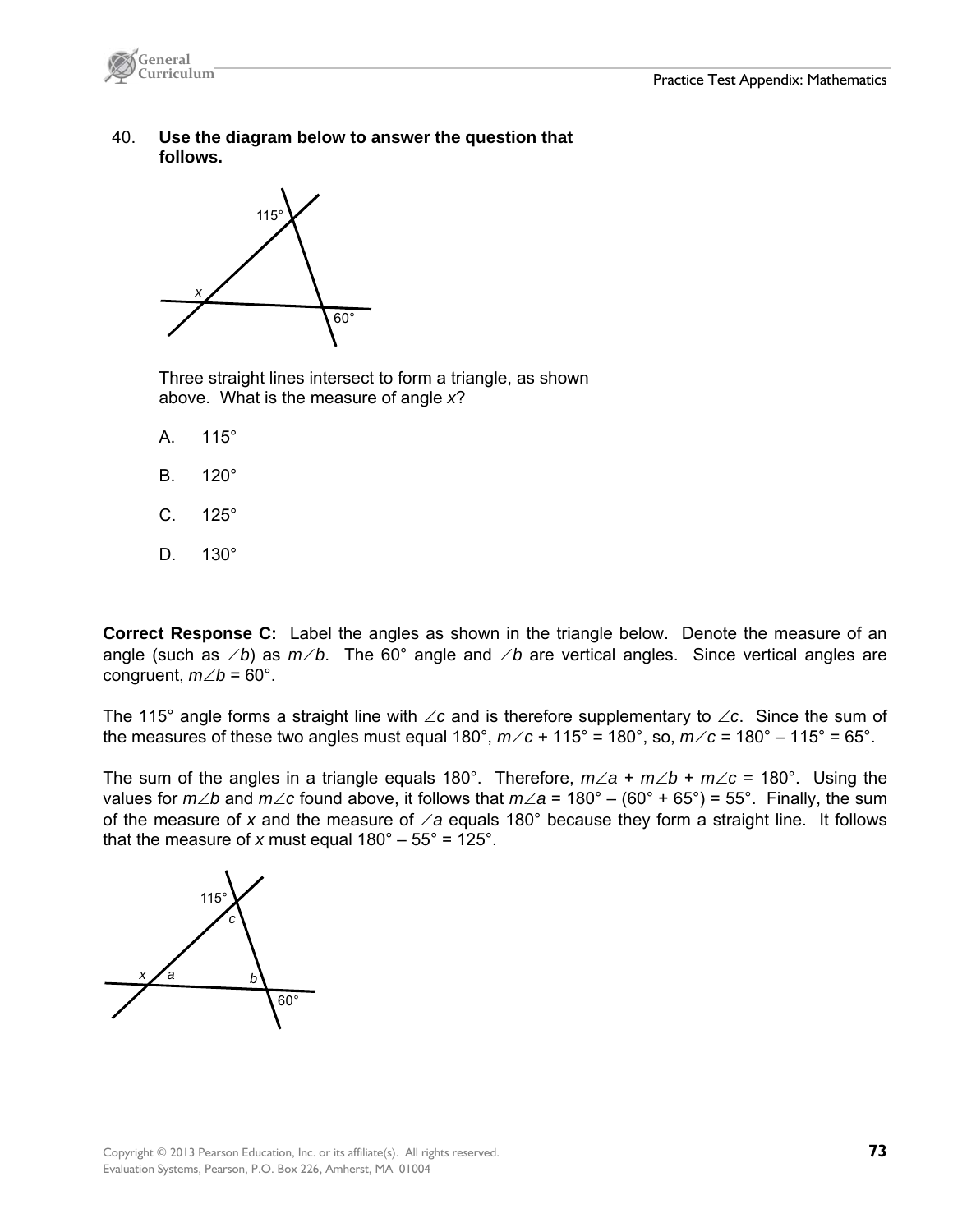40. **Use the diagram below to answer the question that follows.**

Three straight lines intersect to form a triangle, as shown above. What is the measure of angle $x$?

A. 115°

B. 120°

C. 125°

D. 130°

**Correct Response C:** Label the angles as shown in the triangle below. Denote the measure of an angle (such as $\angle b$) as $m\angle b$. The 60° angle and $\angle b$ are vertical angles. Since vertical angles are congruent, $m\angle b = 60°$.

The 115° angle forms a straight line with $\angle c$ and is therefore supplementary to $\angle c$. Since the sum of the measures of these two angles must equal 180°, $m\angle c + 115° = 180°$, so, $m\angle c = 180° - 115° = 65°$.

The sum of the angles in a triangle equals 180°. Therefore, $m\angle a + m\angle b + m\angle c = 180°$. Using the values for $m\angle b$ and $m\angle c$ found above, it follows that $m\angle a = 180° - (60° + 65°) = 55°$. Finally, the sum of the measure of $x$ and the measure of $\angle a$ equals 180° because they form a straight line. It follows that the measure of $x$ must equal $180° - 55° = 125°$.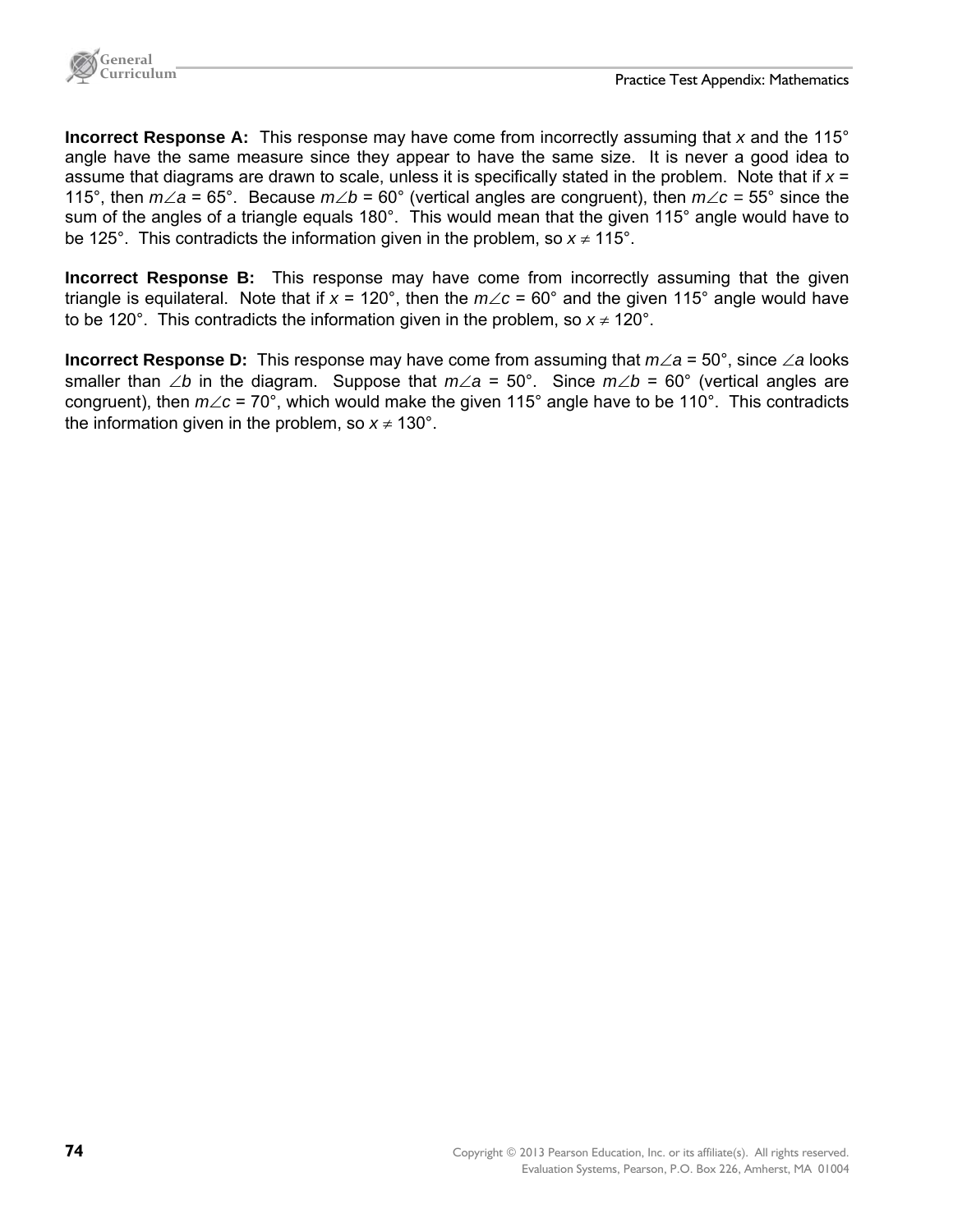**Incorrect Response A:** This response may have come from incorrectly assuming that $x$ and the 115° angle have the same measure since they appear to have the same size. It is never a good idea to assume that diagrams are drawn to scale, unless it is specifically stated in the problem. Note that if $x$ = 115°, then $m\angle a$ = 65°. Because $m\angle b$ = 60° (vertical angles are congruent), then $m\angle c$ = 55° since the sum of the angles of a triangle equals 180°. This would mean that the given 115° angle would have to be 125°. This contradicts the information given in the problem, so $x \neq 115°$.

**Incorrect Response B:** This response may have come from incorrectly assuming that the given triangle is equilateral. Note that if $x$ = 120°, then the $m\angle c$ = 60° and the given 115° angle would have to be 120°. This contradicts the information given in the problem, so $x \neq 120°$.

**Incorrect Response D:** This response may have come from assuming that $m\angle a$ = 50°, since $\angle a$ looks smaller than $\angle b$ in the diagram. Suppose that $m\angle a$ = 50°. Since $m\angle b$ = 60° (vertical angles are congruent), then $m\angle c$ = 70°, which would make the given 115° angle have to be 110°. This contradicts the information given in the problem, so $x \neq 130°$.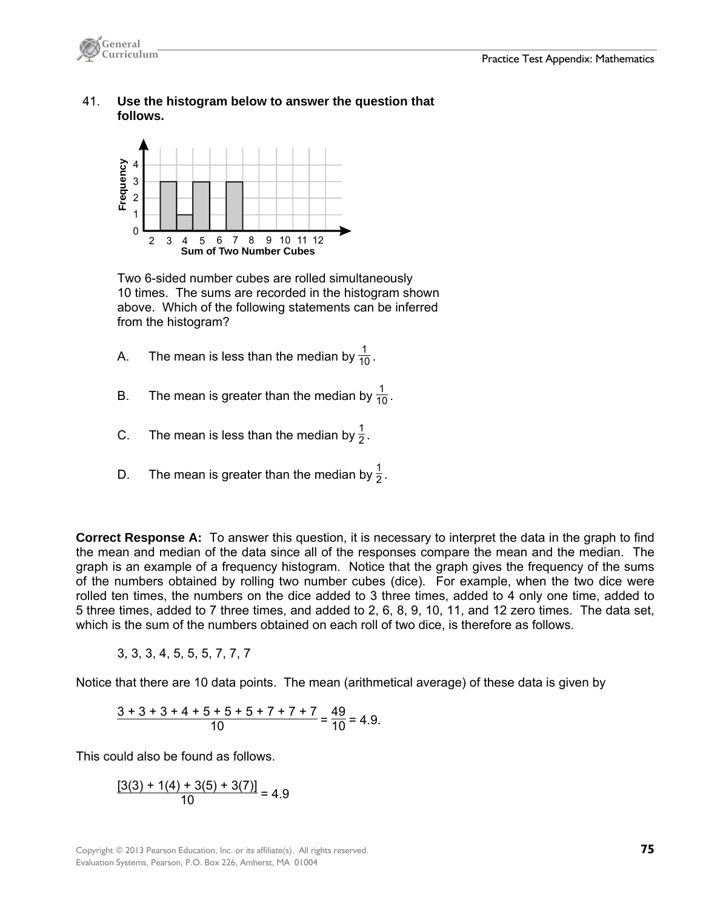41. **Use the histogram below to answer the question that follows.**

Two 6-sided number cubes are rolled simultaneously 10 times. The sums are recorded in the histogram shown above. Which of the following statements can be inferred from the histogram?

A. The mean is less than the median by $\frac{1}{10}$.

B. The mean is greater than the median by $\frac{1}{10}$.

C. The mean is less than the median by $\frac{1}{2}$.

D. The mean is greater than the median by $\frac{1}{2}$.

**Correct Response A:** To answer this question, it is necessary to interpret the data in the graph to find the mean and median of the data since all of the responses compare the mean and the median. The graph is an example of a frequency histogram. Notice that the graph gives the frequency of the sums of the numbers obtained by rolling two number cubes (dice). For example, when the two dice were rolled ten times, the numbers on the dice added to 3 three times, added to 4 only one time, added to 5 three times, added to 7 three times, and added to 2, 6, 8, 9, 10, 11, and 12 zero times. The data set, which is the sum of the numbers obtained on each roll of two dice, is therefore as follows.

3, 3, 3, 4, 5, 5, 5, 7, 7, 7

Notice that there are 10 data points. The mean (arithmetical average) of these data is given by

$$\frac{3 + 3 + 3 + 4 + 5 + 5 + 5 + 7 + 7 + 7}{10} = \frac{49}{10} = 4.9.$$

This could also be found as follows.

$$\frac{[3(3) + 1(4) + 3(5) + 3(7)]}{10} = 4.9$$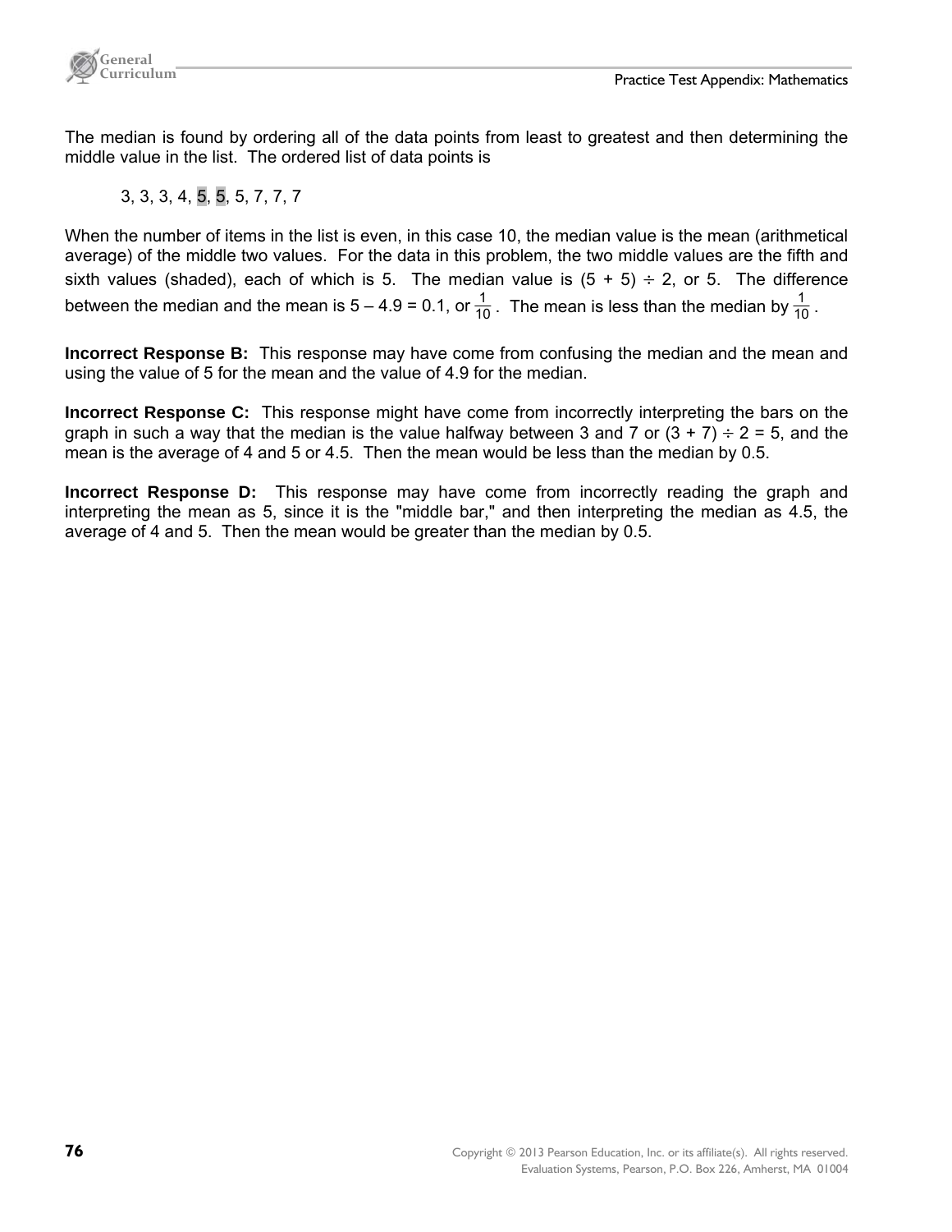The median is found by ordering all of the data points from least to greatest and then determining the middle value in the list. The ordered list of data points is

3, 3, 3, 4, 5, 5, 5, 7, 7, 7

When the number of items in the list is even, in this case 10, the median value is the mean (arithmetical average) of the middle two values. For the data in this problem, the two middle values are the fifth and sixth values (shaded), each of which is 5. The median value is $(5 + 5) \div 2$, or 5. The difference between the median and the mean is $5 - 4.9 = 0.1$, or $\frac{1}{10}$. The mean is less than the median by $\frac{1}{10}$.

**Incorrect Response B:** This response may have come from confusing the median and the mean and using the value of 5 for the mean and the value of 4.9 for the median.

**Incorrect Response C:** This response might have come from incorrectly interpreting the bars on the graph in such a way that the median is the value halfway between 3 and 7 or $(3 + 7) \div 2 = 5$, and the mean is the average of 4 and 5 or 4.5. Then the mean would be less than the median by 0.5.

**Incorrect Response D:** This response may have come from incorrectly reading the graph and interpreting the mean as 5, since it is the "middle bar," and then interpreting the median as 4.5, the average of 4 and 5. Then the mean would be greater than the median by 0.5.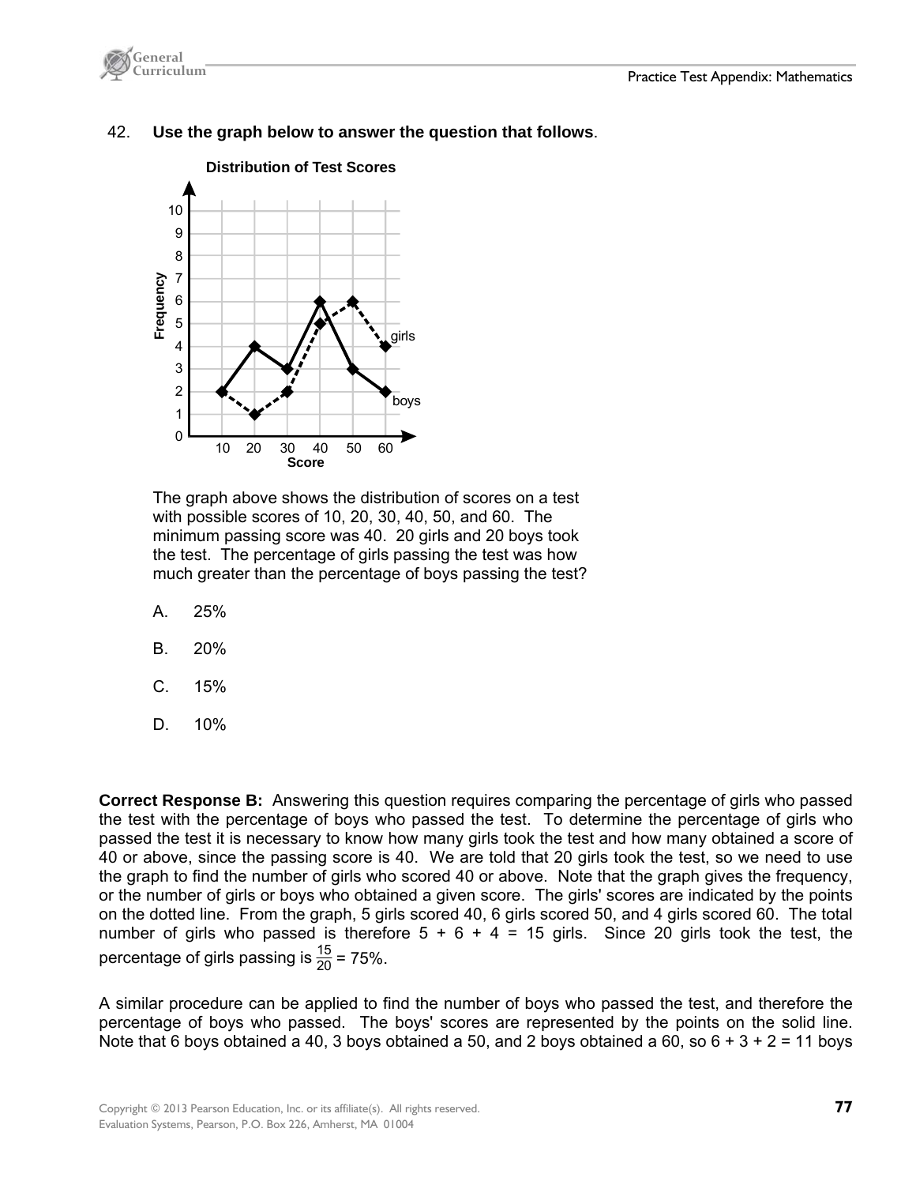42. **Use the graph below to answer the question that follows**.

**Distribution of Test Scores**

The graph above shows the distribution of scores on a test with possible scores of 10, 20, 30, 40, 50, and 60. The minimum passing score was 40. 20 girls and 20 boys took the test. The percentage of girls passing the test was how much greater than the percentage of boys passing the test?

A. 25%

B. 20%

C. 15%

D. 10%

**Correct Response B:** Answering this question requires comparing the percentage of girls who passed the test with the percentage of boys who passed the test. To determine the percentage of girls who passed the test it is necessary to know how many girls took the test and how many obtained a score of 40 or above, since the passing score is 40. We are told that 20 girls took the test, so we need to use the graph to find the number of girls who scored 40 or above. Note that the graph gives the frequency, or the number of girls or boys who obtained a given score. The girls' scores are indicated by the points on the dotted line. From the graph, 5 girls scored 40, 6 girls scored 50, and 4 girls scored 60. The total number of girls who passed is therefore 5 + 6 + 4 = 15 girls. Since 20 girls took the test, the percentage of girls passing is $\frac{15}{20}$ = 75%.

A similar procedure can be applied to find the number of boys who passed the test, and therefore the percentage of boys who passed. The boys' scores are represented by the points on the solid line. Note that 6 boys obtained a 40, 3 boys obtained a 50, and 2 boys obtained a 60, so 6 + 3 + 2 = 11 boys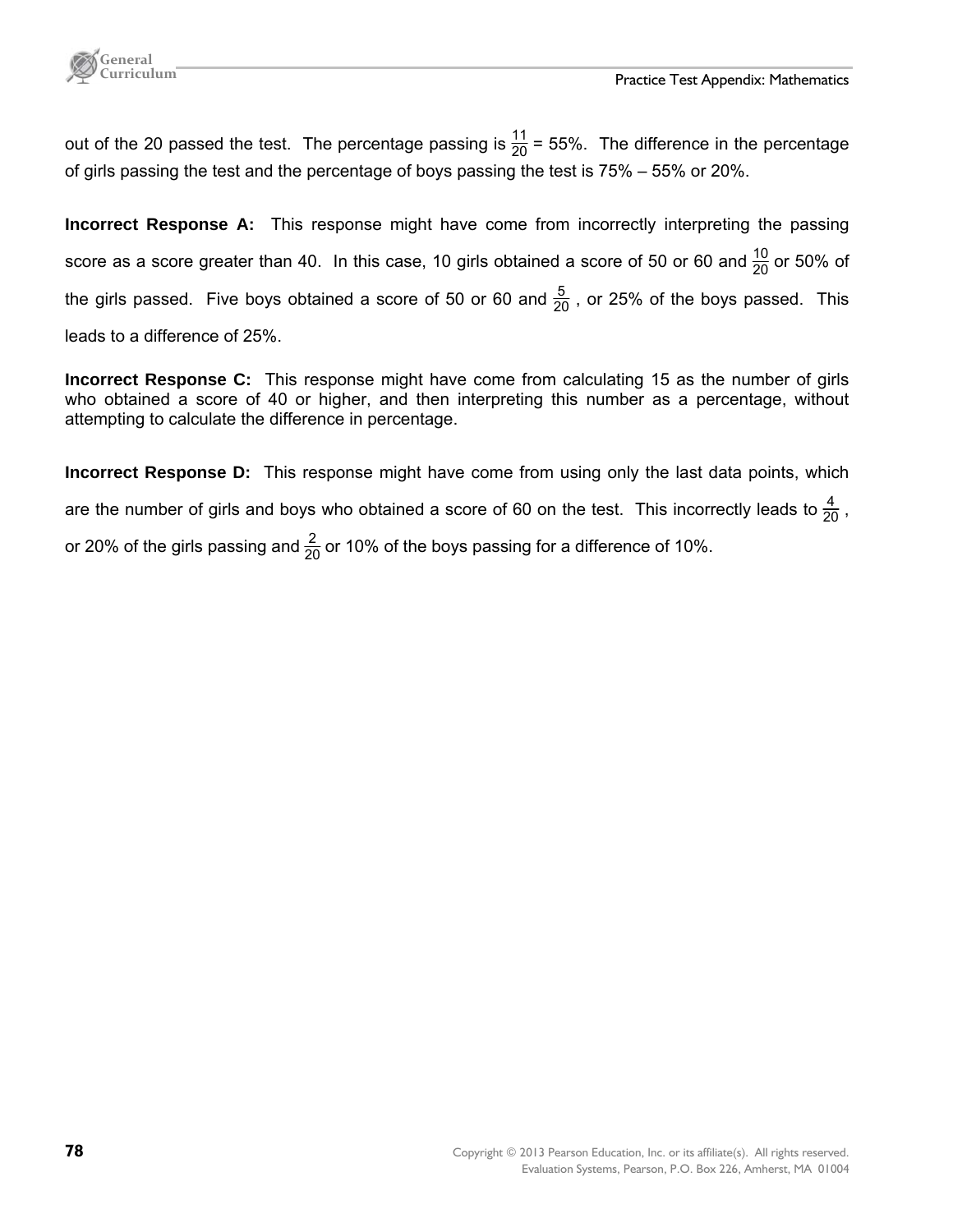out of the 20 passed the test. The percentage passing is $\frac{11}{20}$ = 55%. The difference in the percentage of girls passing the test and the percentage of boys passing the test is 75% – 55% or 20%.

**Incorrect Response A:** This response might have come from incorrectly interpreting the passing score as a score greater than 40. In this case, 10 girls obtained a score of 50 or 60 and $\frac{10}{20}$ or 50% of the girls passed. Five boys obtained a score of 50 or 60 and $\frac{5}{20}$, or 25% of the boys passed. This leads to a difference of 25%.

**Incorrect Response C:** This response might have come from calculating 15 as the number of girls who obtained a score of 40 or higher, and then interpreting this number as a percentage, without attempting to calculate the difference in percentage.

**Incorrect Response D:** This response might have come from using only the last data points, which are the number of girls and boys who obtained a score of 60 on the test. This incorrectly leads to $\frac{4}{20}$, or 20% of the girls passing and $\frac{2}{20}$ or 10% of the boys passing for a difference of 10%.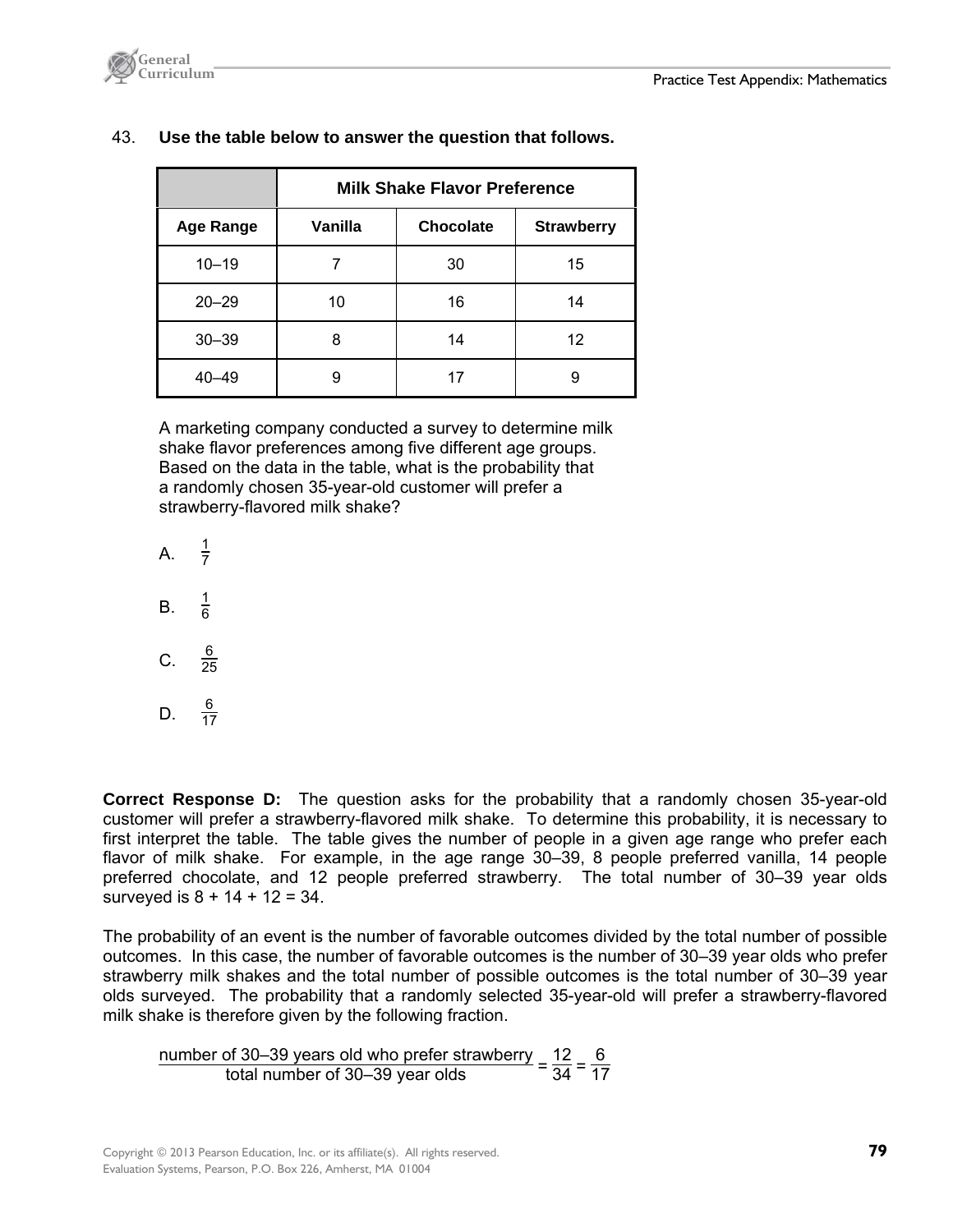43. **Use the table below to answer the question that follows.**

| | Milk Shake Flavor Preference | | |
|---|---|---|---|
| **Age Range** | **Vanilla** | **Chocolate** | **Strawberry** |
| 10–19 | 7 | 30 | 15 |
| 20–29 | 10 | 16 | 14 |
| 30–39 | 8 | 14 | 12 |
| 40–49 | 9 | 17 | 9 |

A marketing company conducted a survey to determine milk shake flavor preferences among five different age groups. Based on the data in the table, what is the probability that a randomly chosen 35-year-old customer will prefer a strawberry-flavored milk shake?

A. $\frac{1}{7}$

B. $\frac{1}{6}$

C. $\frac{6}{25}$

D. $\frac{6}{17}$

**Correct Response D:** The question asks for the probability that a randomly chosen 35-year-old customer will prefer a strawberry-flavored milk shake. To determine this probability, it is necessary to first interpret the table. The table gives the number of people in a given age range who prefer each flavor of milk shake. For example, in the age range 30–39, 8 people preferred vanilla, 14 people preferred chocolate, and 12 people preferred strawberry. The total number of 30–39 year olds surveyed is 8 + 14 + 12 = 34.

The probability of an event is the number of favorable outcomes divided by the total number of possible outcomes. In this case, the number of favorable outcomes is the number of 30–39 year olds who prefer strawberry milk shakes and the total number of possible outcomes is the total number of 30–39 year olds surveyed. The probability that a randomly selected 35-year-old will prefer a strawberry-flavored milk shake is therefore given by the following fraction.

$$\frac{\text{number of 30–39 years old who prefer strawberry}}{\text{total number of 30–39 year olds}} = \frac{12}{34} = \frac{6}{17}$$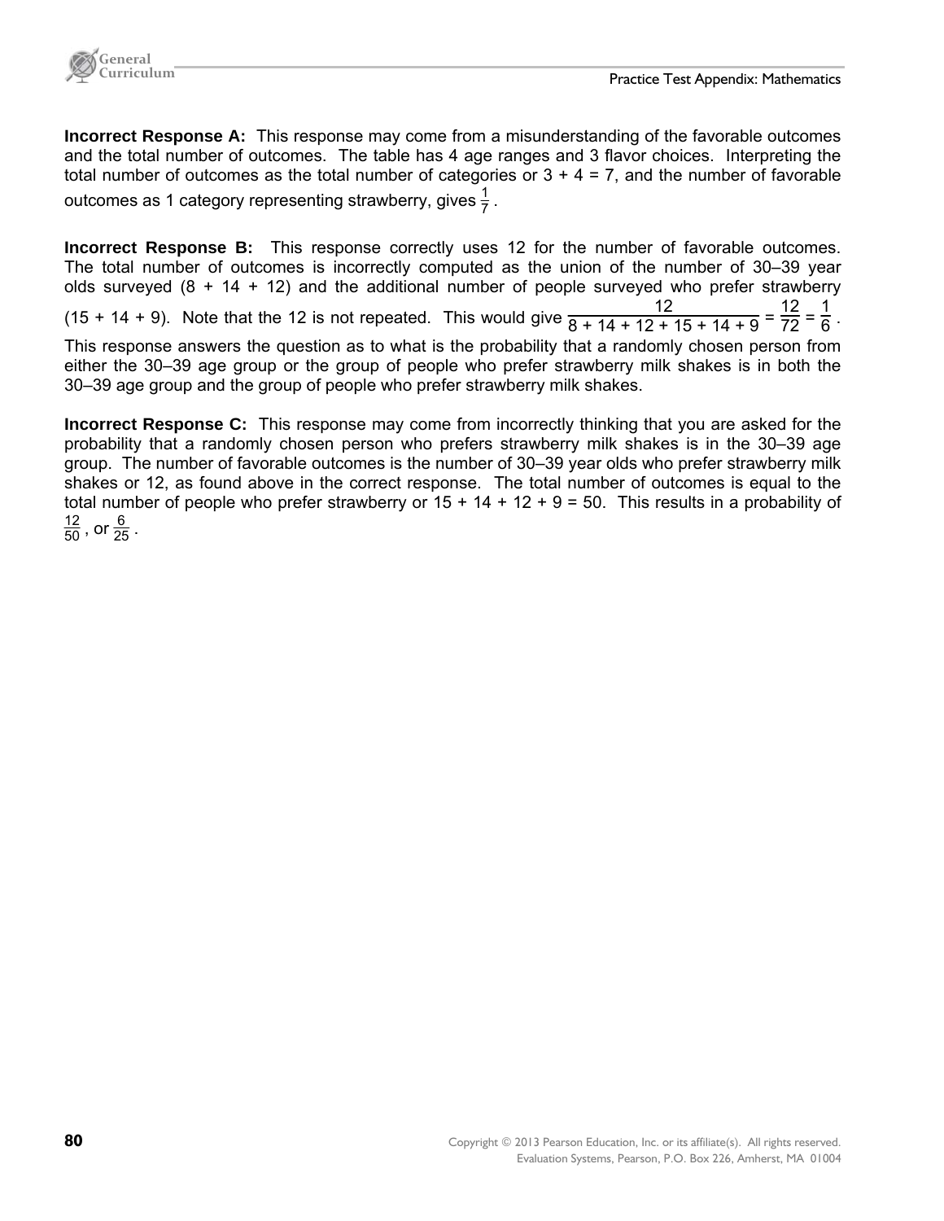**Incorrect Response A:** This response may come from a misunderstanding of the favorable outcomes and the total number of outcomes. The table has 4 age ranges and 3 flavor choices. Interpreting the total number of outcomes as the total number of categories or 3 + 4 = 7, and the number of favorable outcomes as 1 category representing strawberry, gives $\frac{1}{7}$.

**Incorrect Response B:** This response correctly uses 12 for the number of favorable outcomes. The total number of outcomes is incorrectly computed as the union of the number of 30–39 year olds surveyed (8 + 14 + 12) and the additional number of people surveyed who prefer strawberry (15 + 14 + 9). Note that the 12 is not repeated. This would give $\frac{12}{8 + 14 + 12 + 15 + 14 + 9} = \frac{12}{72} = \frac{1}{6}$. This response answers the question as to what is the probability that a randomly chosen person from either the 30–39 age group or the group of people who prefer strawberry milk shakes is in both the 30–39 age group and the group of people who prefer strawberry milk shakes.

**Incorrect Response C:** This response may come from incorrectly thinking that you are asked for the probability that a randomly chosen person who prefers strawberry milk shakes is in the 30–39 age group. The number of favorable outcomes is the number of 30–39 year olds who prefer strawberry milk shakes or 12, as found above in the correct response. The total number of outcomes is equal to the total number of people who prefer strawberry or 15 + 14 + 12 + 9 = 50. This results in a probability of $\frac{12}{50}$, or $\frac{6}{25}$.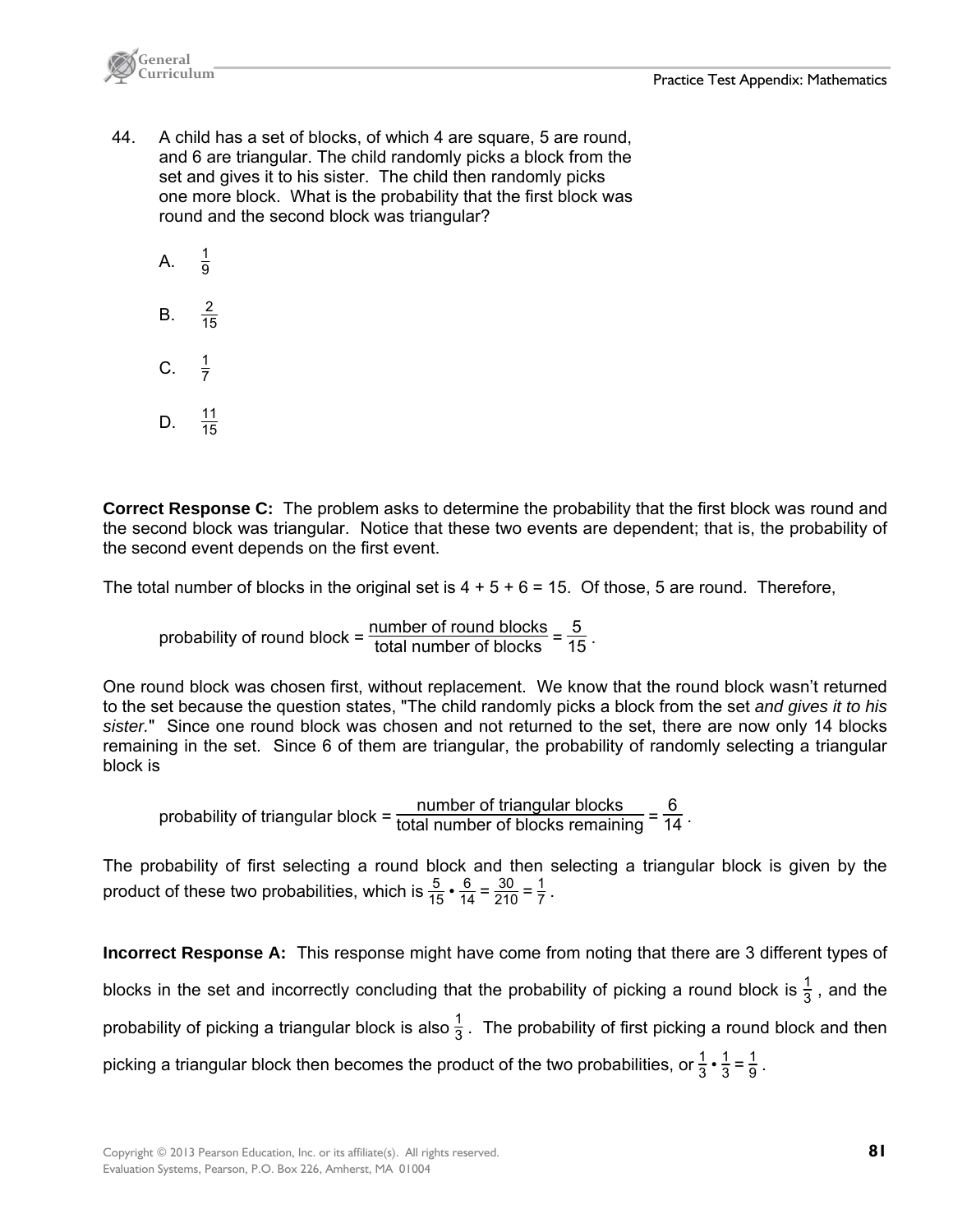44. A child has a set of blocks, of which 4 are square, 5 are round, and 6 are triangular. The child randomly picks a block from the set and gives it to his sister. The child then randomly picks one more block. What is the probability that the first block was round and the second block was triangular?

A. $\frac{1}{9}$

B. $\frac{2}{15}$

C. $\frac{1}{7}$

D. $\frac{11}{15}$

**Correct Response C:** The problem asks to determine the probability that the first block was round and the second block was triangular. Notice that these two events are dependent; that is, the probability of the second event depends on the first event.

The total number of blocks in the original set is 4 + 5 + 6 = 15. Of those, 5 are round. Therefore,

$$\text{probability of round block} = \frac{\text{number of round blocks}}{\text{total number of blocks}} = \frac{5}{15}.$$

One round block was chosen first, without replacement. We know that the round block wasn't returned to the set because the question states, "The child randomly picks a block from the set *and gives it to his sister.*" Since one round block was chosen and not returned to the set, there are now only 14 blocks remaining in the set. Since 6 of them are triangular, the probability of randomly selecting a triangular block is

$$\text{probability of triangular block} = \frac{\text{number of triangular blocks}}{\text{total number of blocks remaining}} = \frac{6}{14}.$$

The probability of first selecting a round block and then selecting a triangular block is given by the product of these two probabilities, which is $\frac{5}{15} \bullet \frac{6}{14} = \frac{30}{210} = \frac{1}{7}$.

**Incorrect Response A:** This response might have come from noting that there are 3 different types of blocks in the set and incorrectly concluding that the probability of picking a round block is $\frac{1}{3}$, and the probability of picking a triangular block is also $\frac{1}{3}$. The probability of first picking a round block and then picking a triangular block then becomes the product of the two probabilities, or $\frac{1}{3} \bullet \frac{1}{3} = \frac{1}{9}$.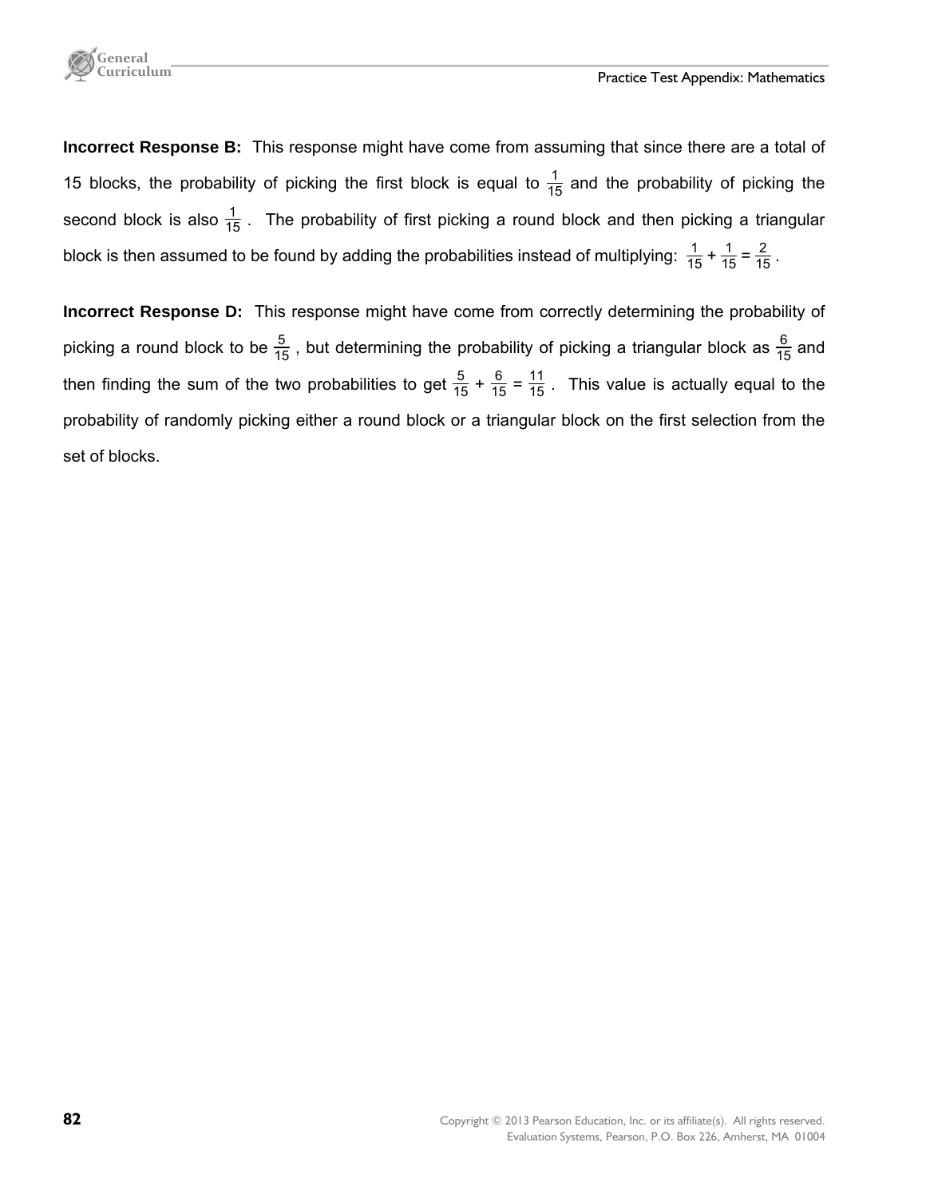**Incorrect Response B:** This response might have come from assuming that since there are a total of 15 blocks, the probability of picking the first block is equal to $\frac{1}{15}$ and the probability of picking the second block is also $\frac{1}{15}$. The probability of first picking a round block and then picking a triangular block is then assumed to be found by adding the probabilities instead of multiplying: $\frac{1}{15} + \frac{1}{15} = \frac{2}{15}$.

**Incorrect Response D:** This response might have come from correctly determining the probability of picking a round block to be $\frac{5}{15}$, but determining the probability of picking a triangular block as $\frac{6}{15}$ and then finding the sum of the two probabilities to get $\frac{5}{15} + \frac{6}{15} = \frac{11}{15}$. This value is actually equal to the probability of randomly picking either a round block or a triangular block on the first selection from the set of blocks.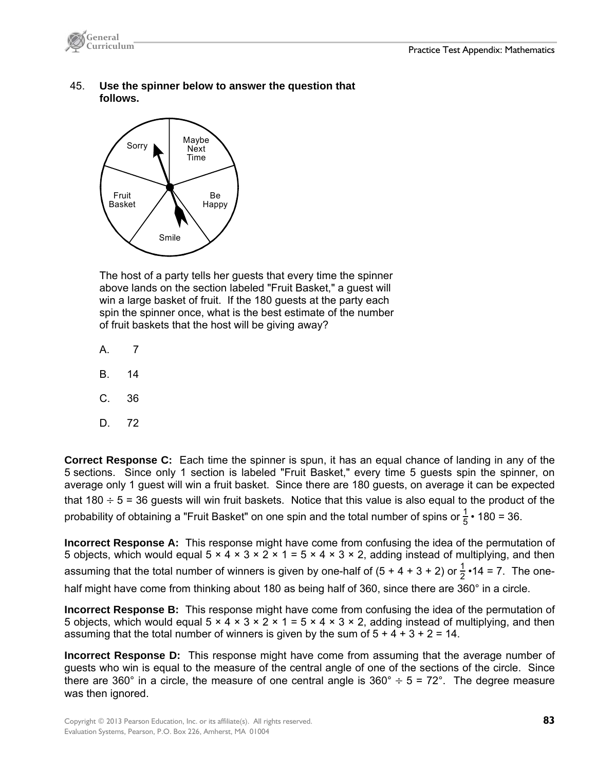45. **Use the spinner below to answer the question that follows.**

Sorry

Maybe Next Time

Be Happy

Smile

Fruit Basket

The host of a party tells her guests that every time the spinner above lands on the section labeled "Fruit Basket," a guest will win a large basket of fruit. If the 180 guests at the party each spin the spinner once, what is the best estimate of the number of fruit baskets that the host will be giving away?

A. 7

B. 14

C. 36

D. 72

**Correct Response C:** Each time the spinner is spun, it has an equal chance of landing in any of the 5 sections. Since only 1 section is labeled "Fruit Basket," every time 5 guests spin the spinner, on average only 1 guest will win a fruit basket. Since there are 180 guests, on average it can be expected that $180 \div 5 = 36$ guests will win fruit baskets. Notice that this value is also equal to the product of the probability of obtaining a "Fruit Basket" on one spin and the total number of spins or $\frac{1}{5} \cdot 180 = 36$.

**Incorrect Response A:** This response might have come from confusing the idea of the permutation of 5 objects, which would equal $5 \times 4 \times 3 \times 2 \times 1 = 5 \times 4 \times 3 \times 2$, adding instead of multiplying, and then assuming that the total number of winners is given by one-half of $(5 + 4 + 3 + 2)$ or $\frac{1}{2} \cdot 14 = 7$. The one-half might have come from thinking about 180 as being half of 360, since there are 360° in a circle.

**Incorrect Response B:** This response might have come from confusing the idea of the permutation of 5 objects, which would equal $5 \times 4 \times 3 \times 2 \times 1 = 5 \times 4 \times 3 \times 2$, adding instead of multiplying, and then assuming that the total number of winners is given by the sum of $5 + 4 + 3 + 2 = 14$.

**Incorrect Response D:** This response might have come from assuming that the average number of guests who win is equal to the measure of the central angle of one of the sections of the circle. Since there are 360° in a circle, the measure of one central angle is $360° \div 5 = 72°$. The degree measure was then ignored.